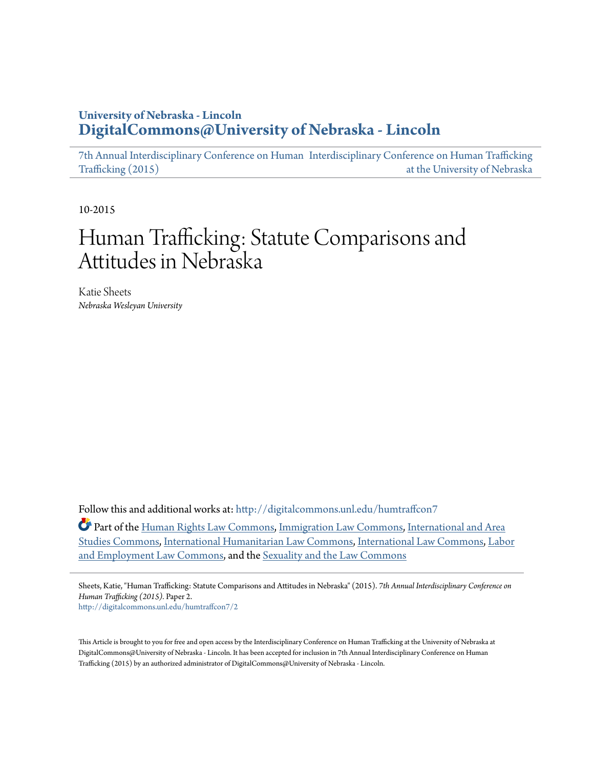**University of Nebraska - Lincoln**
**DigitalCommons@University of Nebraska - Lincoln**

7th Annual Interdisciplinary Conference on Human Trafficking (2015) | Interdisciplinary Conference on Human Trafficking at the University of Nebraska

10-2015

# Human Trafficking: Statute Comparisons and Attitudes in Nebraska

Katie Sheets
*Nebraska Wesleyan University*

Follow this and additional works at: http://digitalcommons.unl.edu/humtraffcon7

Part of the Human Rights Law Commons, Immigration Law Commons, International and Area Studies Commons, International Humanitarian Law Commons, International Law Commons, Labor and Employment Law Commons, and the Sexuality and the Law Commons

Sheets, Katie, "Human Trafficking: Statute Comparisons and Attitudes in Nebraska" (2015). *7th Annual Interdisciplinary Conference on Human Trafficking (2015)*. Paper 2.
http://digitalcommons.unl.edu/humtraffcon7/2

This Article is brought to you for free and open access by the Interdisciplinary Conference on Human Trafficking at the University of Nebraska at DigitalCommons@University of Nebraska - Lincoln. It has been accepted for inclusion in 7th Annual Interdisciplinary Conference on Human Trafficking (2015) by an authorized administrator of DigitalCommons@University of Nebraska - Lincoln.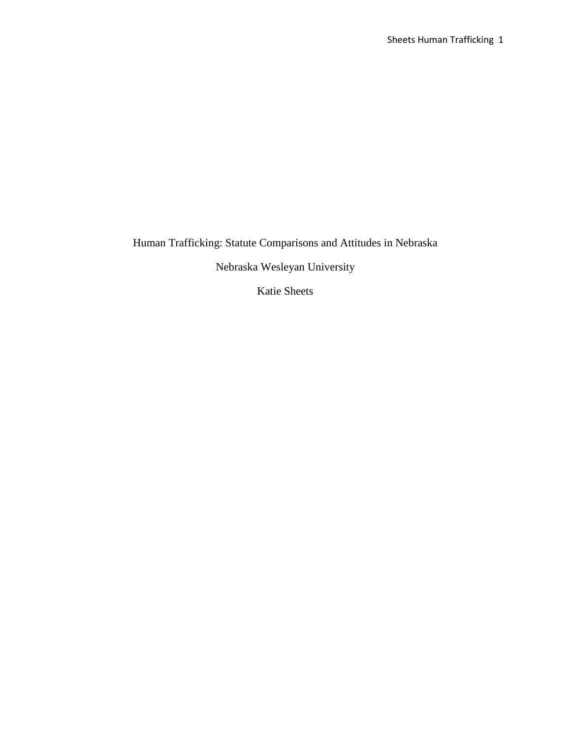Human Trafficking: Statute Comparisons and Attitudes in Nebraska

Nebraska Wesleyan University

Katie Sheets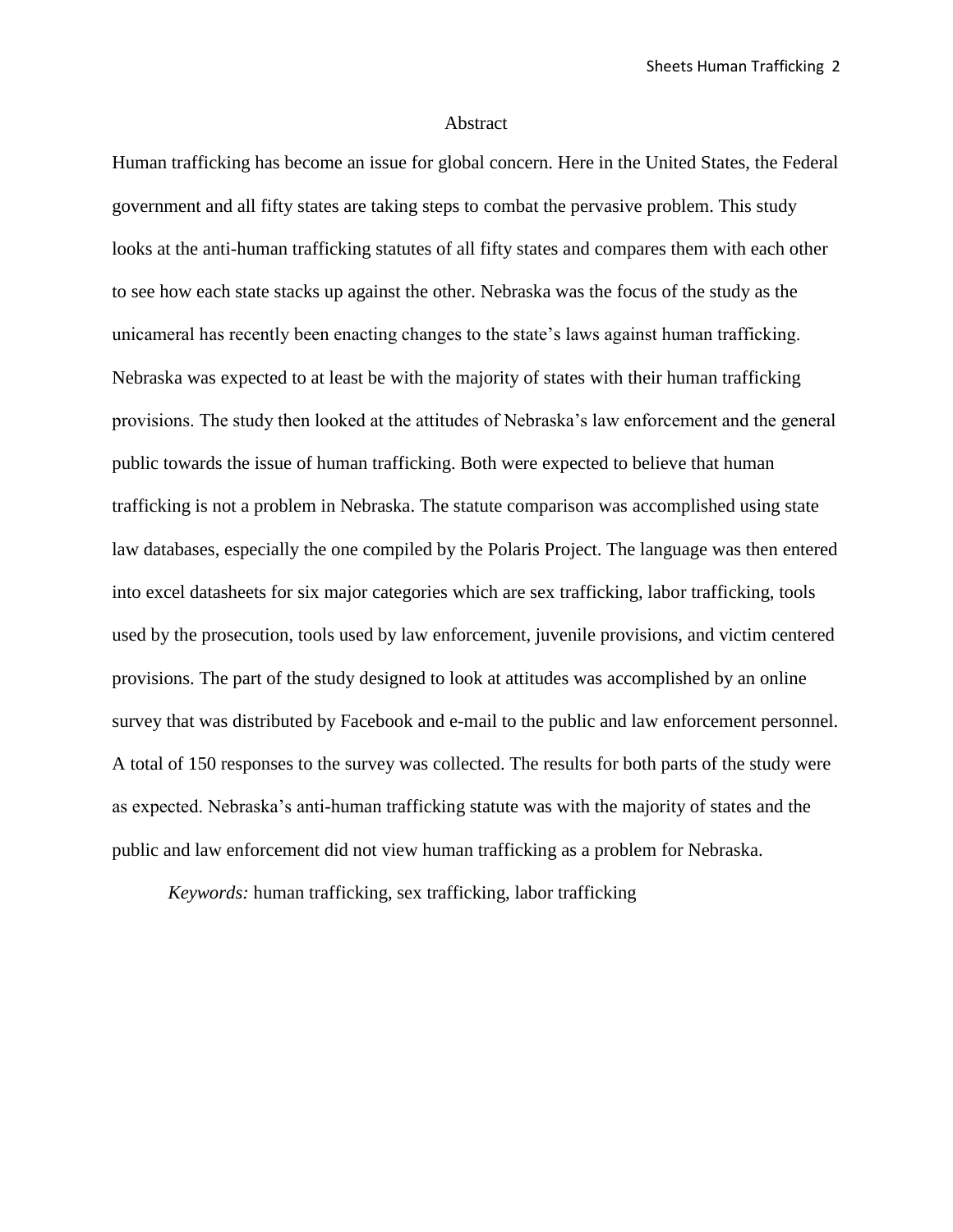# Abstract

Human trafficking has become an issue for global concern. Here in the United States, the Federal government and all fifty states are taking steps to combat the pervasive problem. This study looks at the anti-human trafficking statutes of all fifty states and compares them with each other to see how each state stacks up against the other. Nebraska was the focus of the study as the unicameral has recently been enacting changes to the state's laws against human trafficking. Nebraska was expected to at least be with the majority of states with their human trafficking provisions. The study then looked at the attitudes of Nebraska's law enforcement and the general public towards the issue of human trafficking. Both were expected to believe that human trafficking is not a problem in Nebraska. The statute comparison was accomplished using state law databases, especially the one compiled by the Polaris Project. The language was then entered into excel datasheets for six major categories which are sex trafficking, labor trafficking, tools used by the prosecution, tools used by law enforcement, juvenile provisions, and victim centered provisions. The part of the study designed to look at attitudes was accomplished by an online survey that was distributed by Facebook and e-mail to the public and law enforcement personnel. A total of 150 responses to the survey was collected. The results for both parts of the study were as expected. Nebraska's anti-human trafficking statute was with the majority of states and the public and law enforcement did not view human trafficking as a problem for Nebraska.

*Keywords:* human trafficking, sex trafficking, labor trafficking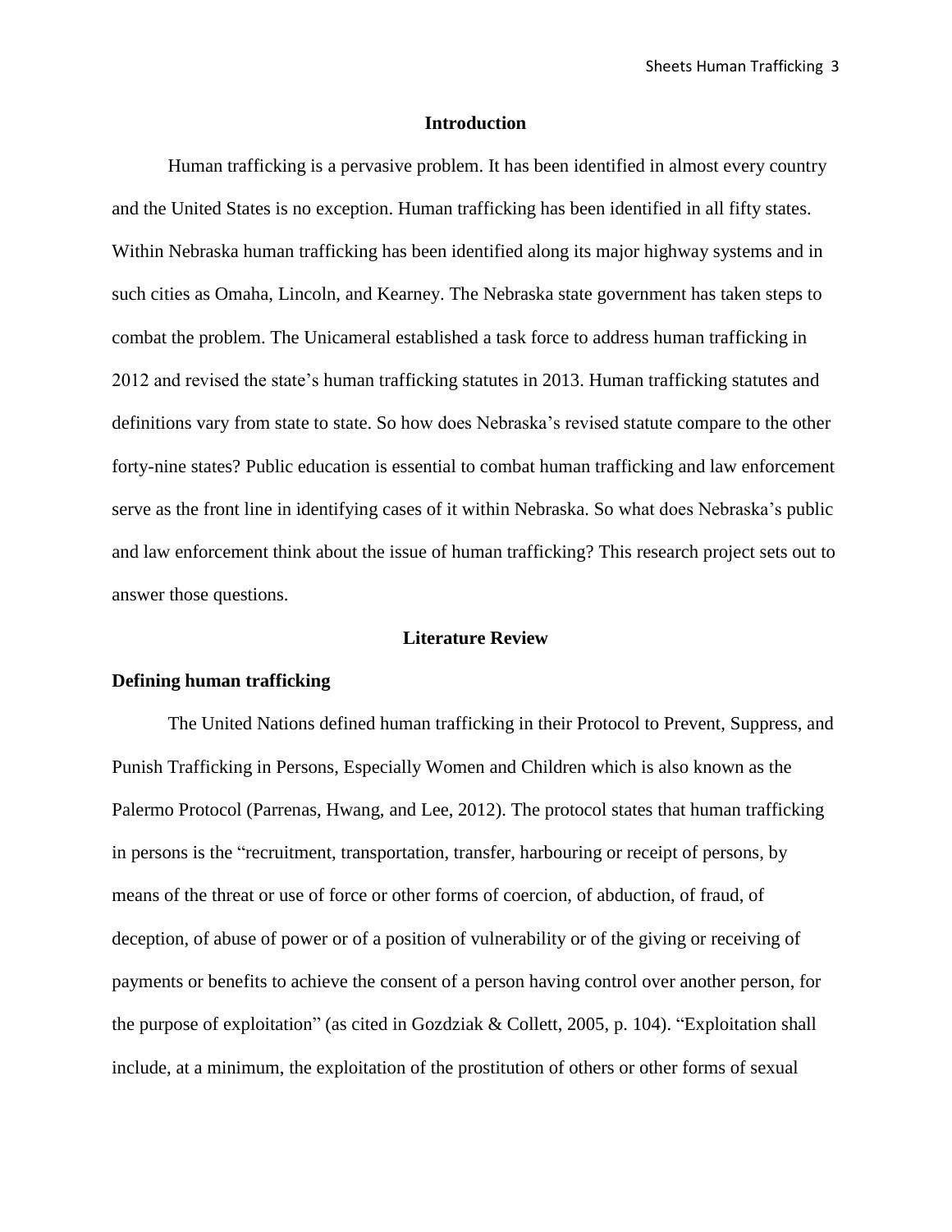## Introduction

Human trafficking is a pervasive problem. It has been identified in almost every country and the United States is no exception. Human trafficking has been identified in all fifty states. Within Nebraska human trafficking has been identified along its major highway systems and in such cities as Omaha, Lincoln, and Kearney. The Nebraska state government has taken steps to combat the problem. The Unicameral established a task force to address human trafficking in 2012 and revised the state's human trafficking statutes in 2013. Human trafficking statutes and definitions vary from state to state. So how does Nebraska's revised statute compare to the other forty-nine states? Public education is essential to combat human trafficking and law enforcement serve as the front line in identifying cases of it within Nebraska. So what does Nebraska's public and law enforcement think about the issue of human trafficking? This research project sets out to answer those questions.

## Literature Review

### Defining human trafficking

The United Nations defined human trafficking in their Protocol to Prevent, Suppress, and Punish Trafficking in Persons, Especially Women and Children which is also known as the Palermo Protocol (Parrenas, Hwang, and Lee, 2012). The protocol states that human trafficking in persons is the "recruitment, transportation, transfer, harbouring or receipt of persons, by means of the threat or use of force or other forms of coercion, of abduction, of fraud, of deception, of abuse of power or of a position of vulnerability or of the giving or receiving of payments or benefits to achieve the consent of a person having control over another person, for the purpose of exploitation" (as cited in Gozdziak & Collett, 2005, p. 104). "Exploitation shall include, at a minimum, the exploitation of the prostitution of others or other forms of sexual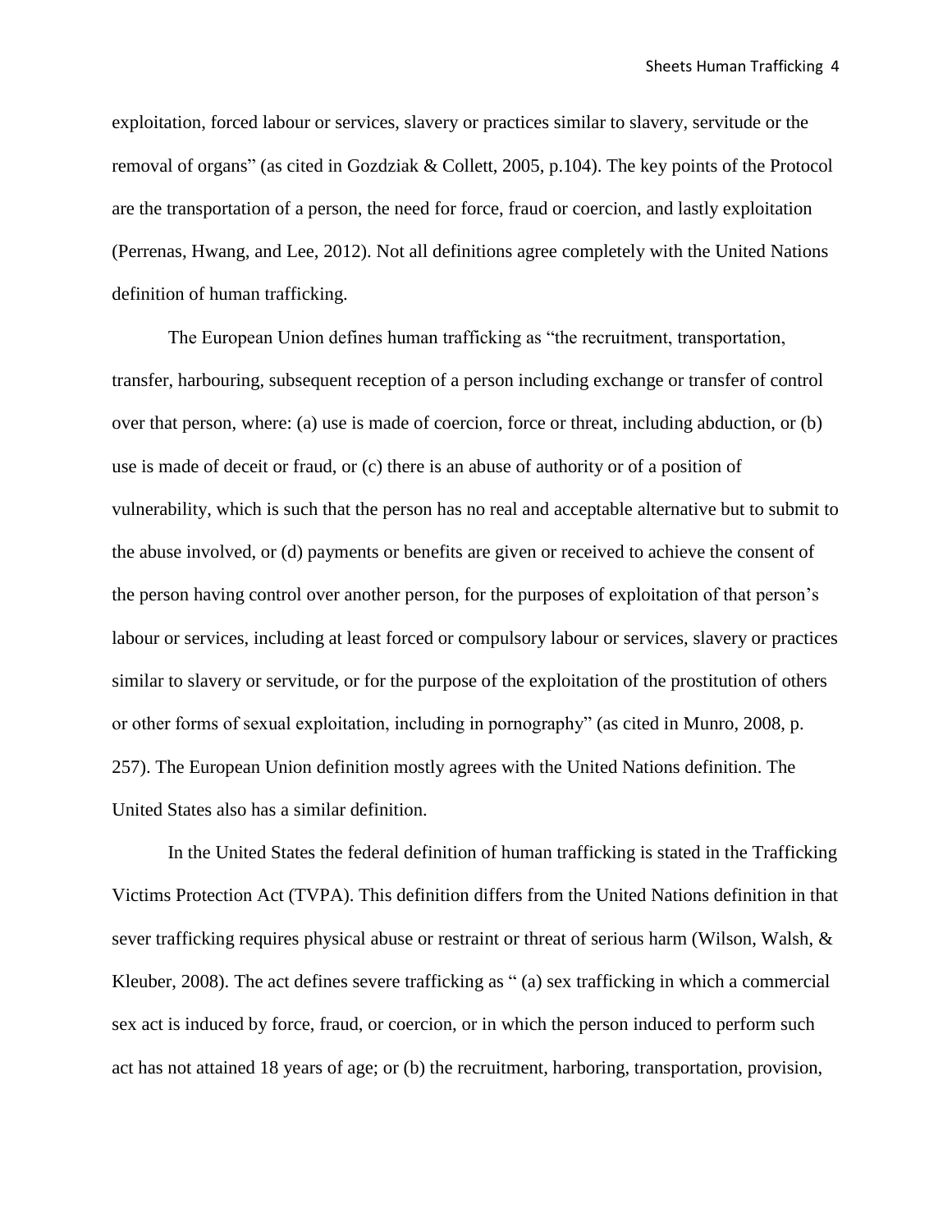exploitation, forced labour or services, slavery or practices similar to slavery, servitude or the removal of organs" (as cited in Gozdziak & Collett, 2005, p.104). The key points of the Protocol are the transportation of a person, the need for force, fraud or coercion, and lastly exploitation (Perrenas, Hwang, and Lee, 2012). Not all definitions agree completely with the United Nations definition of human trafficking.

The European Union defines human trafficking as "the recruitment, transportation, transfer, harbouring, subsequent reception of a person including exchange or transfer of control over that person, where: (a) use is made of coercion, force or threat, including abduction, or (b) use is made of deceit or fraud, or (c) there is an abuse of authority or of a position of vulnerability, which is such that the person has no real and acceptable alternative but to submit to the abuse involved, or (d) payments or benefits are given or received to achieve the consent of the person having control over another person, for the purposes of exploitation of that person's labour or services, including at least forced or compulsory labour or services, slavery or practices similar to slavery or servitude, or for the purpose of the exploitation of the prostitution of others or other forms of sexual exploitation, including in pornography" (as cited in Munro, 2008, p. 257). The European Union definition mostly agrees with the United Nations definition. The United States also has a similar definition.

In the United States the federal definition of human trafficking is stated in the Trafficking Victims Protection Act (TVPA). This definition differs from the United Nations definition in that sever trafficking requires physical abuse or restraint or threat of serious harm (Wilson, Walsh, & Kleuber, 2008). The act defines severe trafficking as " (a) sex trafficking in which a commercial sex act is induced by force, fraud, or coercion, or in which the person induced to perform such act has not attained 18 years of age; or (b) the recruitment, harboring, transportation, provision,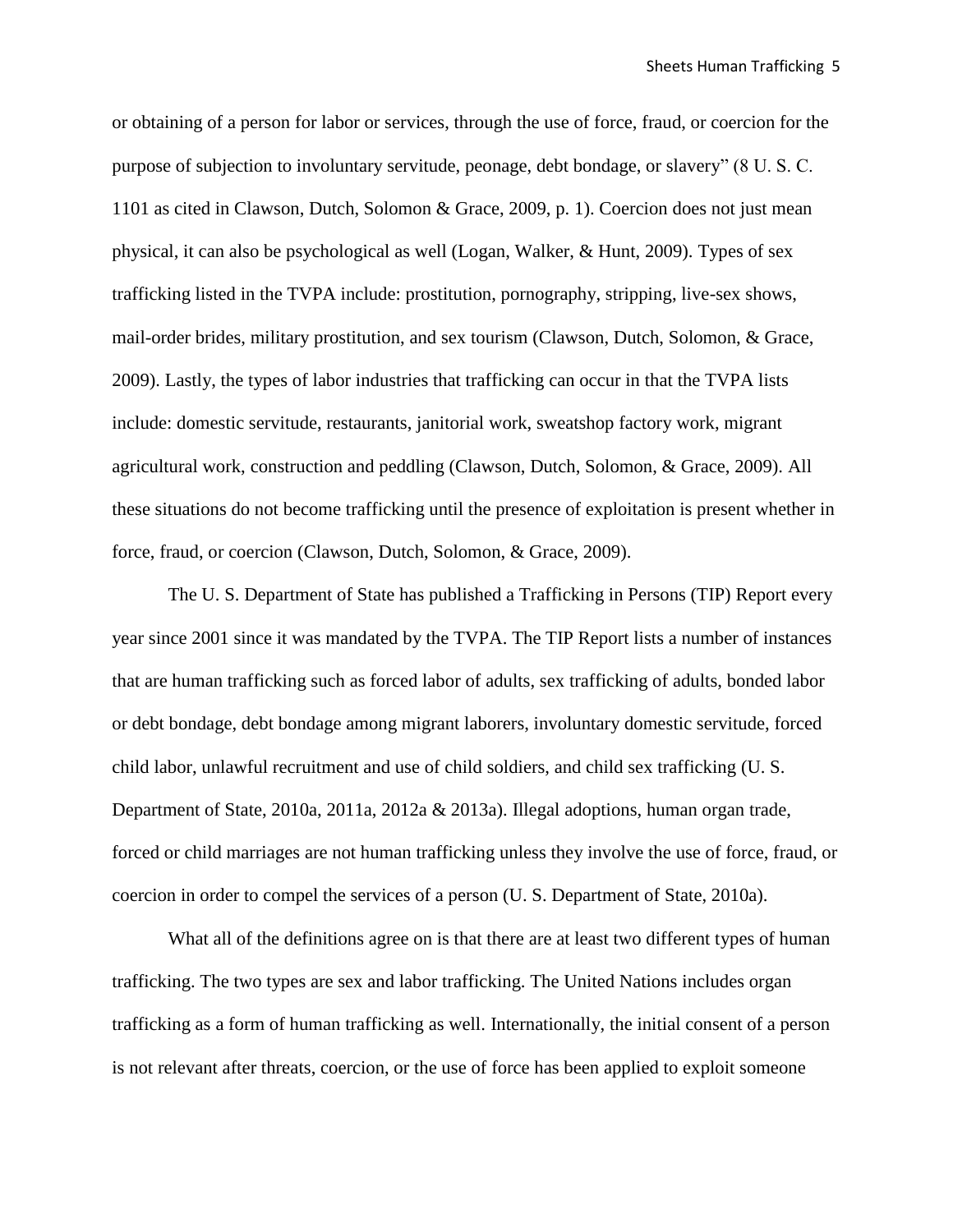or obtaining of a person for labor or services, through the use of force, fraud, or coercion for the purpose of subjection to involuntary servitude, peonage, debt bondage, or slavery" (8 U. S. C. 1101 as cited in Clawson, Dutch, Solomon & Grace, 2009, p. 1). Coercion does not just mean physical, it can also be psychological as well (Logan, Walker, & Hunt, 2009). Types of sex trafficking listed in the TVPA include: prostitution, pornography, stripping, live-sex shows, mail-order brides, military prostitution, and sex tourism (Clawson, Dutch, Solomon, & Grace, 2009). Lastly, the types of labor industries that trafficking can occur in that the TVPA lists include: domestic servitude, restaurants, janitorial work, sweatshop factory work, migrant agricultural work, construction and peddling (Clawson, Dutch, Solomon, & Grace, 2009). All these situations do not become trafficking until the presence of exploitation is present whether in force, fraud, or coercion (Clawson, Dutch, Solomon, & Grace, 2009).

The U. S. Department of State has published a Trafficking in Persons (TIP) Report every year since 2001 since it was mandated by the TVPA. The TIP Report lists a number of instances that are human trafficking such as forced labor of adults, sex trafficking of adults, bonded labor or debt bondage, debt bondage among migrant laborers, involuntary domestic servitude, forced child labor, unlawful recruitment and use of child soldiers, and child sex trafficking (U. S. Department of State, 2010a, 2011a, 2012a & 2013a). Illegal adoptions, human organ trade, forced or child marriages are not human trafficking unless they involve the use of force, fraud, or coercion in order to compel the services of a person (U. S. Department of State, 2010a).

What all of the definitions agree on is that there are at least two different types of human trafficking. The two types are sex and labor trafficking. The United Nations includes organ trafficking as a form of human trafficking as well. Internationally, the initial consent of a person is not relevant after threats, coercion, or the use of force has been applied to exploit someone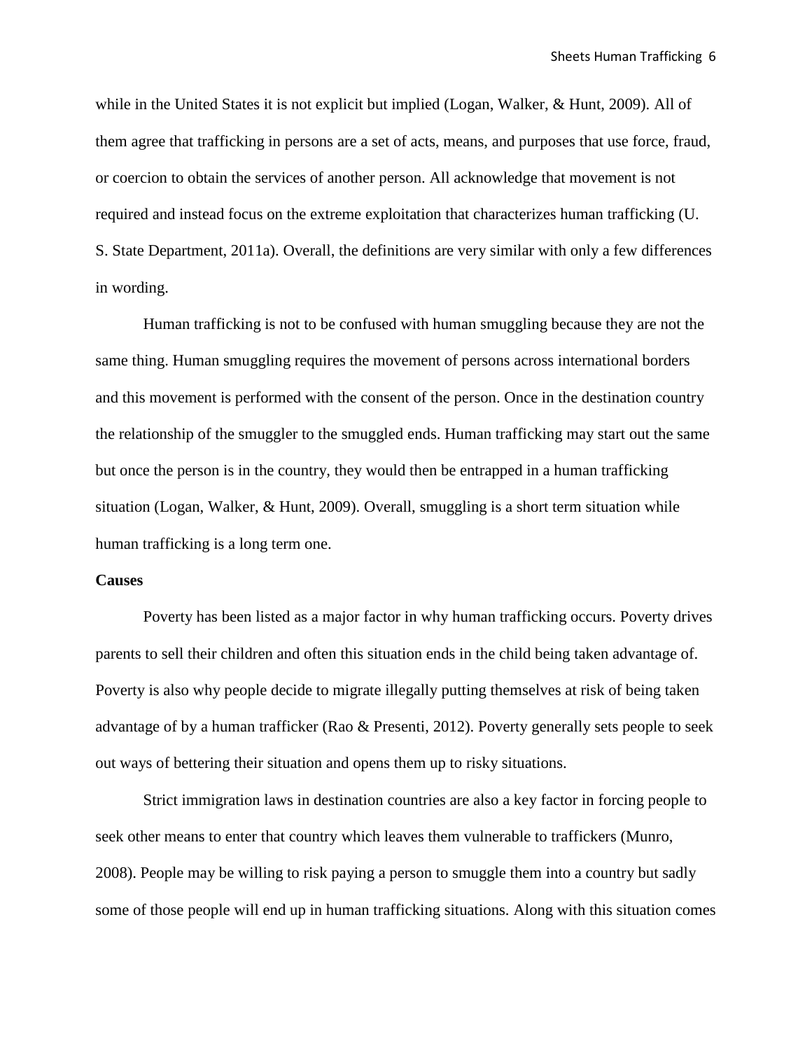while in the United States it is not explicit but implied (Logan, Walker, & Hunt, 2009). All of them agree that trafficking in persons are a set of acts, means, and purposes that use force, fraud, or coercion to obtain the services of another person. All acknowledge that movement is not required and instead focus on the extreme exploitation that characterizes human trafficking (U. S. State Department, 2011a). Overall, the definitions are very similar with only a few differences in wording.

Human trafficking is not to be confused with human smuggling because they are not the same thing. Human smuggling requires the movement of persons across international borders and this movement is performed with the consent of the person. Once in the destination country the relationship of the smuggler to the smuggled ends. Human trafficking may start out the same but once the person is in the country, they would then be entrapped in a human trafficking situation (Logan, Walker, & Hunt, 2009). Overall, smuggling is a short term situation while human trafficking is a long term one.

**Causes**

Poverty has been listed as a major factor in why human trafficking occurs. Poverty drives parents to sell their children and often this situation ends in the child being taken advantage of. Poverty is also why people decide to migrate illegally putting themselves at risk of being taken advantage of by a human trafficker (Rao & Presenti, 2012). Poverty generally sets people to seek out ways of bettering their situation and opens them up to risky situations.

Strict immigration laws in destination countries are also a key factor in forcing people to seek other means to enter that country which leaves them vulnerable to traffickers (Munro, 2008). People may be willing to risk paying a person to smuggle them into a country but sadly some of those people will end up in human trafficking situations. Along with this situation comes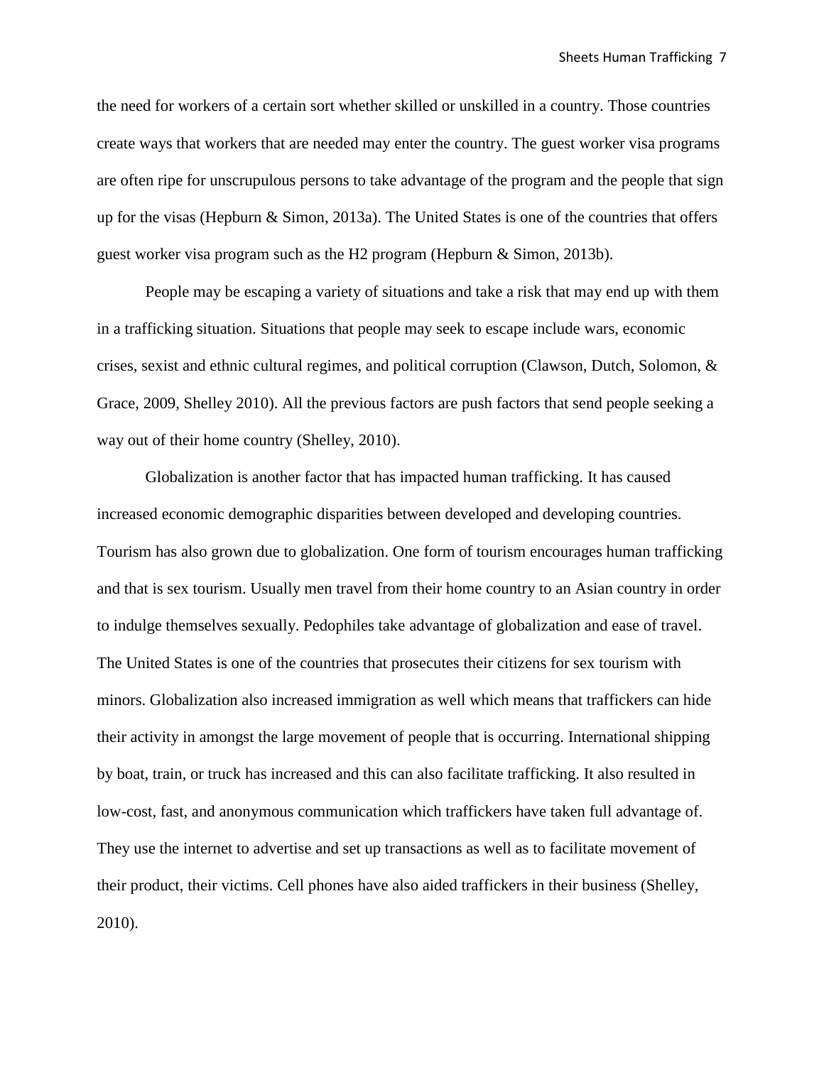the need for workers of a certain sort whether skilled or unskilled in a country. Those countries create ways that workers that are needed may enter the country. The guest worker visa programs are often ripe for unscrupulous persons to take advantage of the program and the people that sign up for the visas (Hepburn & Simon, 2013a). The United States is one of the countries that offers guest worker visa program such as the H2 program (Hepburn & Simon, 2013b).

People may be escaping a variety of situations and take a risk that may end up with them in a trafficking situation. Situations that people may seek to escape include wars, economic crises, sexist and ethnic cultural regimes, and political corruption (Clawson, Dutch, Solomon, & Grace, 2009, Shelley 2010). All the previous factors are push factors that send people seeking a way out of their home country (Shelley, 2010).

Globalization is another factor that has impacted human trafficking. It has caused increased economic demographic disparities between developed and developing countries. Tourism has also grown due to globalization. One form of tourism encourages human trafficking and that is sex tourism. Usually men travel from their home country to an Asian country in order to indulge themselves sexually. Pedophiles take advantage of globalization and ease of travel. The United States is one of the countries that prosecutes their citizens for sex tourism with minors. Globalization also increased immigration as well which means that traffickers can hide their activity in amongst the large movement of people that is occurring. International shipping by boat, train, or truck has increased and this can also facilitate trafficking. It also resulted in low-cost, fast, and anonymous communication which traffickers have taken full advantage of. They use the internet to advertise and set up transactions as well as to facilitate movement of their product, their victims. Cell phones have also aided traffickers in their business (Shelley, 2010).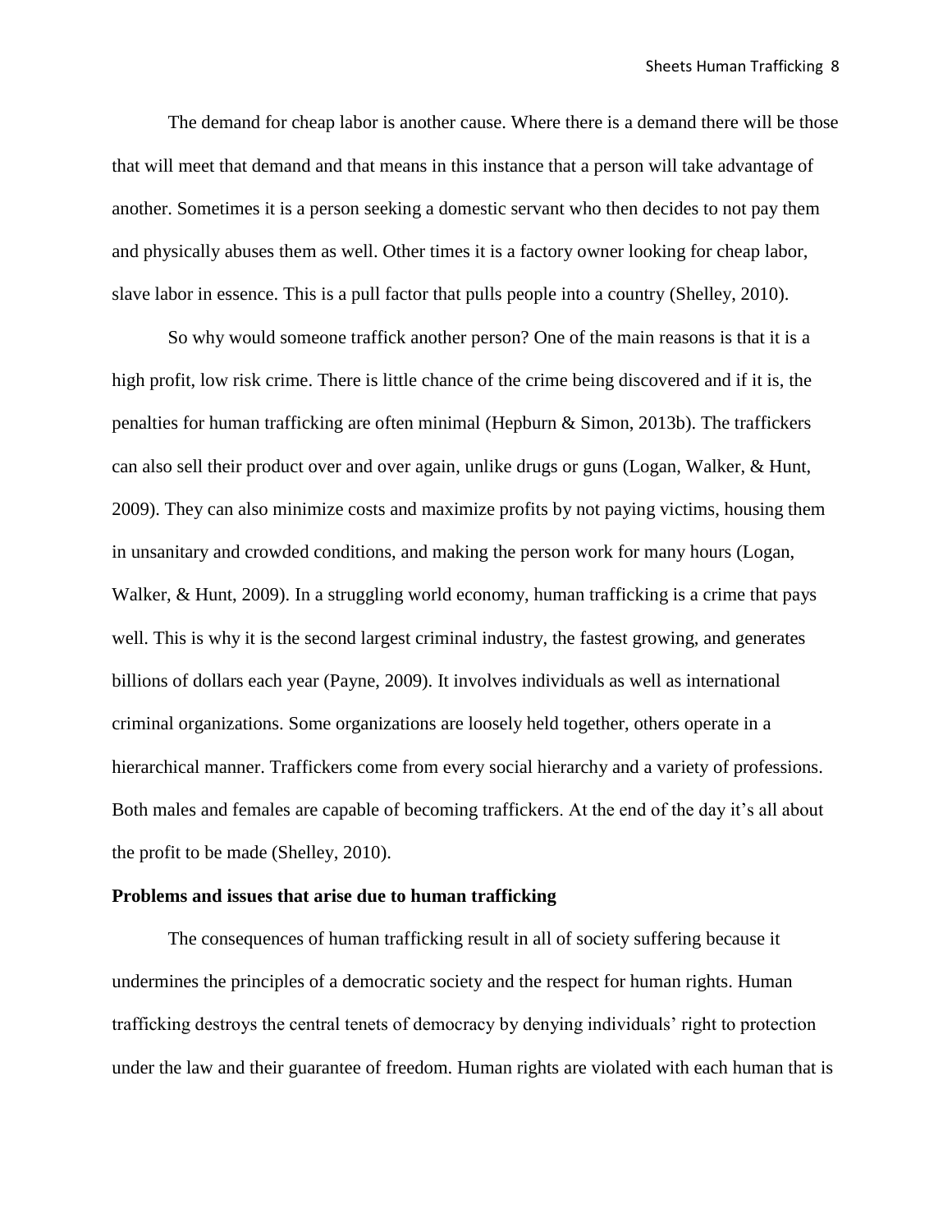The demand for cheap labor is another cause. Where there is a demand there will be those that will meet that demand and that means in this instance that a person will take advantage of another. Sometimes it is a person seeking a domestic servant who then decides to not pay them and physically abuses them as well. Other times it is a factory owner looking for cheap labor, slave labor in essence. This is a pull factor that pulls people into a country (Shelley, 2010).

So why would someone traffick another person? One of the main reasons is that it is a high profit, low risk crime. There is little chance of the crime being discovered and if it is, the penalties for human trafficking are often minimal (Hepburn & Simon, 2013b). The traffickers can also sell their product over and over again, unlike drugs or guns (Logan, Walker, & Hunt, 2009). They can also minimize costs and maximize profits by not paying victims, housing them in unsanitary and crowded conditions, and making the person work for many hours (Logan, Walker, & Hunt, 2009). In a struggling world economy, human trafficking is a crime that pays well. This is why it is the second largest criminal industry, the fastest growing, and generates billions of dollars each year (Payne, 2009). It involves individuals as well as international criminal organizations. Some organizations are loosely held together, others operate in a hierarchical manner. Traffickers come from every social hierarchy and a variety of professions. Both males and females are capable of becoming traffickers. At the end of the day it's all about the profit to be made (Shelley, 2010).

**Problems and issues that arise due to human trafficking**

The consequences of human trafficking result in all of society suffering because it undermines the principles of a democratic society and the respect for human rights. Human trafficking destroys the central tenets of democracy by denying individuals' right to protection under the law and their guarantee of freedom. Human rights are violated with each human that is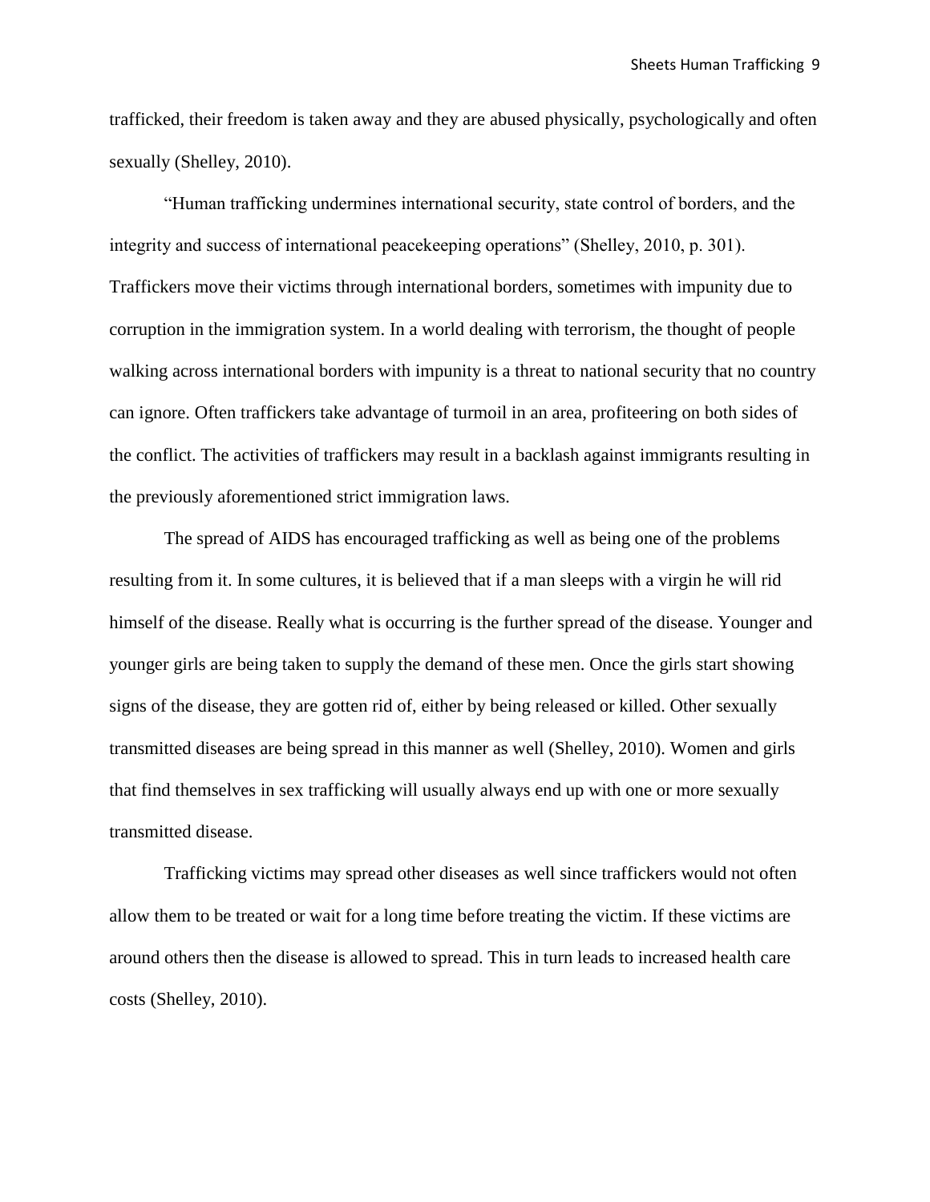trafficked, their freedom is taken away and they are abused physically, psychologically and often sexually (Shelley, 2010).

"Human trafficking undermines international security, state control of borders, and the integrity and success of international peacekeeping operations" (Shelley, 2010, p. 301). Traffickers move their victims through international borders, sometimes with impunity due to corruption in the immigration system. In a world dealing with terrorism, the thought of people walking across international borders with impunity is a threat to national security that no country can ignore. Often traffickers take advantage of turmoil in an area, profiteering on both sides of the conflict. The activities of traffickers may result in a backlash against immigrants resulting in the previously aforementioned strict immigration laws.

The spread of AIDS has encouraged trafficking as well as being one of the problems resulting from it. In some cultures, it is believed that if a man sleeps with a virgin he will rid himself of the disease. Really what is occurring is the further spread of the disease. Younger and younger girls are being taken to supply the demand of these men. Once the girls start showing signs of the disease, they are gotten rid of, either by being released or killed. Other sexually transmitted diseases are being spread in this manner as well (Shelley, 2010). Women and girls that find themselves in sex trafficking will usually always end up with one or more sexually transmitted disease.

Trafficking victims may spread other diseases as well since traffickers would not often allow them to be treated or wait for a long time before treating the victim. If these victims are around others then the disease is allowed to spread. This in turn leads to increased health care costs (Shelley, 2010).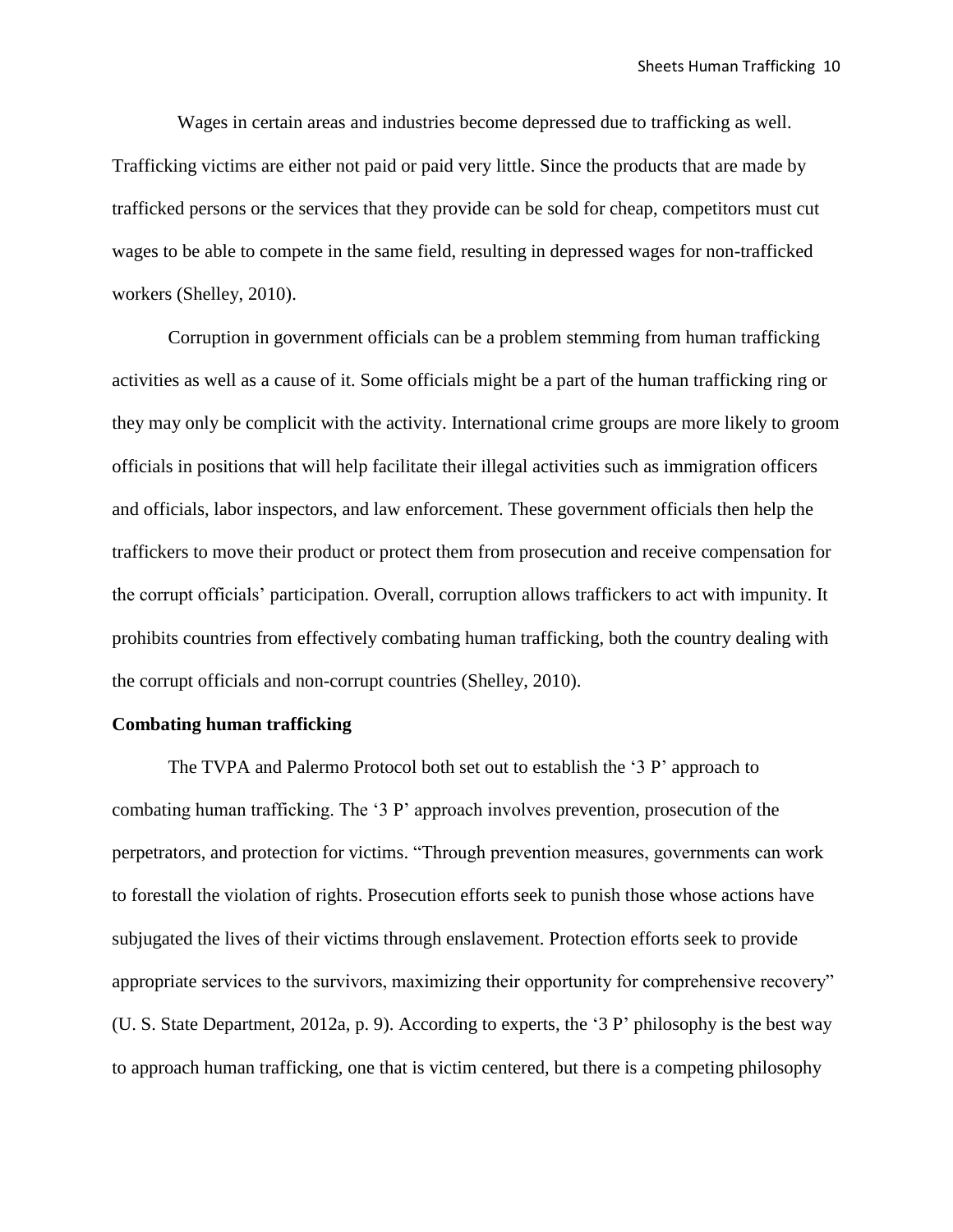Wages in certain areas and industries become depressed due to trafficking as well. Trafficking victims are either not paid or paid very little. Since the products that are made by trafficked persons or the services that they provide can be sold for cheap, competitors must cut wages to be able to compete in the same field, resulting in depressed wages for non-trafficked workers (Shelley, 2010).

Corruption in government officials can be a problem stemming from human trafficking activities as well as a cause of it. Some officials might be a part of the human trafficking ring or they may only be complicit with the activity. International crime groups are more likely to groom officials in positions that will help facilitate their illegal activities such as immigration officers and officials, labor inspectors, and law enforcement. These government officials then help the traffickers to move their product or protect them from prosecution and receive compensation for the corrupt officials' participation. Overall, corruption allows traffickers to act with impunity. It prohibits countries from effectively combating human trafficking, both the country dealing with the corrupt officials and non-corrupt countries (Shelley, 2010).

**Combating human trafficking**

The TVPA and Palermo Protocol both set out to establish the '3 P' approach to combating human trafficking. The '3 P' approach involves prevention, prosecution of the perpetrators, and protection for victims. "Through prevention measures, governments can work to forestall the violation of rights. Prosecution efforts seek to punish those whose actions have subjugated the lives of their victims through enslavement. Protection efforts seek to provide appropriate services to the survivors, maximizing their opportunity for comprehensive recovery" (U. S. State Department, 2012a, p. 9). According to experts, the '3 P' philosophy is the best way to approach human trafficking, one that is victim centered, but there is a competing philosophy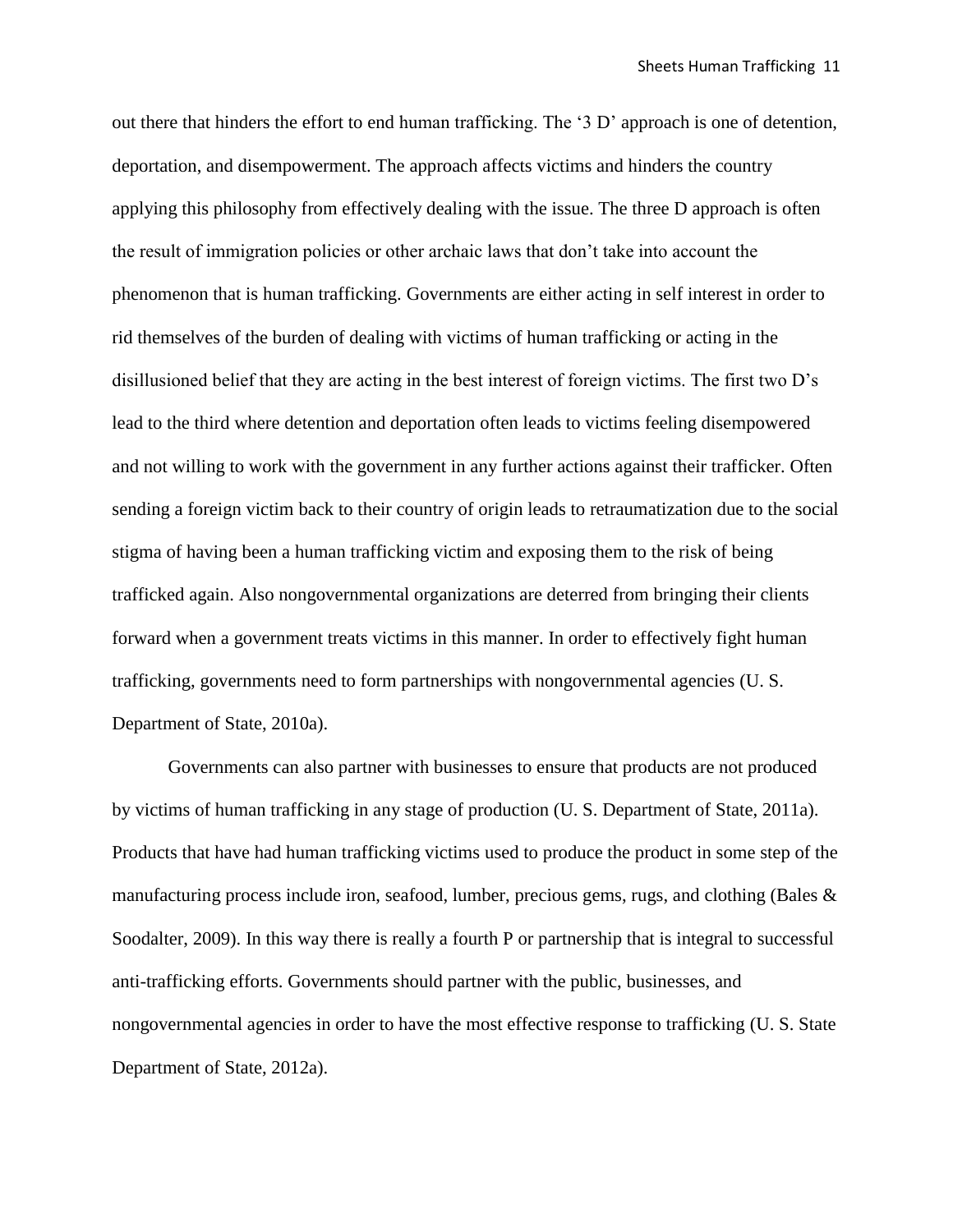out there that hinders the effort to end human trafficking. The '3 D' approach is one of detention, deportation, and disempowerment. The approach affects victims and hinders the country applying this philosophy from effectively dealing with the issue. The three D approach is often the result of immigration policies or other archaic laws that don't take into account the phenomenon that is human trafficking. Governments are either acting in self interest in order to rid themselves of the burden of dealing with victims of human trafficking or acting in the disillusioned belief that they are acting in the best interest of foreign victims. The first two D's lead to the third where detention and deportation often leads to victims feeling disempowered and not willing to work with the government in any further actions against their trafficker. Often sending a foreign victim back to their country of origin leads to retraumatization due to the social stigma of having been a human trafficking victim and exposing them to the risk of being trafficked again. Also nongovernmental organizations are deterred from bringing their clients forward when a government treats victims in this manner. In order to effectively fight human trafficking, governments need to form partnerships with nongovernmental agencies (U. S. Department of State, 2010a).

Governments can also partner with businesses to ensure that products are not produced by victims of human trafficking in any stage of production (U. S. Department of State, 2011a). Products that have had human trafficking victims used to produce the product in some step of the manufacturing process include iron, seafood, lumber, precious gems, rugs, and clothing (Bales & Soodalter, 2009). In this way there is really a fourth P or partnership that is integral to successful anti-trafficking efforts. Governments should partner with the public, businesses, and nongovernmental agencies in order to have the most effective response to trafficking (U. S. State Department of State, 2012a).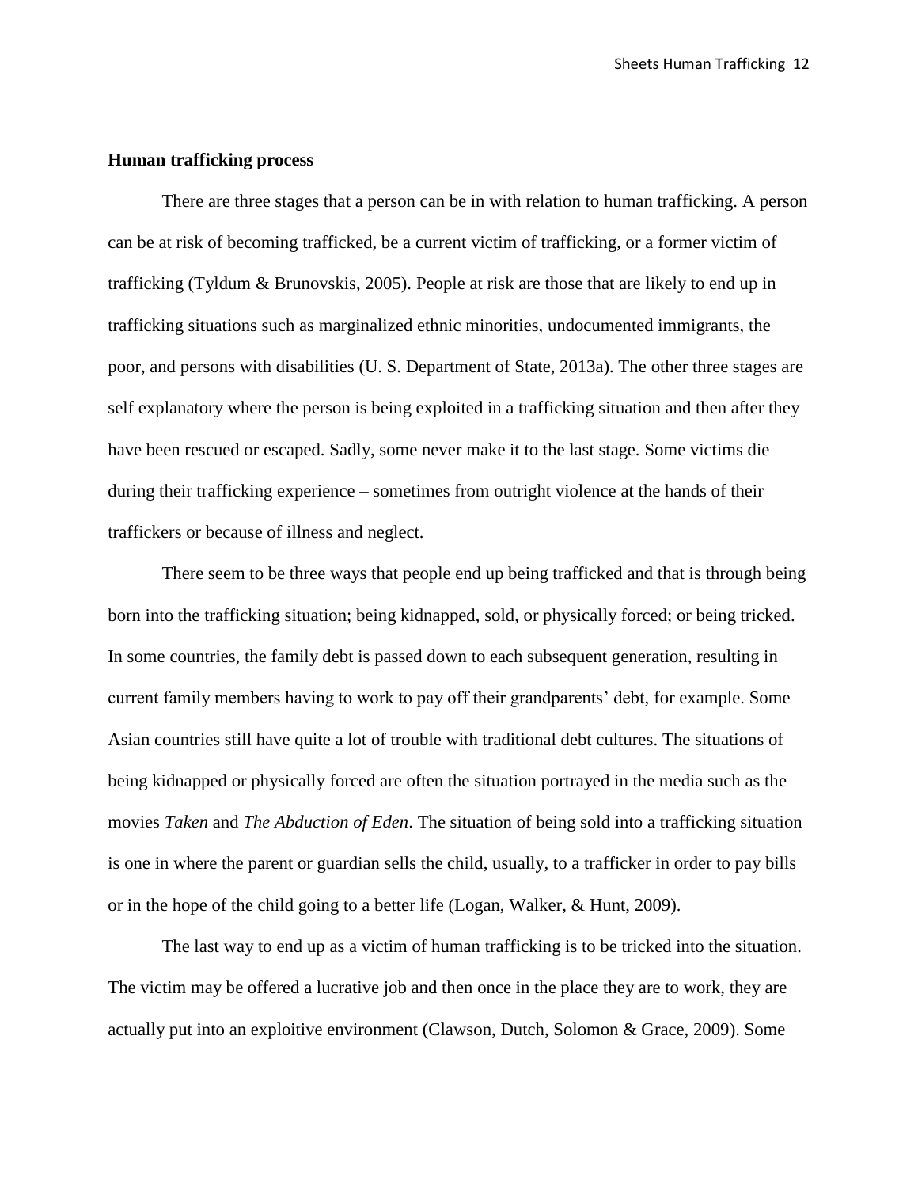**Human trafficking process**

There are three stages that a person can be in with relation to human trafficking. A person can be at risk of becoming trafficked, be a current victim of trafficking, or a former victim of trafficking (Tyldum & Brunovskis, 2005). People at risk are those that are likely to end up in trafficking situations such as marginalized ethnic minorities, undocumented immigrants, the poor, and persons with disabilities (U. S. Department of State, 2013a). The other three stages are self explanatory where the person is being exploited in a trafficking situation and then after they have been rescued or escaped. Sadly, some never make it to the last stage. Some victims die during their trafficking experience – sometimes from outright violence at the hands of their traffickers or because of illness and neglect.

There seem to be three ways that people end up being trafficked and that is through being born into the trafficking situation; being kidnapped, sold, or physically forced; or being tricked. In some countries, the family debt is passed down to each subsequent generation, resulting in current family members having to work to pay off their grandparents' debt, for example. Some Asian countries still have quite a lot of trouble with traditional debt cultures. The situations of being kidnapped or physically forced are often the situation portrayed in the media such as the movies *Taken* and *The Abduction of Eden*. The situation of being sold into a trafficking situation is one in where the parent or guardian sells the child, usually, to a trafficker in order to pay bills or in the hope of the child going to a better life (Logan, Walker, & Hunt, 2009).

The last way to end up as a victim of human trafficking is to be tricked into the situation. The victim may be offered a lucrative job and then once in the place they are to work, they are actually put into an exploitive environment (Clawson, Dutch, Solomon & Grace, 2009). Some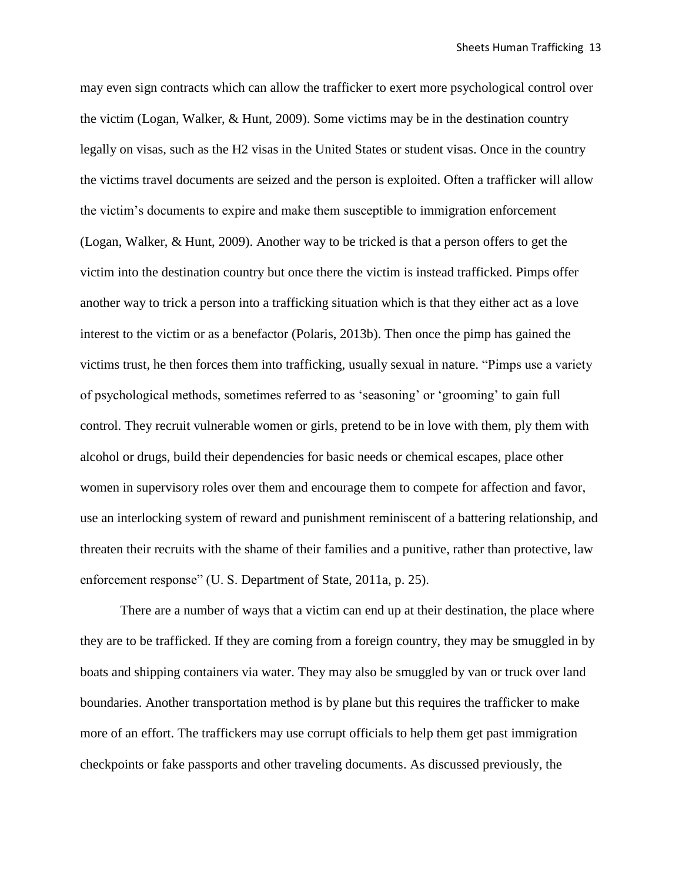may even sign contracts which can allow the trafficker to exert more psychological control over the victim (Logan, Walker, & Hunt, 2009). Some victims may be in the destination country legally on visas, such as the H2 visas in the United States or student visas. Once in the country the victims travel documents are seized and the person is exploited. Often a trafficker will allow the victim's documents to expire and make them susceptible to immigration enforcement (Logan, Walker, & Hunt, 2009). Another way to be tricked is that a person offers to get the victim into the destination country but once there the victim is instead trafficked. Pimps offer another way to trick a person into a trafficking situation which is that they either act as a love interest to the victim or as a benefactor (Polaris, 2013b). Then once the pimp has gained the victims trust, he then forces them into trafficking, usually sexual in nature. "Pimps use a variety of psychological methods, sometimes referred to as 'seasoning' or 'grooming' to gain full control. They recruit vulnerable women or girls, pretend to be in love with them, ply them with alcohol or drugs, build their dependencies for basic needs or chemical escapes, place other women in supervisory roles over them and encourage them to compete for affection and favor, use an interlocking system of reward and punishment reminiscent of a battering relationship, and threaten their recruits with the shame of their families and a punitive, rather than protective, law enforcement response" (U. S. Department of State, 2011a, p. 25).

There are a number of ways that a victim can end up at their destination, the place where they are to be trafficked. If they are coming from a foreign country, they may be smuggled in by boats and shipping containers via water. They may also be smuggled by van or truck over land boundaries. Another transportation method is by plane but this requires the trafficker to make more of an effort. The traffickers may use corrupt officials to help them get past immigration checkpoints or fake passports and other traveling documents. As discussed previously, the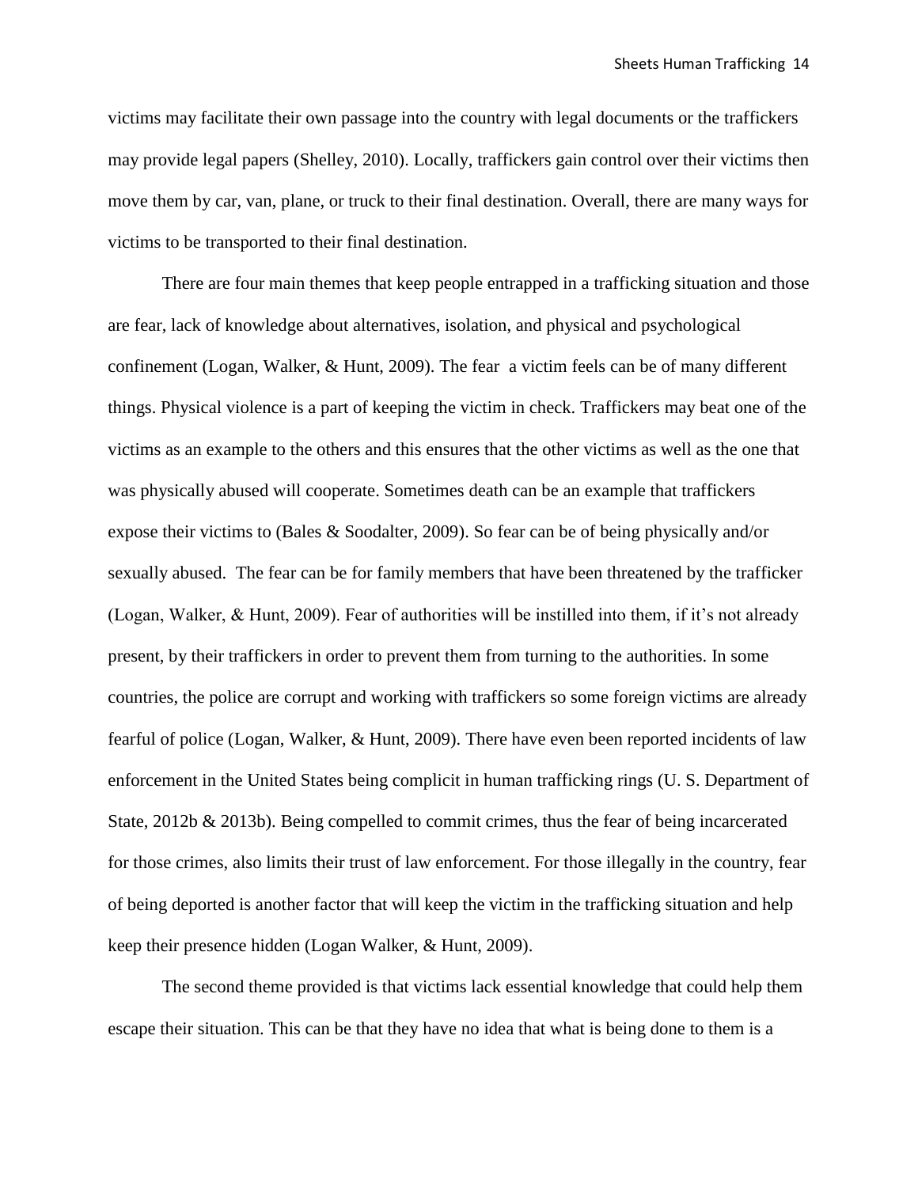victims may facilitate their own passage into the country with legal documents or the traffickers may provide legal papers (Shelley, 2010). Locally, traffickers gain control over their victims then move them by car, van, plane, or truck to their final destination. Overall, there are many ways for victims to be transported to their final destination.

There are four main themes that keep people entrapped in a trafficking situation and those are fear, lack of knowledge about alternatives, isolation, and physical and psychological confinement (Logan, Walker, & Hunt, 2009). The fear a victim feels can be of many different things. Physical violence is a part of keeping the victim in check. Traffickers may beat one of the victims as an example to the others and this ensures that the other victims as well as the one that was physically abused will cooperate. Sometimes death can be an example that traffickers expose their victims to (Bales & Soodalter, 2009). So fear can be of being physically and/or sexually abused. The fear can be for family members that have been threatened by the trafficker (Logan, Walker, & Hunt, 2009). Fear of authorities will be instilled into them, if it's not already present, by their traffickers in order to prevent them from turning to the authorities. In some countries, the police are corrupt and working with traffickers so some foreign victims are already fearful of police (Logan, Walker, & Hunt, 2009). There have even been reported incidents of law enforcement in the United States being complicit in human trafficking rings (U. S. Department of State, 2012b & 2013b). Being compelled to commit crimes, thus the fear of being incarcerated for those crimes, also limits their trust of law enforcement. For those illegally in the country, fear of being deported is another factor that will keep the victim in the trafficking situation and help keep their presence hidden (Logan Walker, & Hunt, 2009).

The second theme provided is that victims lack essential knowledge that could help them escape their situation. This can be that they have no idea that what is being done to them is a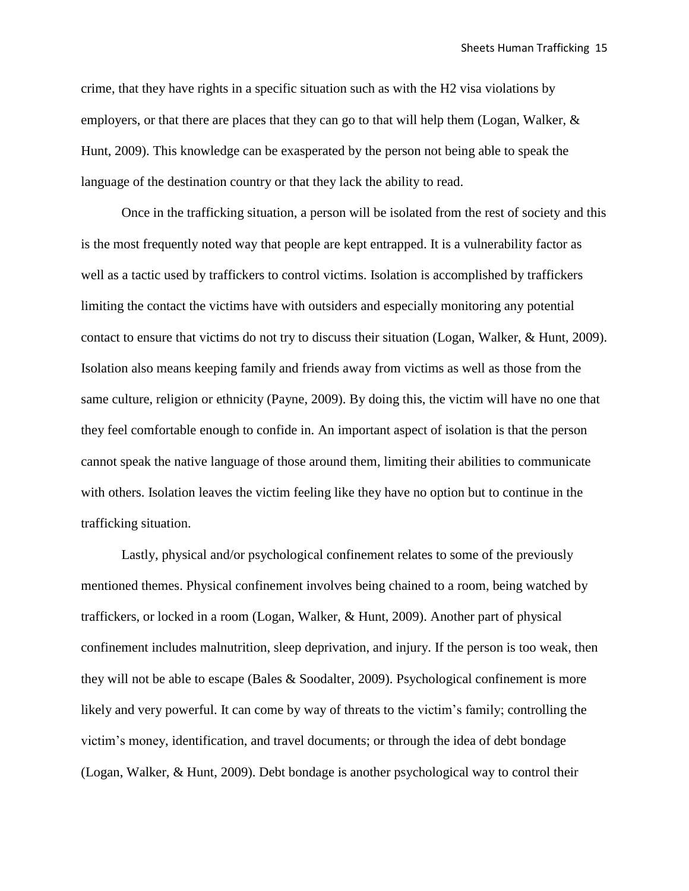crime, that they have rights in a specific situation such as with the H2 visa violations by employers, or that there are places that they can go to that will help them (Logan, Walker, & Hunt, 2009). This knowledge can be exasperated by the person not being able to speak the language of the destination country or that they lack the ability to read.

Once in the trafficking situation, a person will be isolated from the rest of society and this is the most frequently noted way that people are kept entrapped. It is a vulnerability factor as well as a tactic used by traffickers to control victims. Isolation is accomplished by traffickers limiting the contact the victims have with outsiders and especially monitoring any potential contact to ensure that victims do not try to discuss their situation (Logan, Walker, & Hunt, 2009). Isolation also means keeping family and friends away from victims as well as those from the same culture, religion or ethnicity (Payne, 2009). By doing this, the victim will have no one that they feel comfortable enough to confide in. An important aspect of isolation is that the person cannot speak the native language of those around them, limiting their abilities to communicate with others. Isolation leaves the victim feeling like they have no option but to continue in the trafficking situation.

Lastly, physical and/or psychological confinement relates to some of the previously mentioned themes. Physical confinement involves being chained to a room, being watched by traffickers, or locked in a room (Logan, Walker, & Hunt, 2009). Another part of physical confinement includes malnutrition, sleep deprivation, and injury. If the person is too weak, then they will not be able to escape (Bales & Soodalter, 2009). Psychological confinement is more likely and very powerful. It can come by way of threats to the victim's family; controlling the victim's money, identification, and travel documents; or through the idea of debt bondage (Logan, Walker, & Hunt, 2009). Debt bondage is another psychological way to control their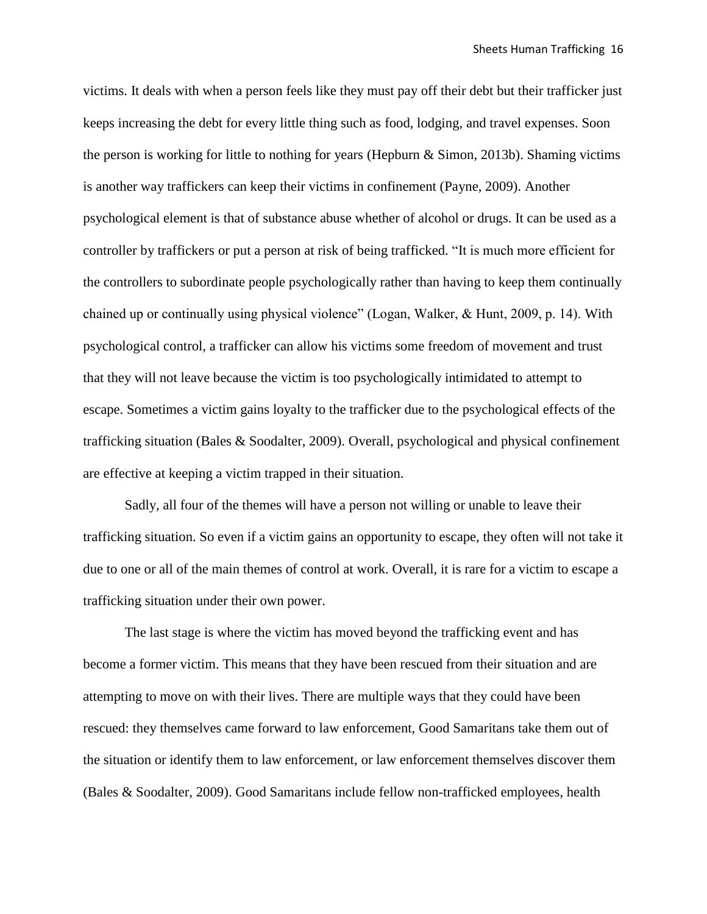victims. It deals with when a person feels like they must pay off their debt but their trafficker just keeps increasing the debt for every little thing such as food, lodging, and travel expenses. Soon the person is working for little to nothing for years (Hepburn & Simon, 2013b). Shaming victims is another way traffickers can keep their victims in confinement (Payne, 2009). Another psychological element is that of substance abuse whether of alcohol or drugs. It can be used as a controller by traffickers or put a person at risk of being trafficked. "It is much more efficient for the controllers to subordinate people psychologically rather than having to keep them continually chained up or continually using physical violence" (Logan, Walker, & Hunt, 2009, p. 14). With psychological control, a trafficker can allow his victims some freedom of movement and trust that they will not leave because the victim is too psychologically intimidated to attempt to escape. Sometimes a victim gains loyalty to the trafficker due to the psychological effects of the trafficking situation (Bales & Soodalter, 2009). Overall, psychological and physical confinement are effective at keeping a victim trapped in their situation.

Sadly, all four of the themes will have a person not willing or unable to leave their trafficking situation. So even if a victim gains an opportunity to escape, they often will not take it due to one or all of the main themes of control at work. Overall, it is rare for a victim to escape a trafficking situation under their own power.

The last stage is where the victim has moved beyond the trafficking event and has become a former victim. This means that they have been rescued from their situation and are attempting to move on with their lives. There are multiple ways that they could have been rescued: they themselves came forward to law enforcement, Good Samaritans take them out of the situation or identify them to law enforcement, or law enforcement themselves discover them (Bales & Soodalter, 2009). Good Samaritans include fellow non-trafficked employees, health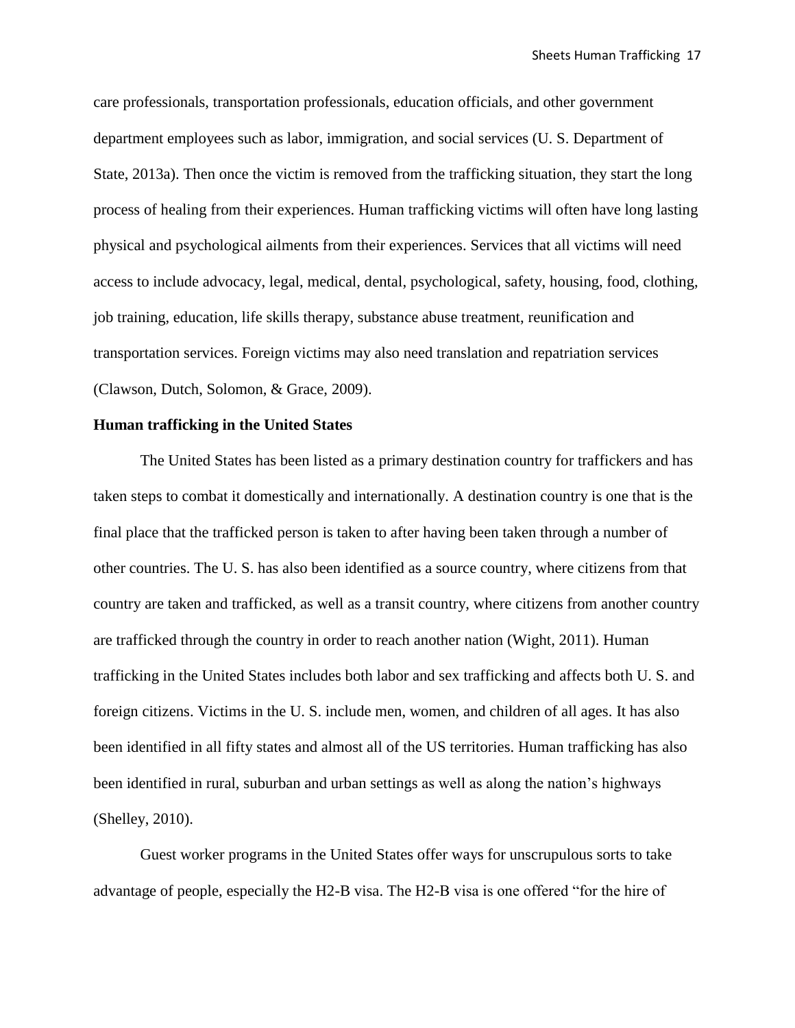care professionals, transportation professionals, education officials, and other government department employees such as labor, immigration, and social services (U. S. Department of State, 2013a). Then once the victim is removed from the trafficking situation, they start the long process of healing from their experiences. Human trafficking victims will often have long lasting physical and psychological ailments from their experiences. Services that all victims will need access to include advocacy, legal, medical, dental, psychological, safety, housing, food, clothing, job training, education, life skills therapy, substance abuse treatment, reunification and transportation services. Foreign victims may also need translation and repatriation services (Clawson, Dutch, Solomon, & Grace, 2009).

**Human trafficking in the United States**

The United States has been listed as a primary destination country for traffickers and has taken steps to combat it domestically and internationally. A destination country is one that is the final place that the trafficked person is taken to after having been taken through a number of other countries. The U. S. has also been identified as a source country, where citizens from that country are taken and trafficked, as well as a transit country, where citizens from another country are trafficked through the country in order to reach another nation (Wight, 2011). Human trafficking in the United States includes both labor and sex trafficking and affects both U. S. and foreign citizens. Victims in the U. S. include men, women, and children of all ages. It has also been identified in all fifty states and almost all of the US territories. Human trafficking has also been identified in rural, suburban and urban settings as well as along the nation's highways (Shelley, 2010).

Guest worker programs in the United States offer ways for unscrupulous sorts to take advantage of people, especially the H2-B visa. The H2-B visa is one offered "for the hire of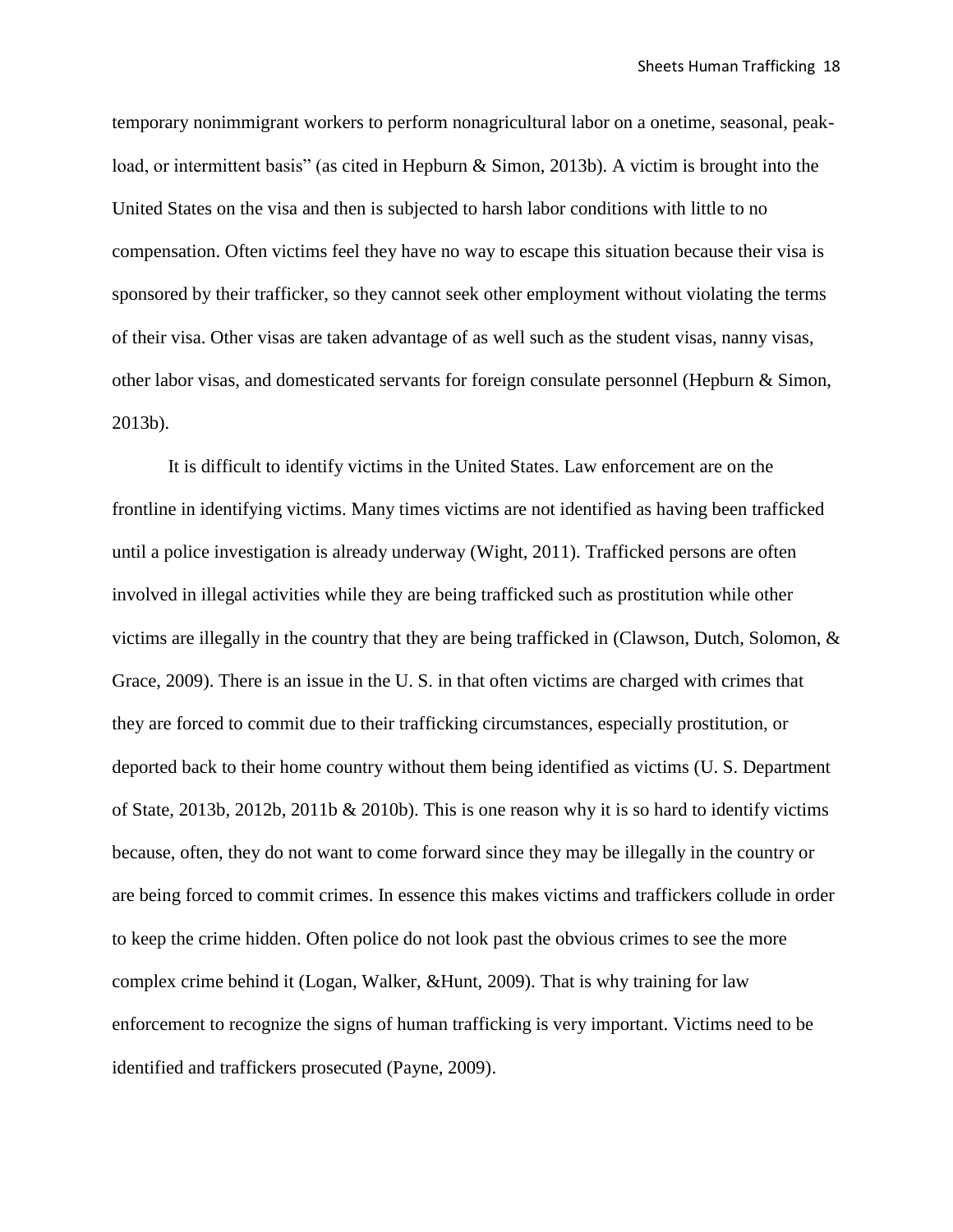temporary nonimmigrant workers to perform nonagricultural labor on a onetime, seasonal, peak-load, or intermittent basis" (as cited in Hepburn & Simon, 2013b). A victim is brought into the United States on the visa and then is subjected to harsh labor conditions with little to no compensation. Often victims feel they have no way to escape this situation because their visa is sponsored by their trafficker, so they cannot seek other employment without violating the terms of their visa. Other visas are taken advantage of as well such as the student visas, nanny visas, other labor visas, and domesticated servants for foreign consulate personnel (Hepburn & Simon, 2013b).

It is difficult to identify victims in the United States. Law enforcement are on the frontline in identifying victims. Many times victims are not identified as having been trafficked until a police investigation is already underway (Wight, 2011). Trafficked persons are often involved in illegal activities while they are being trafficked such as prostitution while other victims are illegally in the country that they are being trafficked in (Clawson, Dutch, Solomon, & Grace, 2009). There is an issue in the U. S. in that often victims are charged with crimes that they are forced to commit due to their trafficking circumstances, especially prostitution, or deported back to their home country without them being identified as victims (U. S. Department of State, 2013b, 2012b, 2011b & 2010b). This is one reason why it is so hard to identify victims because, often, they do not want to come forward since they may be illegally in the country or are being forced to commit crimes. In essence this makes victims and traffickers collude in order to keep the crime hidden. Often police do not look past the obvious crimes to see the more complex crime behind it (Logan, Walker, &Hunt, 2009). That is why training for law enforcement to recognize the signs of human trafficking is very important. Victims need to be identified and traffickers prosecuted (Payne, 2009).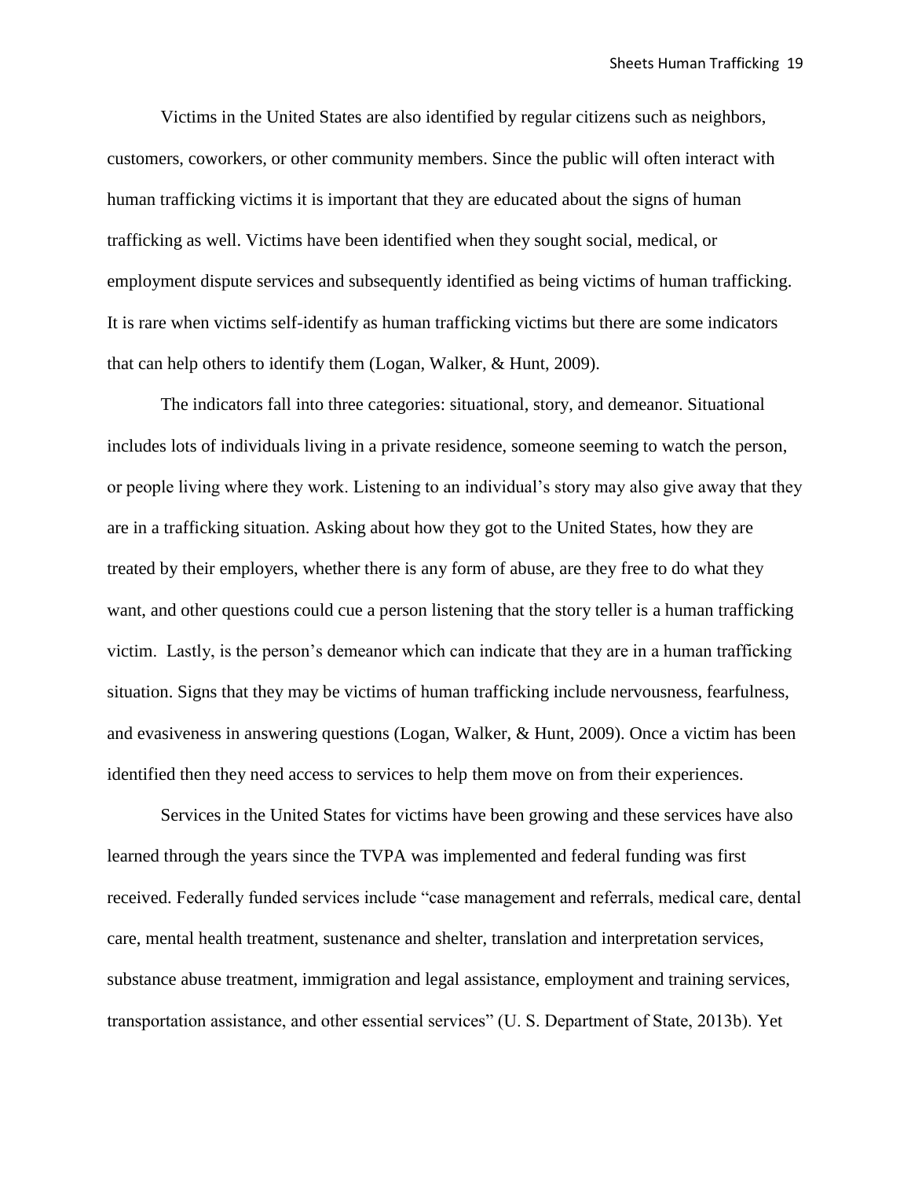Victims in the United States are also identified by regular citizens such as neighbors, customers, coworkers, or other community members. Since the public will often interact with human trafficking victims it is important that they are educated about the signs of human trafficking as well. Victims have been identified when they sought social, medical, or employment dispute services and subsequently identified as being victims of human trafficking. It is rare when victims self-identify as human trafficking victims but there are some indicators that can help others to identify them (Logan, Walker, & Hunt, 2009).

The indicators fall into three categories: situational, story, and demeanor. Situational includes lots of individuals living in a private residence, someone seeming to watch the person, or people living where they work. Listening to an individual's story may also give away that they are in a trafficking situation. Asking about how they got to the United States, how they are treated by their employers, whether there is any form of abuse, are they free to do what they want, and other questions could cue a person listening that the story teller is a human trafficking victim. Lastly, is the person's demeanor which can indicate that they are in a human trafficking situation. Signs that they may be victims of human trafficking include nervousness, fearfulness, and evasiveness in answering questions (Logan, Walker, & Hunt, 2009). Once a victim has been identified then they need access to services to help them move on from their experiences.

Services in the United States for victims have been growing and these services have also learned through the years since the TVPA was implemented and federal funding was first received. Federally funded services include "case management and referrals, medical care, dental care, mental health treatment, sustenance and shelter, translation and interpretation services, substance abuse treatment, immigration and legal assistance, employment and training services, transportation assistance, and other essential services" (U. S. Department of State, 2013b). Yet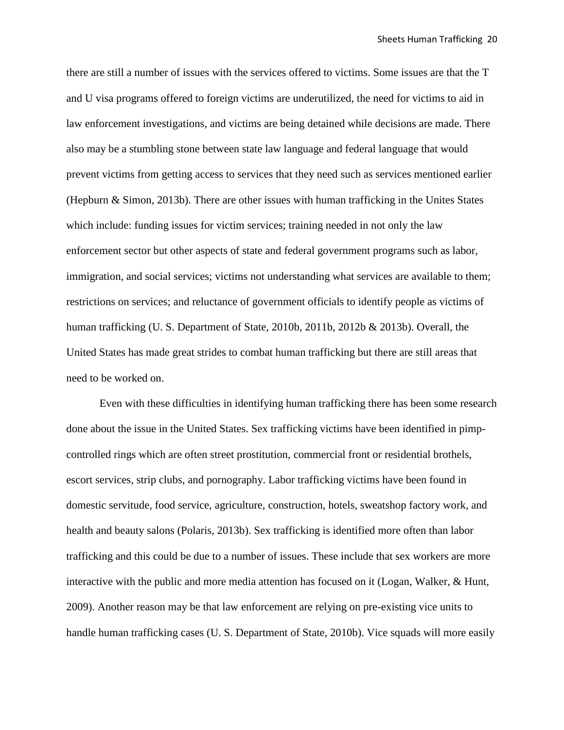there are still a number of issues with the services offered to victims. Some issues are that the T and U visa programs offered to foreign victims are underutilized, the need for victims to aid in law enforcement investigations, and victims are being detained while decisions are made. There also may be a stumbling stone between state law language and federal language that would prevent victims from getting access to services that they need such as services mentioned earlier (Hepburn & Simon, 2013b). There are other issues with human trafficking in the Unites States which include: funding issues for victim services; training needed in not only the law enforcement sector but other aspects of state and federal government programs such as labor, immigration, and social services; victims not understanding what services are available to them; restrictions on services; and reluctance of government officials to identify people as victims of human trafficking (U. S. Department of State, 2010b, 2011b, 2012b & 2013b). Overall, the United States has made great strides to combat human trafficking but there are still areas that need to be worked on.

Even with these difficulties in identifying human trafficking there has been some research done about the issue in the United States. Sex trafficking victims have been identified in pimp-controlled rings which are often street prostitution, commercial front or residential brothels, escort services, strip clubs, and pornography. Labor trafficking victims have been found in domestic servitude, food service, agriculture, construction, hotels, sweatshop factory work, and health and beauty salons (Polaris, 2013b). Sex trafficking is identified more often than labor trafficking and this could be due to a number of issues. These include that sex workers are more interactive with the public and more media attention has focused on it (Logan, Walker, & Hunt, 2009). Another reason may be that law enforcement are relying on pre-existing vice units to handle human trafficking cases (U. S. Department of State, 2010b). Vice squads will more easily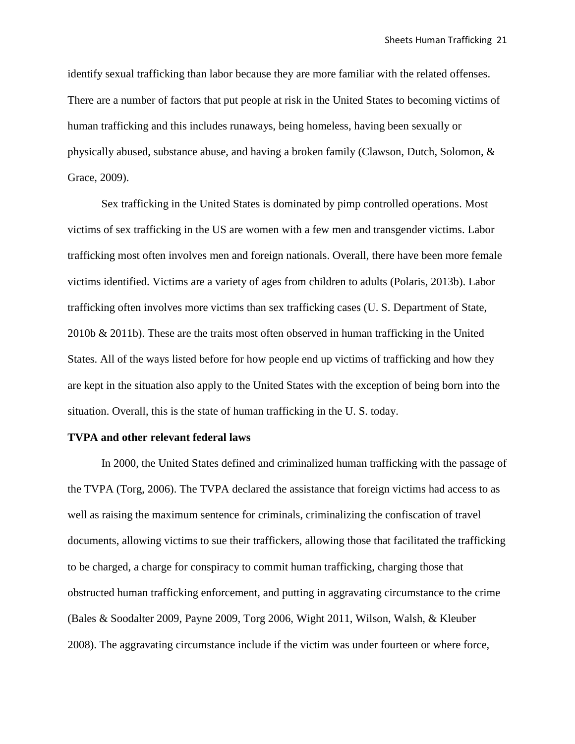identify sexual trafficking than labor because they are more familiar with the related offenses. There are a number of factors that put people at risk in the United States to becoming victims of human trafficking and this includes runaways, being homeless, having been sexually or physically abused, substance abuse, and having a broken family (Clawson, Dutch, Solomon, & Grace, 2009).

Sex trafficking in the United States is dominated by pimp controlled operations. Most victims of sex trafficking in the US are women with a few men and transgender victims. Labor trafficking most often involves men and foreign nationals. Overall, there have been more female victims identified. Victims are a variety of ages from children to adults (Polaris, 2013b). Labor trafficking often involves more victims than sex trafficking cases (U. S. Department of State, 2010b & 2011b). These are the traits most often observed in human trafficking in the United States. All of the ways listed before for how people end up victims of trafficking and how they are kept in the situation also apply to the United States with the exception of being born into the situation. Overall, this is the state of human trafficking in the U. S. today.

**TVPA and other relevant federal laws**

In 2000, the United States defined and criminalized human trafficking with the passage of the TVPA (Torg, 2006). The TVPA declared the assistance that foreign victims had access to as well as raising the maximum sentence for criminals, criminalizing the confiscation of travel documents, allowing victims to sue their traffickers, allowing those that facilitated the trafficking to be charged, a charge for conspiracy to commit human trafficking, charging those that obstructed human trafficking enforcement, and putting in aggravating circumstance to the crime (Bales & Soodalter 2009, Payne 2009, Torg 2006, Wight 2011, Wilson, Walsh, & Kleuber 2008). The aggravating circumstance include if the victim was under fourteen or where force,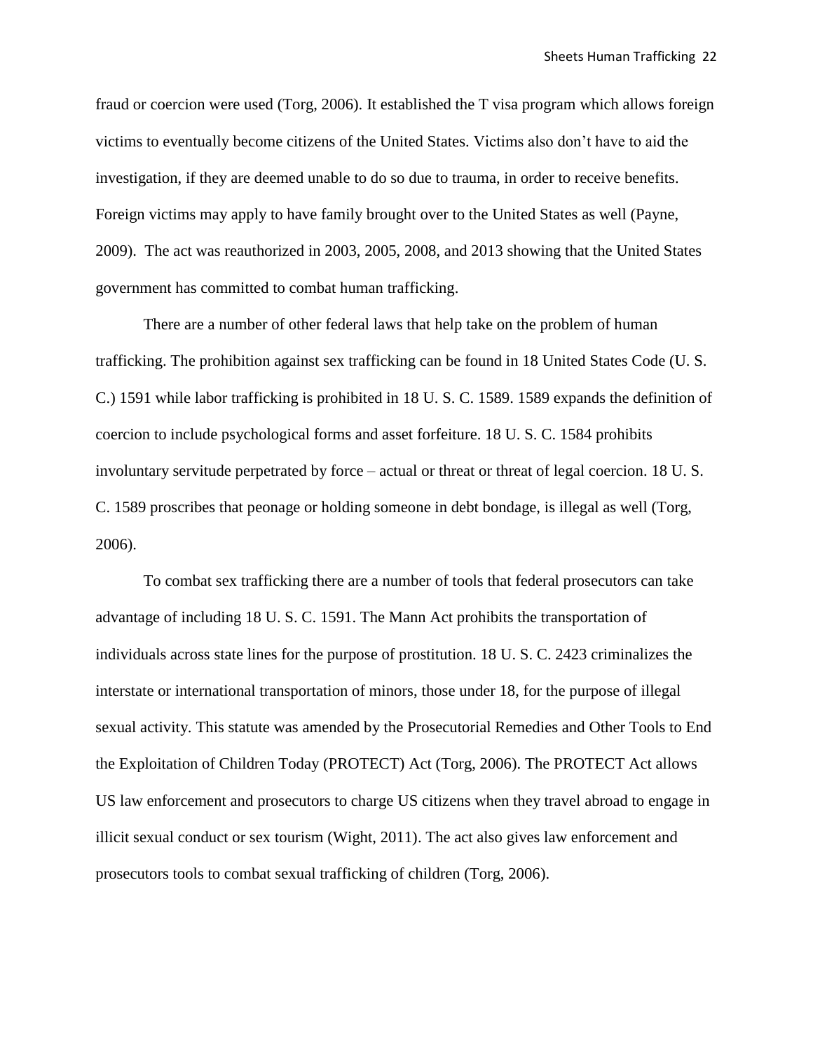fraud or coercion were used (Torg, 2006). It established the T visa program which allows foreign victims to eventually become citizens of the United States. Victims also don't have to aid the investigation, if they are deemed unable to do so due to trauma, in order to receive benefits. Foreign victims may apply to have family brought over to the United States as well (Payne, 2009). The act was reauthorized in 2003, 2005, 2008, and 2013 showing that the United States government has committed to combat human trafficking.

There are a number of other federal laws that help take on the problem of human trafficking. The prohibition against sex trafficking can be found in 18 United States Code (U. S. C.) 1591 while labor trafficking is prohibited in 18 U. S. C. 1589. 1589 expands the definition of coercion to include psychological forms and asset forfeiture. 18 U. S. C. 1584 prohibits involuntary servitude perpetrated by force – actual or threat or threat of legal coercion. 18 U. S. C. 1589 proscribes that peonage or holding someone in debt bondage, is illegal as well (Torg, 2006).

To combat sex trafficking there are a number of tools that federal prosecutors can take advantage of including 18 U. S. C. 1591. The Mann Act prohibits the transportation of individuals across state lines for the purpose of prostitution. 18 U. S. C. 2423 criminalizes the interstate or international transportation of minors, those under 18, for the purpose of illegal sexual activity. This statute was amended by the Prosecutorial Remedies and Other Tools to End the Exploitation of Children Today (PROTECT) Act (Torg, 2006). The PROTECT Act allows US law enforcement and prosecutors to charge US citizens when they travel abroad to engage in illicit sexual conduct or sex tourism (Wight, 2011). The act also gives law enforcement and prosecutors tools to combat sexual trafficking of children (Torg, 2006).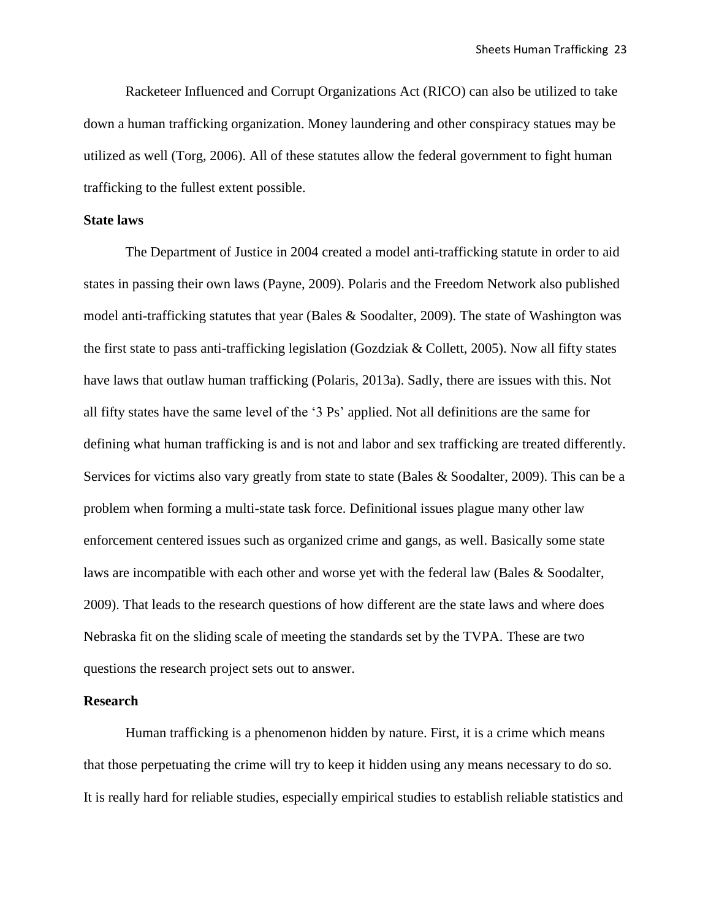Racketeer Influenced and Corrupt Organizations Act (RICO) can also be utilized to take down a human trafficking organization. Money laundering and other conspiracy statues may be utilized as well (Torg, 2006). All of these statutes allow the federal government to fight human trafficking to the fullest extent possible.

**State laws**

The Department of Justice in 2004 created a model anti-trafficking statute in order to aid states in passing their own laws (Payne, 2009). Polaris and the Freedom Network also published model anti-trafficking statutes that year (Bales & Soodalter, 2009). The state of Washington was the first state to pass anti-trafficking legislation (Gozdziak & Collett, 2005). Now all fifty states have laws that outlaw human trafficking (Polaris, 2013a). Sadly, there are issues with this. Not all fifty states have the same level of the '3 Ps' applied. Not all definitions are the same for defining what human trafficking is and is not and labor and sex trafficking are treated differently. Services for victims also vary greatly from state to state (Bales & Soodalter, 2009). This can be a problem when forming a multi-state task force. Definitional issues plague many other law enforcement centered issues such as organized crime and gangs, as well. Basically some state laws are incompatible with each other and worse yet with the federal law (Bales & Soodalter, 2009). That leads to the research questions of how different are the state laws and where does Nebraska fit on the sliding scale of meeting the standards set by the TVPA. These are two questions the research project sets out to answer.

**Research**

Human trafficking is a phenomenon hidden by nature. First, it is a crime which means that those perpetuating the crime will try to keep it hidden using any means necessary to do so. It is really hard for reliable studies, especially empirical studies to establish reliable statistics and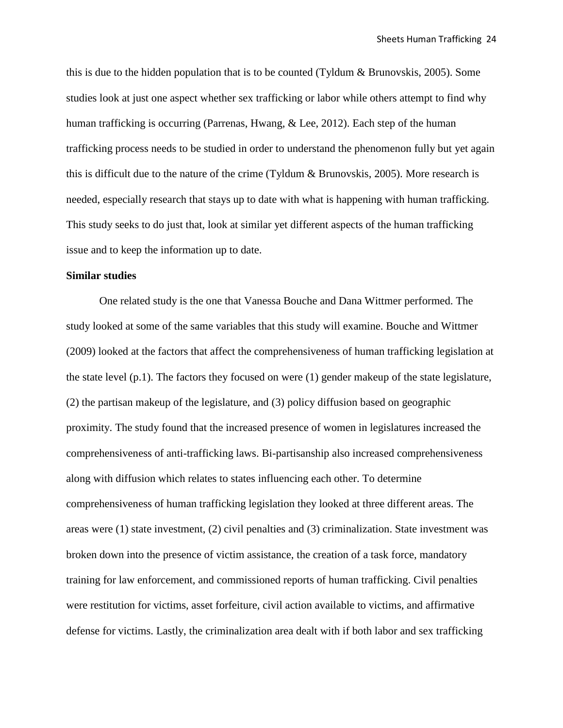this is due to the hidden population that is to be counted (Tyldum & Brunovskis, 2005). Some studies look at just one aspect whether sex trafficking or labor while others attempt to find why human trafficking is occurring (Parrenas, Hwang, & Lee, 2012). Each step of the human trafficking process needs to be studied in order to understand the phenomenon fully but yet again this is difficult due to the nature of the crime (Tyldum & Brunovskis, 2005). More research is needed, especially research that stays up to date with what is happening with human trafficking. This study seeks to do just that, look at similar yet different aspects of the human trafficking issue and to keep the information up to date.

**Similar studies**

One related study is the one that Vanessa Bouche and Dana Wittmer performed. The study looked at some of the same variables that this study will examine. Bouche and Wittmer (2009) looked at the factors that affect the comprehensiveness of human trafficking legislation at the state level (p.1). The factors they focused on were (1) gender makeup of the state legislature, (2) the partisan makeup of the legislature, and (3) policy diffusion based on geographic proximity. The study found that the increased presence of women in legislatures increased the comprehensiveness of anti-trafficking laws. Bi-partisanship also increased comprehensiveness along with diffusion which relates to states influencing each other. To determine comprehensiveness of human trafficking legislation they looked at three different areas. The areas were (1) state investment, (2) civil penalties and (3) criminalization. State investment was broken down into the presence of victim assistance, the creation of a task force, mandatory training for law enforcement, and commissioned reports of human trafficking. Civil penalties were restitution for victims, asset forfeiture, civil action available to victims, and affirmative defense for victims. Lastly, the criminalization area dealt with if both labor and sex trafficking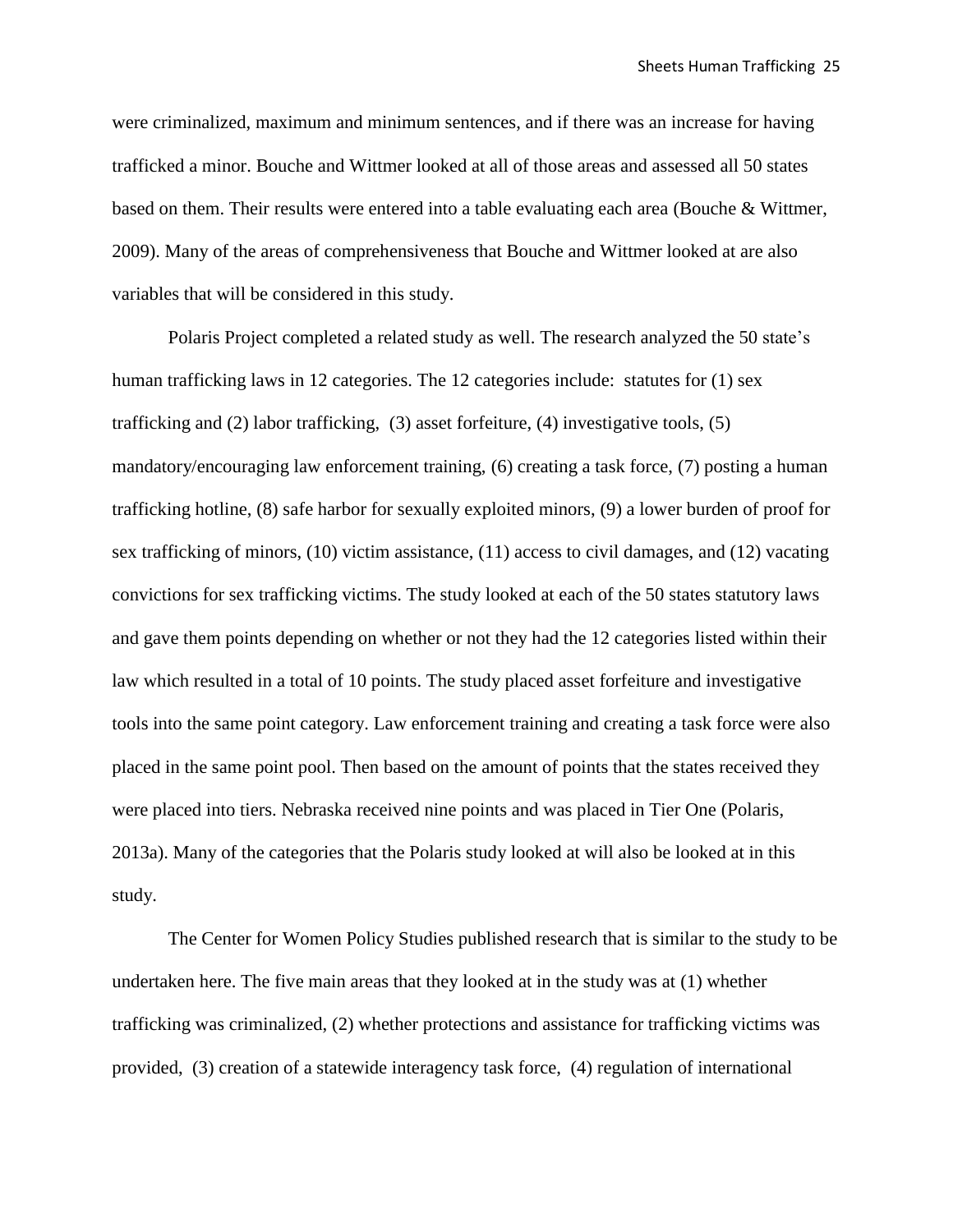were criminalized, maximum and minimum sentences, and if there was an increase for having trafficked a minor. Bouche and Wittmer looked at all of those areas and assessed all 50 states based on them. Their results were entered into a table evaluating each area (Bouche & Wittmer, 2009). Many of the areas of comprehensiveness that Bouche and Wittmer looked at are also variables that will be considered in this study.

Polaris Project completed a related study as well. The research analyzed the 50 state's human trafficking laws in 12 categories. The 12 categories include: statutes for (1) sex trafficking and (2) labor trafficking, (3) asset forfeiture, (4) investigative tools, (5) mandatory/encouraging law enforcement training, (6) creating a task force, (7) posting a human trafficking hotline, (8) safe harbor for sexually exploited minors, (9) a lower burden of proof for sex trafficking of minors, (10) victim assistance, (11) access to civil damages, and (12) vacating convictions for sex trafficking victims. The study looked at each of the 50 states statutory laws and gave them points depending on whether or not they had the 12 categories listed within their law which resulted in a total of 10 points. The study placed asset forfeiture and investigative tools into the same point category. Law enforcement training and creating a task force were also placed in the same point pool. Then based on the amount of points that the states received they were placed into tiers. Nebraska received nine points and was placed in Tier One (Polaris, 2013a). Many of the categories that the Polaris study looked at will also be looked at in this study.

The Center for Women Policy Studies published research that is similar to the study to be undertaken here. The five main areas that they looked at in the study was at (1) whether trafficking was criminalized, (2) whether protections and assistance for trafficking victims was provided, (3) creation of a statewide interagency task force, (4) regulation of international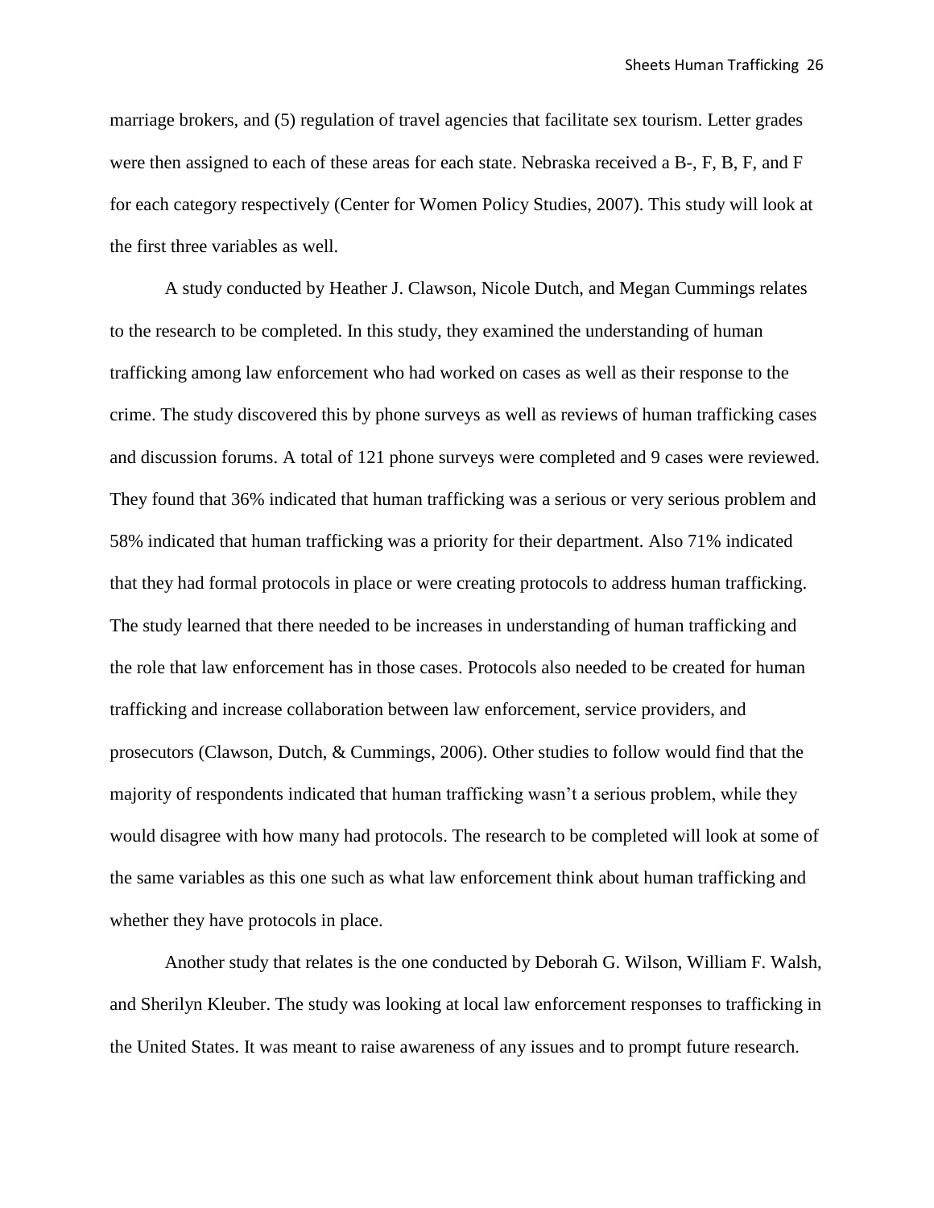marriage brokers, and (5) regulation of travel agencies that facilitate sex tourism. Letter grades were then assigned to each of these areas for each state. Nebraska received a B-, F, B, F, and F for each category respectively (Center for Women Policy Studies, 2007). This study will look at the first three variables as well.

A study conducted by Heather J. Clawson, Nicole Dutch, and Megan Cummings relates to the research to be completed. In this study, they examined the understanding of human trafficking among law enforcement who had worked on cases as well as their response to the crime. The study discovered this by phone surveys as well as reviews of human trafficking cases and discussion forums. A total of 121 phone surveys were completed and 9 cases were reviewed. They found that 36% indicated that human trafficking was a serious or very serious problem and 58% indicated that human trafficking was a priority for their department. Also 71% indicated that they had formal protocols in place or were creating protocols to address human trafficking. The study learned that there needed to be increases in understanding of human trafficking and the role that law enforcement has in those cases. Protocols also needed to be created for human trafficking and increase collaboration between law enforcement, service providers, and prosecutors (Clawson, Dutch, & Cummings, 2006). Other studies to follow would find that the majority of respondents indicated that human trafficking wasn't a serious problem, while they would disagree with how many had protocols. The research to be completed will look at some of the same variables as this one such as what law enforcement think about human trafficking and whether they have protocols in place.

Another study that relates is the one conducted by Deborah G. Wilson, William F. Walsh, and Sherilyn Kleuber. The study was looking at local law enforcement responses to trafficking in the United States. It was meant to raise awareness of any issues and to prompt future research.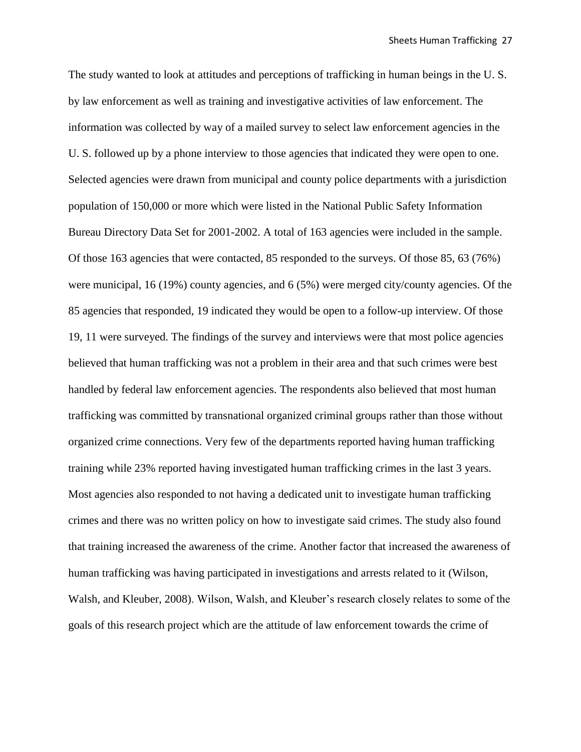The study wanted to look at attitudes and perceptions of trafficking in human beings in the U. S. by law enforcement as well as training and investigative activities of law enforcement. The information was collected by way of a mailed survey to select law enforcement agencies in the U. S. followed up by a phone interview to those agencies that indicated they were open to one. Selected agencies were drawn from municipal and county police departments with a jurisdiction population of 150,000 or more which were listed in the National Public Safety Information Bureau Directory Data Set for 2001-2002. A total of 163 agencies were included in the sample. Of those 163 agencies that were contacted, 85 responded to the surveys. Of those 85, 63 (76%) were municipal, 16 (19%) county agencies, and 6 (5%) were merged city/county agencies. Of the 85 agencies that responded, 19 indicated they would be open to a follow-up interview. Of those 19, 11 were surveyed. The findings of the survey and interviews were that most police agencies believed that human trafficking was not a problem in their area and that such crimes were best handled by federal law enforcement agencies. The respondents also believed that most human trafficking was committed by transnational organized criminal groups rather than those without organized crime connections. Very few of the departments reported having human trafficking training while 23% reported having investigated human trafficking crimes in the last 3 years. Most agencies also responded to not having a dedicated unit to investigate human trafficking crimes and there was no written policy on how to investigate said crimes. The study also found that training increased the awareness of the crime. Another factor that increased the awareness of human trafficking was having participated in investigations and arrests related to it (Wilson, Walsh, and Kleuber, 2008). Wilson, Walsh, and Kleuber's research closely relates to some of the goals of this research project which are the attitude of law enforcement towards the crime of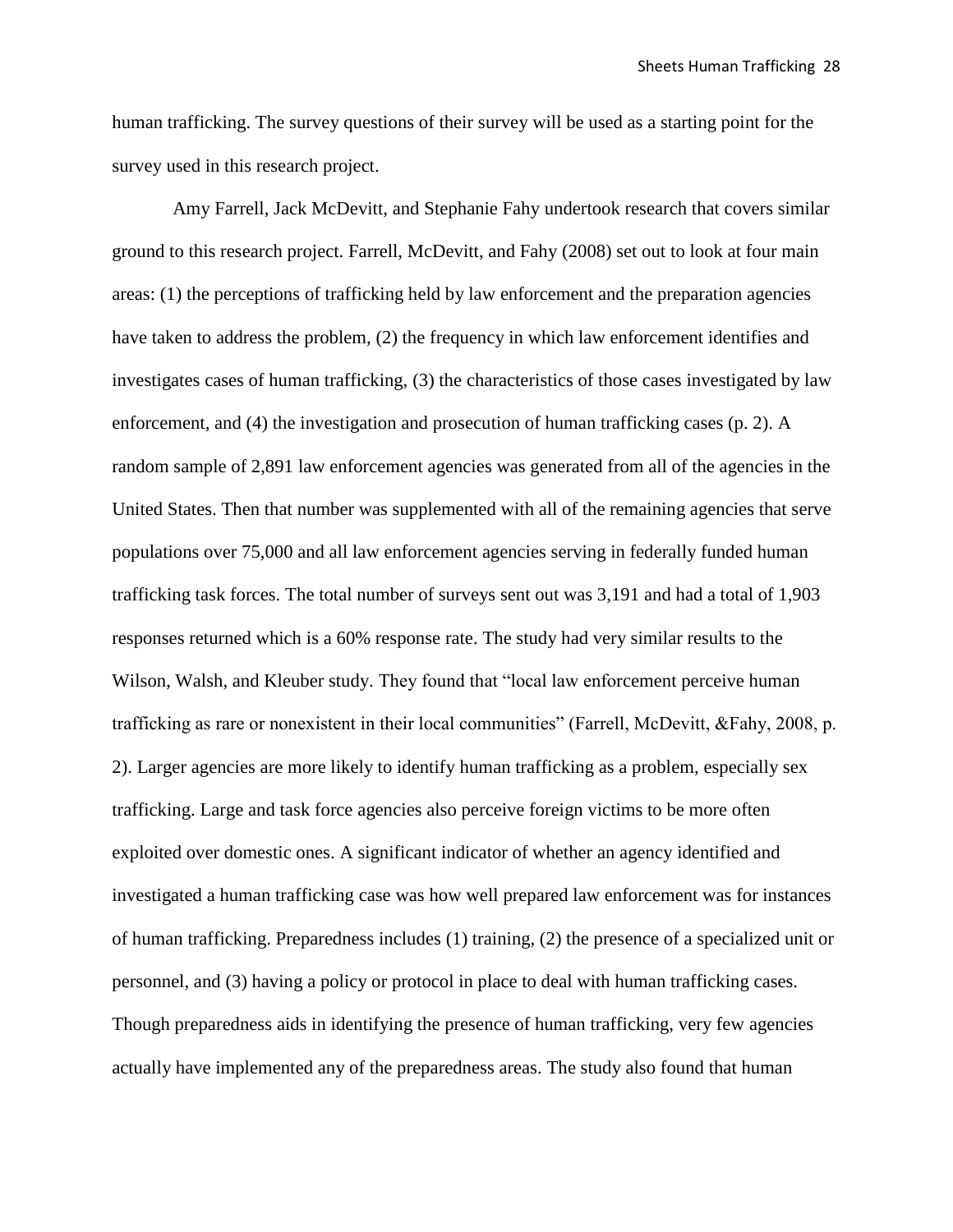human trafficking. The survey questions of their survey will be used as a starting point for the survey used in this research project.

Amy Farrell, Jack McDevitt, and Stephanie Fahy undertook research that covers similar ground to this research project. Farrell, McDevitt, and Fahy (2008) set out to look at four main areas: (1) the perceptions of trafficking held by law enforcement and the preparation agencies have taken to address the problem, (2) the frequency in which law enforcement identifies and investigates cases of human trafficking, (3) the characteristics of those cases investigated by law enforcement, and (4) the investigation and prosecution of human trafficking cases (p. 2). A random sample of 2,891 law enforcement agencies was generated from all of the agencies in the United States. Then that number was supplemented with all of the remaining agencies that serve populations over 75,000 and all law enforcement agencies serving in federally funded human trafficking task forces. The total number of surveys sent out was 3,191 and had a total of 1,903 responses returned which is a 60% response rate. The study had very similar results to the Wilson, Walsh, and Kleuber study. They found that "local law enforcement perceive human trafficking as rare or nonexistent in their local communities" (Farrell, McDevitt, &Fahy, 2008, p. 2). Larger agencies are more likely to identify human trafficking as a problem, especially sex trafficking. Large and task force agencies also perceive foreign victims to be more often exploited over domestic ones. A significant indicator of whether an agency identified and investigated a human trafficking case was how well prepared law enforcement was for instances of human trafficking. Preparedness includes (1) training, (2) the presence of a specialized unit or personnel, and (3) having a policy or protocol in place to deal with human trafficking cases. Though preparedness aids in identifying the presence of human trafficking, very few agencies actually have implemented any of the preparedness areas. The study also found that human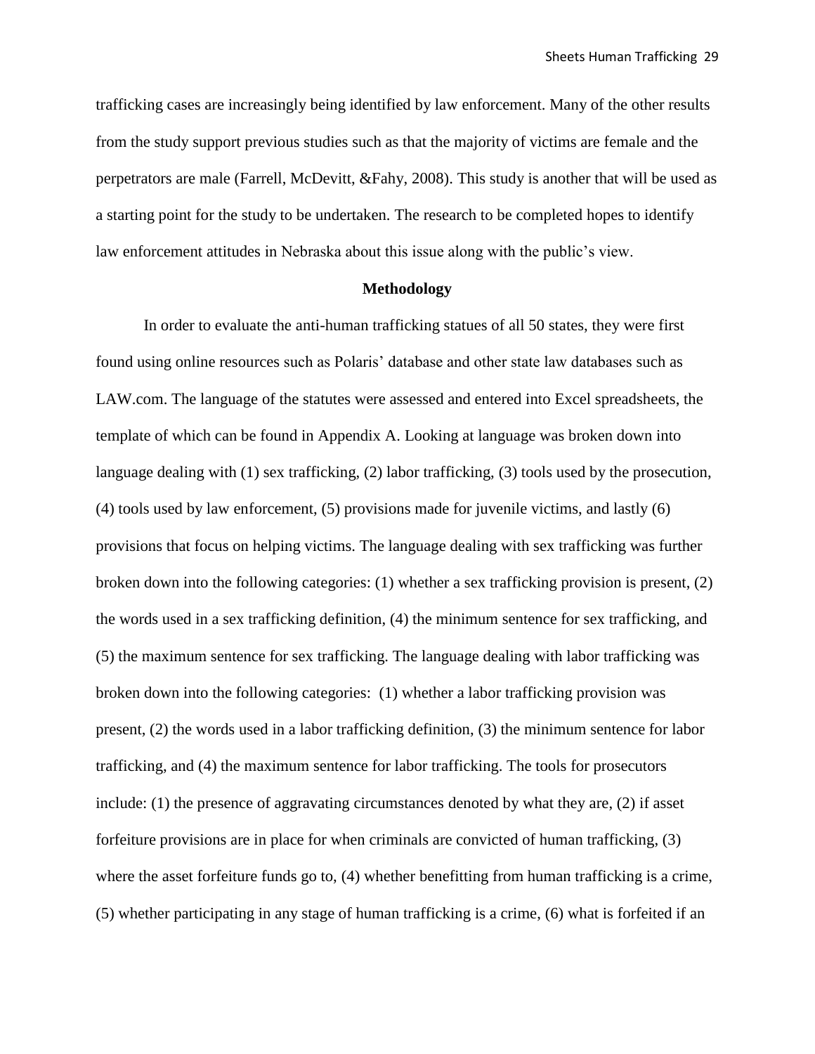trafficking cases are increasingly being identified by law enforcement. Many of the other results from the study support previous studies such as that the majority of victims are female and the perpetrators are male (Farrell, McDevitt, &Fahy, 2008). This study is another that will be used as a starting point for the study to be undertaken. The research to be completed hopes to identify law enforcement attitudes in Nebraska about this issue along with the public's view.

## Methodology

In order to evaluate the anti-human trafficking statues of all 50 states, they were first found using online resources such as Polaris' database and other state law databases such as LAW.com. The language of the statutes were assessed and entered into Excel spreadsheets, the template of which can be found in Appendix A. Looking at language was broken down into language dealing with (1) sex trafficking, (2) labor trafficking, (3) tools used by the prosecution, (4) tools used by law enforcement, (5) provisions made for juvenile victims, and lastly (6) provisions that focus on helping victims. The language dealing with sex trafficking was further broken down into the following categories: (1) whether a sex trafficking provision is present, (2) the words used in a sex trafficking definition, (4) the minimum sentence for sex trafficking, and (5) the maximum sentence for sex trafficking. The language dealing with labor trafficking was broken down into the following categories: (1) whether a labor trafficking provision was present, (2) the words used in a labor trafficking definition, (3) the minimum sentence for labor trafficking, and (4) the maximum sentence for labor trafficking. The tools for prosecutors include: (1) the presence of aggravating circumstances denoted by what they are, (2) if asset forfeiture provisions are in place for when criminals are convicted of human trafficking, (3) where the asset forfeiture funds go to, (4) whether benefitting from human trafficking is a crime, (5) whether participating in any stage of human trafficking is a crime, (6) what is forfeited if an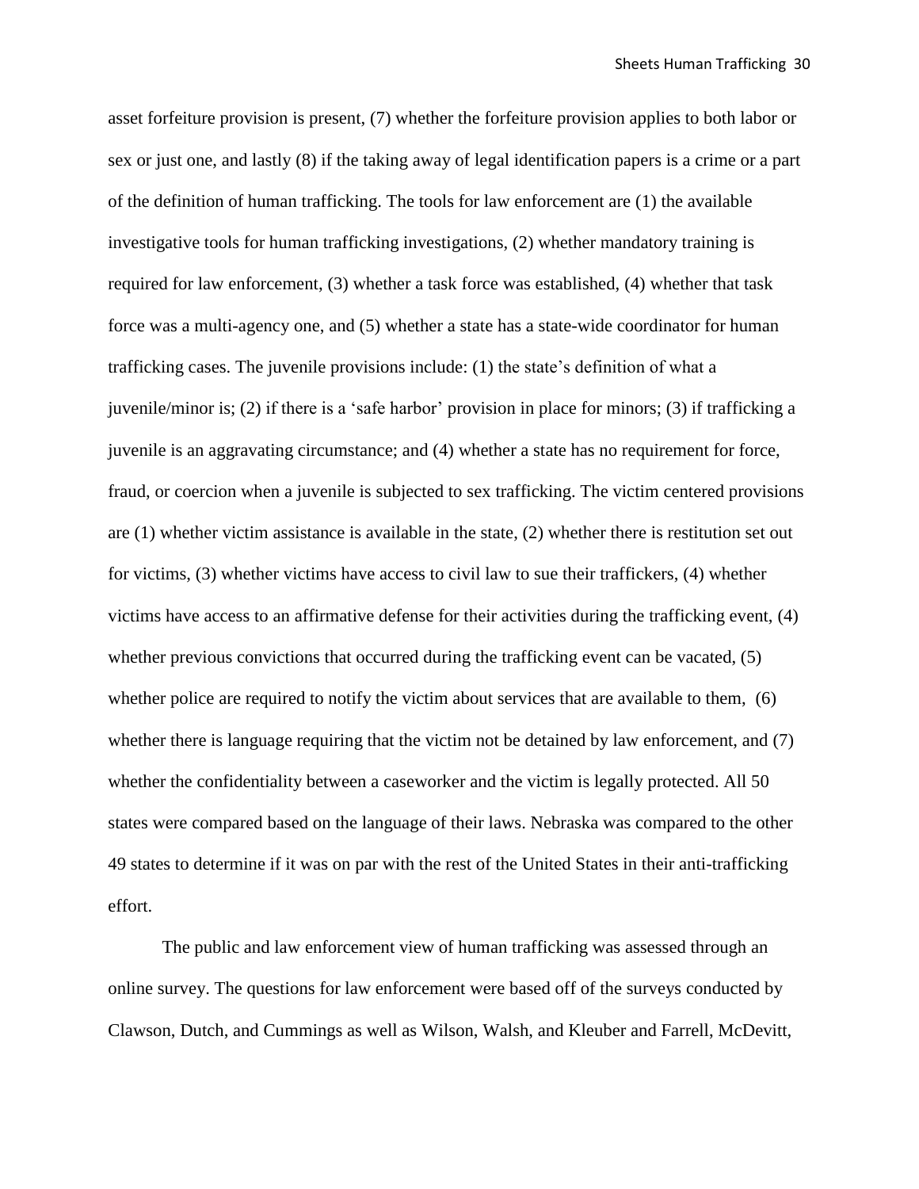asset forfeiture provision is present, (7) whether the forfeiture provision applies to both labor or sex or just one, and lastly (8) if the taking away of legal identification papers is a crime or a part of the definition of human trafficking. The tools for law enforcement are (1) the available investigative tools for human trafficking investigations, (2) whether mandatory training is required for law enforcement, (3) whether a task force was established, (4) whether that task force was a multi-agency one, and (5) whether a state has a state-wide coordinator for human trafficking cases. The juvenile provisions include: (1) the state's definition of what a juvenile/minor is; (2) if there is a 'safe harbor' provision in place for minors; (3) if trafficking a juvenile is an aggravating circumstance; and (4) whether a state has no requirement for force, fraud, or coercion when a juvenile is subjected to sex trafficking. The victim centered provisions are (1) whether victim assistance is available in the state, (2) whether there is restitution set out for victims, (3) whether victims have access to civil law to sue their traffickers, (4) whether victims have access to an affirmative defense for their activities during the trafficking event, (4) whether previous convictions that occurred during the trafficking event can be vacated, (5) whether police are required to notify the victim about services that are available to them, (6) whether there is language requiring that the victim not be detained by law enforcement, and (7) whether the confidentiality between a caseworker and the victim is legally protected. All 50 states were compared based on the language of their laws. Nebraska was compared to the other 49 states to determine if it was on par with the rest of the United States in their anti-trafficking effort.

The public and law enforcement view of human trafficking was assessed through an online survey. The questions for law enforcement were based off of the surveys conducted by Clawson, Dutch, and Cummings as well as Wilson, Walsh, and Kleuber and Farrell, McDevitt,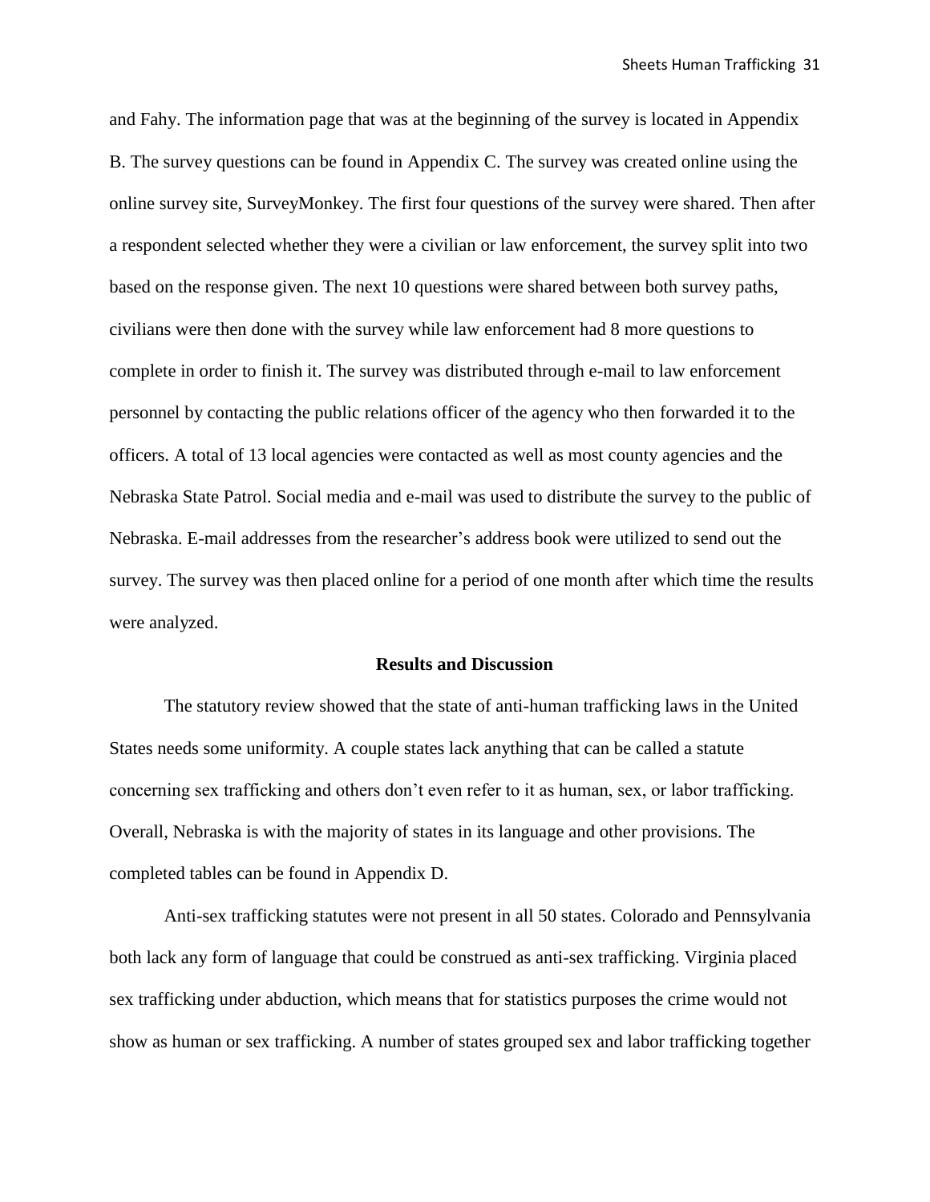and Fahy. The information page that was at the beginning of the survey is located in Appendix B. The survey questions can be found in Appendix C. The survey was created online using the online survey site, SurveyMonkey. The first four questions of the survey were shared. Then after a respondent selected whether they were a civilian or law enforcement, the survey split into two based on the response given. The next 10 questions were shared between both survey paths, civilians were then done with the survey while law enforcement had 8 more questions to complete in order to finish it. The survey was distributed through e-mail to law enforcement personnel by contacting the public relations officer of the agency who then forwarded it to the officers. A total of 13 local agencies were contacted as well as most county agencies and the Nebraska State Patrol. Social media and e-mail was used to distribute the survey to the public of Nebraska. E-mail addresses from the researcher's address book were utilized to send out the survey. The survey was then placed online for a period of one month after which time the results were analyzed.

## Results and Discussion

The statutory review showed that the state of anti-human trafficking laws in the United States needs some uniformity. A couple states lack anything that can be called a statute concerning sex trafficking and others don't even refer to it as human, sex, or labor trafficking. Overall, Nebraska is with the majority of states in its language and other provisions. The completed tables can be found in Appendix D.

Anti-sex trafficking statutes were not present in all 50 states. Colorado and Pennsylvania both lack any form of language that could be construed as anti-sex trafficking. Virginia placed sex trafficking under abduction, which means that for statistics purposes the crime would not show as human or sex trafficking. A number of states grouped sex and labor trafficking together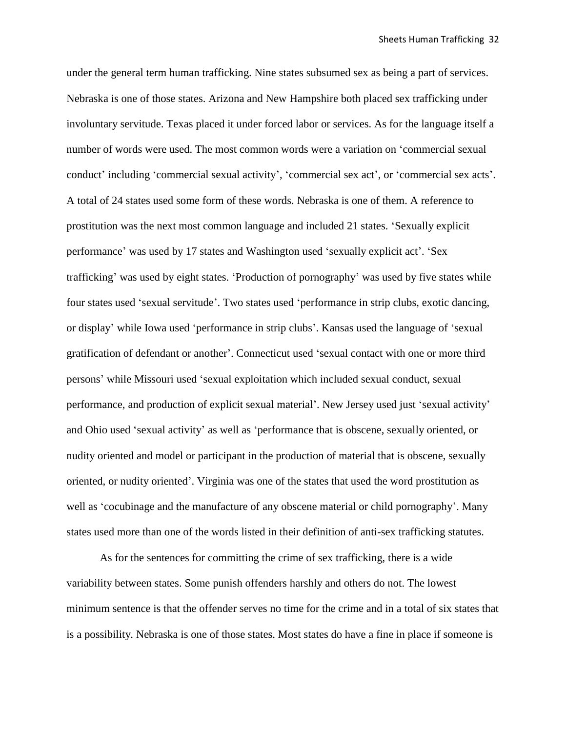under the general term human trafficking. Nine states subsumed sex as being a part of services. Nebraska is one of those states. Arizona and New Hampshire both placed sex trafficking under involuntary servitude. Texas placed it under forced labor or services. As for the language itself a number of words were used. The most common words were a variation on 'commercial sexual conduct' including 'commercial sexual activity', 'commercial sex act', or 'commercial sex acts'. A total of 24 states used some form of these words. Nebraska is one of them. A reference to prostitution was the next most common language and included 21 states. 'Sexually explicit performance' was used by 17 states and Washington used 'sexually explicit act'. 'Sex trafficking' was used by eight states. 'Production of pornography' was used by five states while four states used 'sexual servitude'. Two states used 'performance in strip clubs, exotic dancing, or display' while Iowa used 'performance in strip clubs'. Kansas used the language of 'sexual gratification of defendant or another'. Connecticut used 'sexual contact with one or more third persons' while Missouri used 'sexual exploitation which included sexual conduct, sexual performance, and production of explicit sexual material'. New Jersey used just 'sexual activity' and Ohio used 'sexual activity' as well as 'performance that is obscene, sexually oriented, or nudity oriented and model or participant in the production of material that is obscene, sexually oriented, or nudity oriented'. Virginia was one of the states that used the word prostitution as well as 'cocubinage and the manufacture of any obscene material or child pornography'. Many states used more than one of the words listed in their definition of anti-sex trafficking statutes.

As for the sentences for committing the crime of sex trafficking, there is a wide variability between states. Some punish offenders harshly and others do not. The lowest minimum sentence is that the offender serves no time for the crime and in a total of six states that is a possibility. Nebraska is one of those states. Most states do have a fine in place if someone is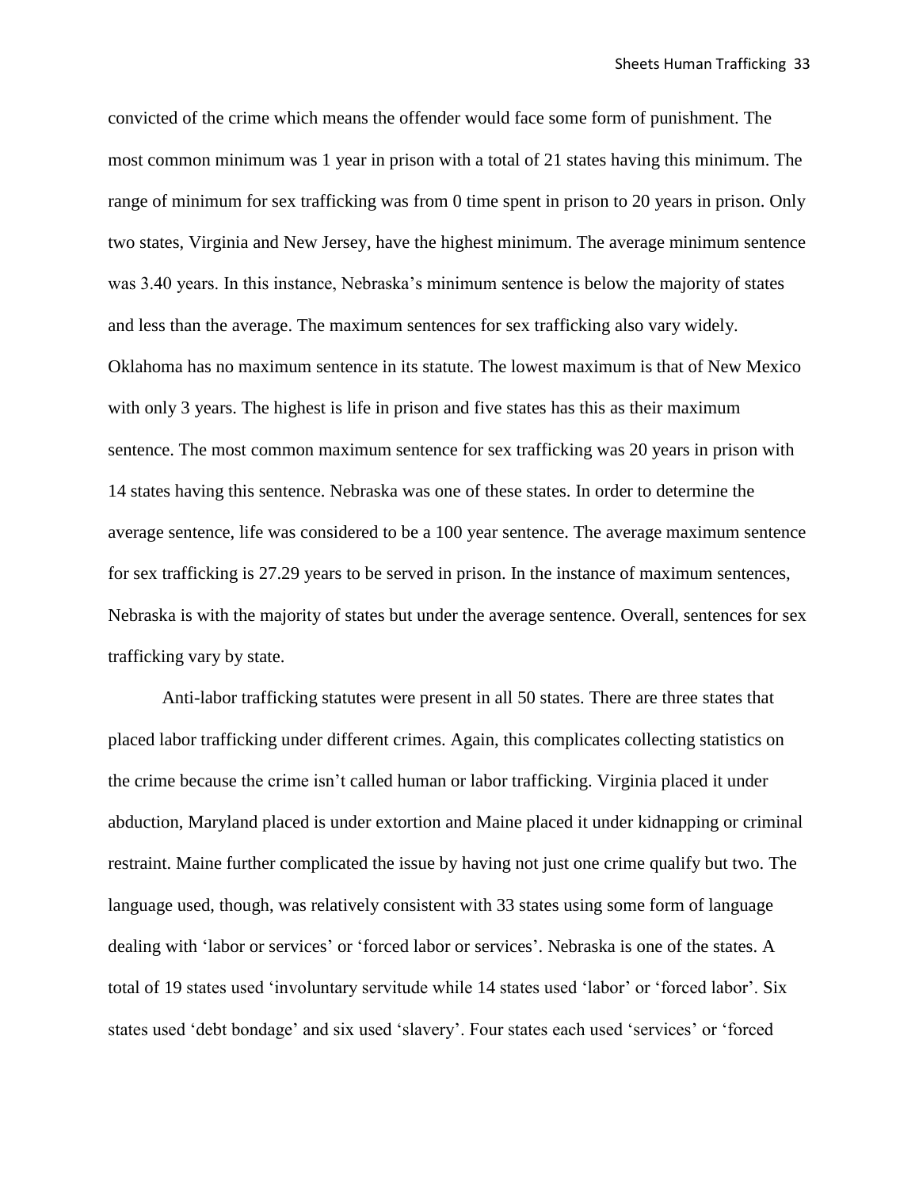convicted of the crime which means the offender would face some form of punishment. The most common minimum was 1 year in prison with a total of 21 states having this minimum. The range of minimum for sex trafficking was from 0 time spent in prison to 20 years in prison. Only two states, Virginia and New Jersey, have the highest minimum. The average minimum sentence was 3.40 years. In this instance, Nebraska's minimum sentence is below the majority of states and less than the average. The maximum sentences for sex trafficking also vary widely. Oklahoma has no maximum sentence in its statute. The lowest maximum is that of New Mexico with only 3 years. The highest is life in prison and five states has this as their maximum sentence. The most common maximum sentence for sex trafficking was 20 years in prison with 14 states having this sentence. Nebraska was one of these states. In order to determine the average sentence, life was considered to be a 100 year sentence. The average maximum sentence for sex trafficking is 27.29 years to be served in prison. In the instance of maximum sentences, Nebraska is with the majority of states but under the average sentence. Overall, sentences for sex trafficking vary by state.

Anti-labor trafficking statutes were present in all 50 states. There are three states that placed labor trafficking under different crimes. Again, this complicates collecting statistics on the crime because the crime isn't called human or labor trafficking. Virginia placed it under abduction, Maryland placed is under extortion and Maine placed it under kidnapping or criminal restraint. Maine further complicated the issue by having not just one crime qualify but two. The language used, though, was relatively consistent with 33 states using some form of language dealing with 'labor or services' or 'forced labor or services'. Nebraska is one of the states. A total of 19 states used 'involuntary servitude while 14 states used 'labor' or 'forced labor'. Six states used 'debt bondage' and six used 'slavery'. Four states each used 'services' or 'forced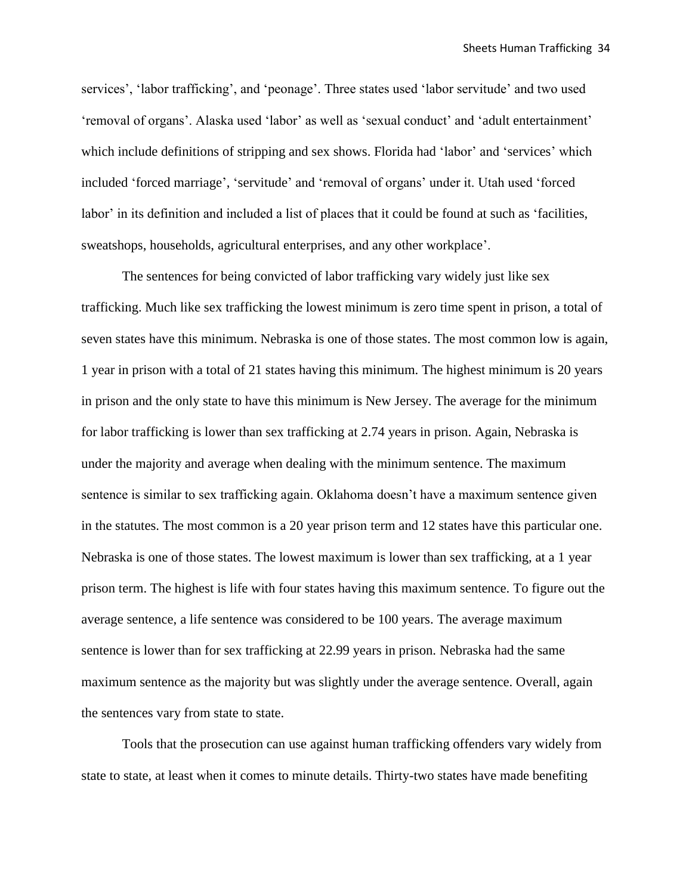services', 'labor trafficking', and 'peonage'. Three states used 'labor servitude' and two used 'removal of organs'. Alaska used 'labor' as well as 'sexual conduct' and 'adult entertainment' which include definitions of stripping and sex shows. Florida had 'labor' and 'services' which included 'forced marriage', 'servitude' and 'removal of organs' under it. Utah used 'forced labor' in its definition and included a list of places that it could be found at such as 'facilities, sweatshops, households, agricultural enterprises, and any other workplace'.

The sentences for being convicted of labor trafficking vary widely just like sex trafficking. Much like sex trafficking the lowest minimum is zero time spent in prison, a total of seven states have this minimum. Nebraska is one of those states. The most common low is again, 1 year in prison with a total of 21 states having this minimum. The highest minimum is 20 years in prison and the only state to have this minimum is New Jersey. The average for the minimum for labor trafficking is lower than sex trafficking at 2.74 years in prison. Again, Nebraska is under the majority and average when dealing with the minimum sentence. The maximum sentence is similar to sex trafficking again. Oklahoma doesn't have a maximum sentence given in the statutes. The most common is a 20 year prison term and 12 states have this particular one. Nebraska is one of those states. The lowest maximum is lower than sex trafficking, at a 1 year prison term. The highest is life with four states having this maximum sentence. To figure out the average sentence, a life sentence was considered to be 100 years. The average maximum sentence is lower than for sex trafficking at 22.99 years in prison. Nebraska had the same maximum sentence as the majority but was slightly under the average sentence. Overall, again the sentences vary from state to state.

Tools that the prosecution can use against human trafficking offenders vary widely from state to state, at least when it comes to minute details. Thirty-two states have made benefiting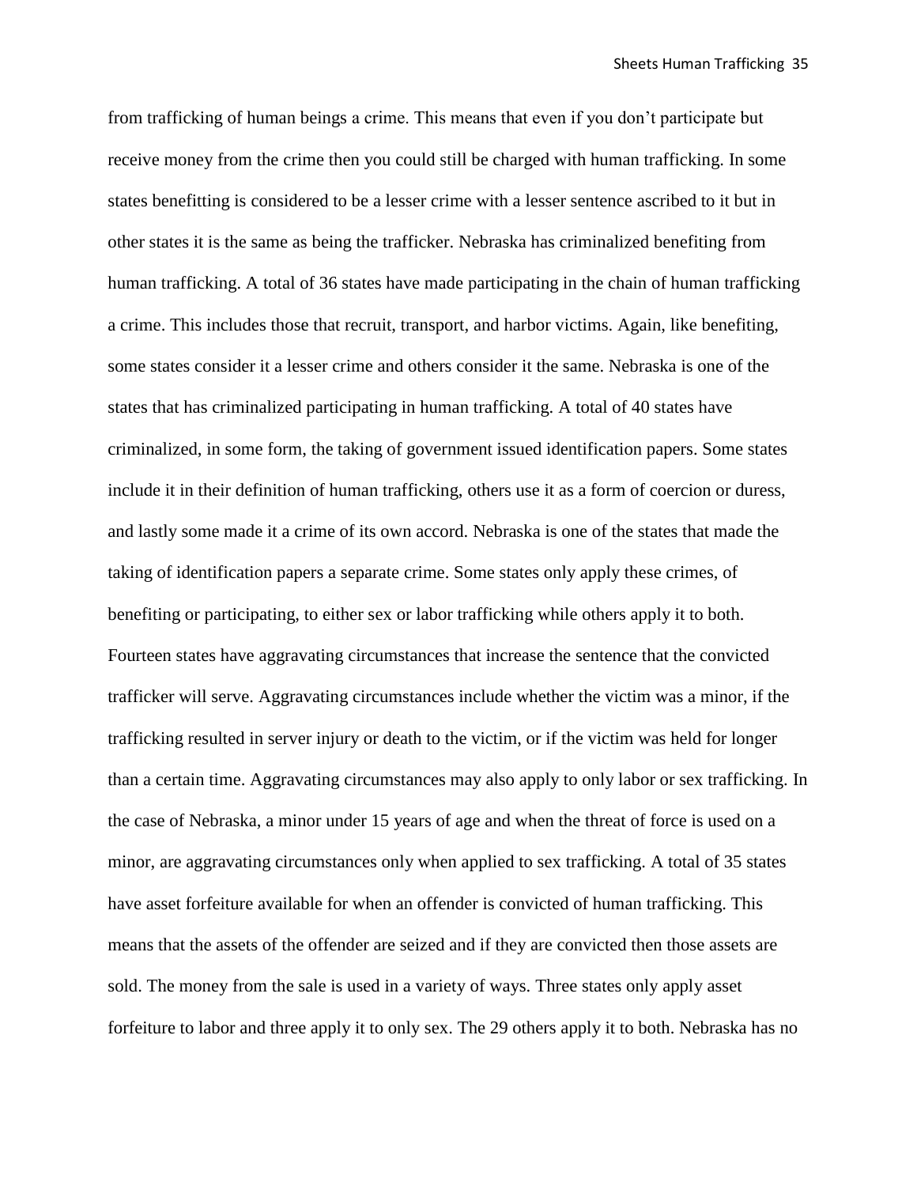from trafficking of human beings a crime. This means that even if you don't participate but receive money from the crime then you could still be charged with human trafficking. In some states benefitting is considered to be a lesser crime with a lesser sentence ascribed to it but in other states it is the same as being the trafficker. Nebraska has criminalized benefiting from human trafficking. A total of 36 states have made participating in the chain of human trafficking a crime. This includes those that recruit, transport, and harbor victims. Again, like benefiting, some states consider it a lesser crime and others consider it the same. Nebraska is one of the states that has criminalized participating in human trafficking. A total of 40 states have criminalized, in some form, the taking of government issued identification papers. Some states include it in their definition of human trafficking, others use it as a form of coercion or duress, and lastly some made it a crime of its own accord. Nebraska is one of the states that made the taking of identification papers a separate crime. Some states only apply these crimes, of benefiting or participating, to either sex or labor trafficking while others apply it to both. Fourteen states have aggravating circumstances that increase the sentence that the convicted trafficker will serve. Aggravating circumstances include whether the victim was a minor, if the trafficking resulted in server injury or death to the victim, or if the victim was held for longer than a certain time. Aggravating circumstances may also apply to only labor or sex trafficking. In the case of Nebraska, a minor under 15 years of age and when the threat of force is used on a minor, are aggravating circumstances only when applied to sex trafficking. A total of 35 states have asset forfeiture available for when an offender is convicted of human trafficking. This means that the assets of the offender are seized and if they are convicted then those assets are sold. The money from the sale is used in a variety of ways. Three states only apply asset forfeiture to labor and three apply it to only sex. The 29 others apply it to both. Nebraska has no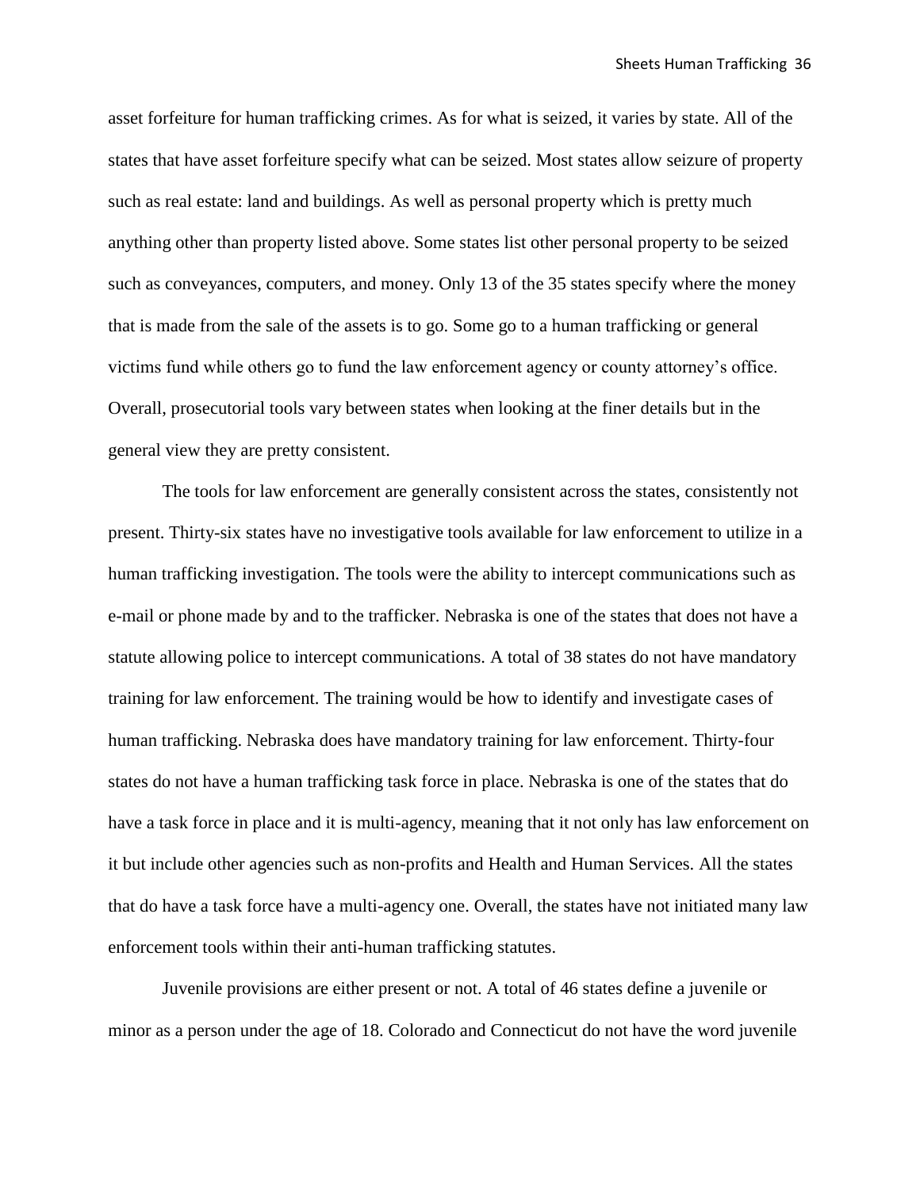asset forfeiture for human trafficking crimes. As for what is seized, it varies by state. All of the states that have asset forfeiture specify what can be seized. Most states allow seizure of property such as real estate: land and buildings. As well as personal property which is pretty much anything other than property listed above. Some states list other personal property to be seized such as conveyances, computers, and money. Only 13 of the 35 states specify where the money that is made from the sale of the assets is to go. Some go to a human trafficking or general victims fund while others go to fund the law enforcement agency or county attorney's office. Overall, prosecutorial tools vary between states when looking at the finer details but in the general view they are pretty consistent.

The tools for law enforcement are generally consistent across the states, consistently not present. Thirty-six states have no investigative tools available for law enforcement to utilize in a human trafficking investigation. The tools were the ability to intercept communications such as e-mail or phone made by and to the trafficker. Nebraska is one of the states that does not have a statute allowing police to intercept communications. A total of 38 states do not have mandatory training for law enforcement. The training would be how to identify and investigate cases of human trafficking. Nebraska does have mandatory training for law enforcement. Thirty-four states do not have a human trafficking task force in place. Nebraska is one of the states that do have a task force in place and it is multi-agency, meaning that it not only has law enforcement on it but include other agencies such as non-profits and Health and Human Services. All the states that do have a task force have a multi-agency one. Overall, the states have not initiated many law enforcement tools within their anti-human trafficking statutes.

Juvenile provisions are either present or not. A total of 46 states define a juvenile or minor as a person under the age of 18. Colorado and Connecticut do not have the word juvenile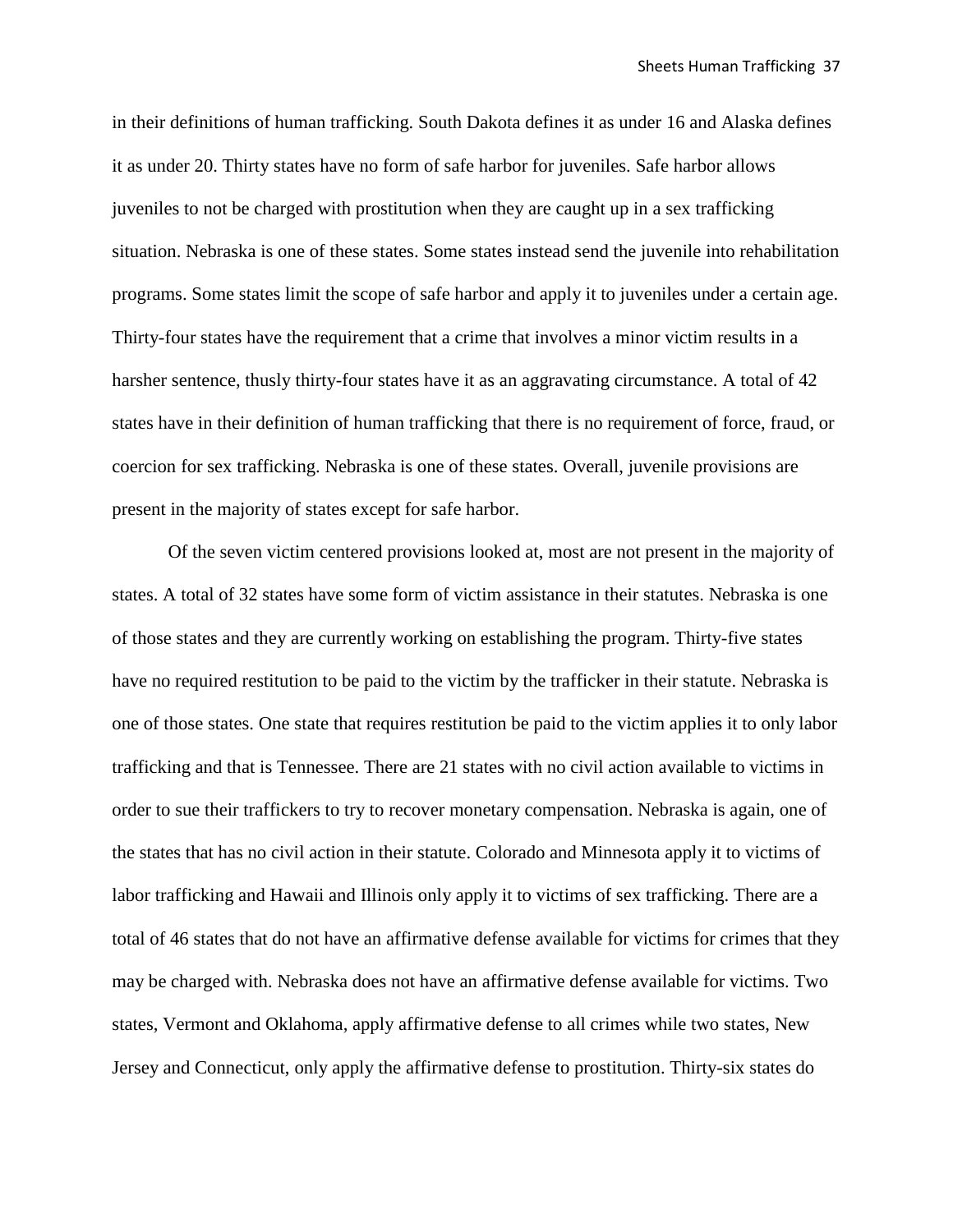in their definitions of human trafficking. South Dakota defines it as under 16 and Alaska defines it as under 20. Thirty states have no form of safe harbor for juveniles. Safe harbor allows juveniles to not be charged with prostitution when they are caught up in a sex trafficking situation. Nebraska is one of these states. Some states instead send the juvenile into rehabilitation programs. Some states limit the scope of safe harbor and apply it to juveniles under a certain age. Thirty-four states have the requirement that a crime that involves a minor victim results in a harsher sentence, thusly thirty-four states have it as an aggravating circumstance. A total of 42 states have in their definition of human trafficking that there is no requirement of force, fraud, or coercion for sex trafficking. Nebraska is one of these states. Overall, juvenile provisions are present in the majority of states except for safe harbor.

Of the seven victim centered provisions looked at, most are not present in the majority of states. A total of 32 states have some form of victim assistance in their statutes. Nebraska is one of those states and they are currently working on establishing the program. Thirty-five states have no required restitution to be paid to the victim by the trafficker in their statute. Nebraska is one of those states. One state that requires restitution be paid to the victim applies it to only labor trafficking and that is Tennessee. There are 21 states with no civil action available to victims in order to sue their traffickers to try to recover monetary compensation. Nebraska is again, one of the states that has no civil action in their statute. Colorado and Minnesota apply it to victims of labor trafficking and Hawaii and Illinois only apply it to victims of sex trafficking. There are a total of 46 states that do not have an affirmative defense available for victims for crimes that they may be charged with. Nebraska does not have an affirmative defense available for victims. Two states, Vermont and Oklahoma, apply affirmative defense to all crimes while two states, New Jersey and Connecticut, only apply the affirmative defense to prostitution. Thirty-six states do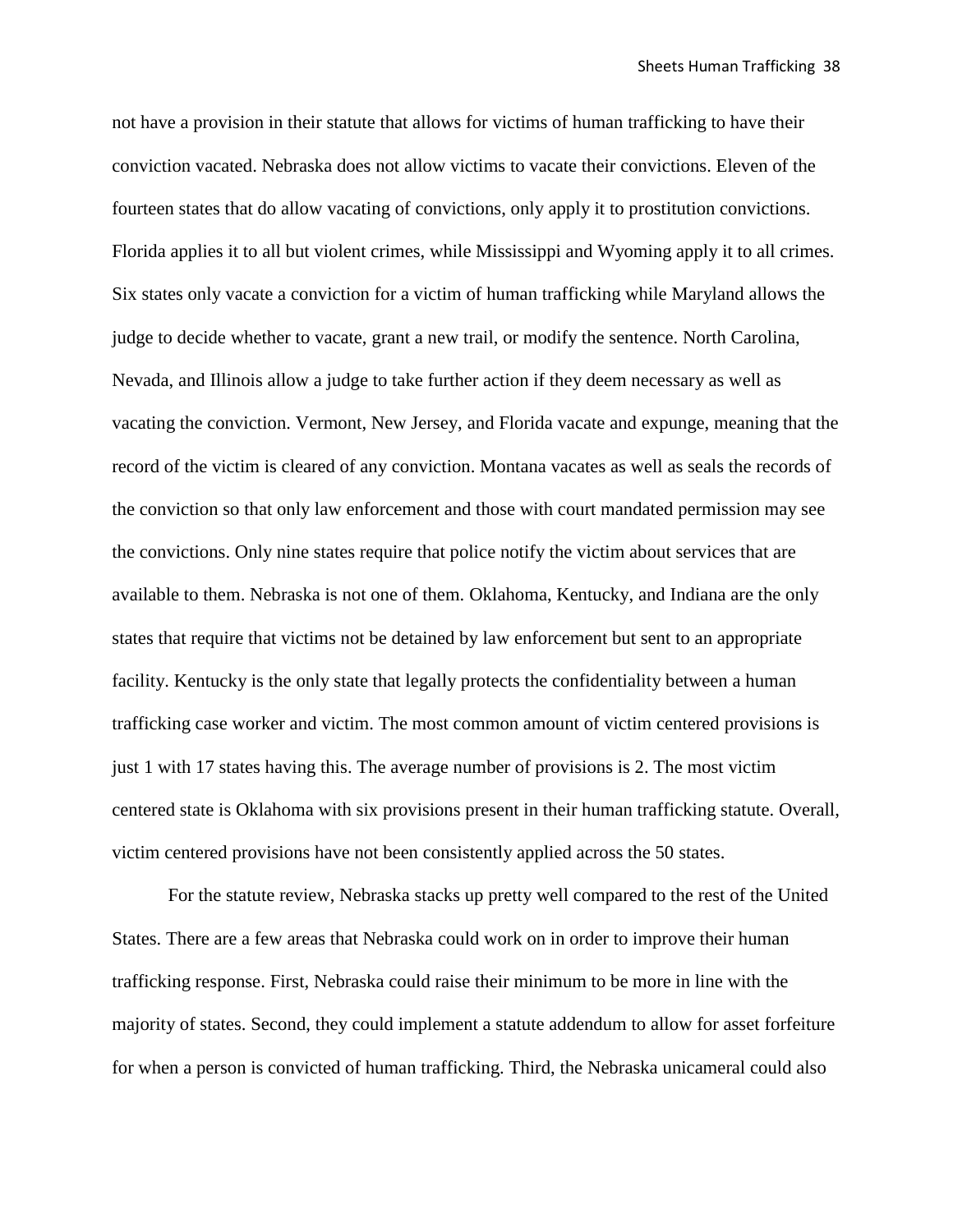not have a provision in their statute that allows for victims of human trafficking to have their conviction vacated. Nebraska does not allow victims to vacate their convictions. Eleven of the fourteen states that do allow vacating of convictions, only apply it to prostitution convictions. Florida applies it to all but violent crimes, while Mississippi and Wyoming apply it to all crimes. Six states only vacate a conviction for a victim of human trafficking while Maryland allows the judge to decide whether to vacate, grant a new trail, or modify the sentence. North Carolina, Nevada, and Illinois allow a judge to take further action if they deem necessary as well as vacating the conviction. Vermont, New Jersey, and Florida vacate and expunge, meaning that the record of the victim is cleared of any conviction. Montana vacates as well as seals the records of the conviction so that only law enforcement and those with court mandated permission may see the convictions. Only nine states require that police notify the victim about services that are available to them. Nebraska is not one of them. Oklahoma, Kentucky, and Indiana are the only states that require that victims not be detained by law enforcement but sent to an appropriate facility. Kentucky is the only state that legally protects the confidentiality between a human trafficking case worker and victim. The most common amount of victim centered provisions is just 1 with 17 states having this. The average number of provisions is 2. The most victim centered state is Oklahoma with six provisions present in their human trafficking statute. Overall, victim centered provisions have not been consistently applied across the 50 states.

For the statute review, Nebraska stacks up pretty well compared to the rest of the United States. There are a few areas that Nebraska could work on in order to improve their human trafficking response. First, Nebraska could raise their minimum to be more in line with the majority of states. Second, they could implement a statute addendum to allow for asset forfeiture for when a person is convicted of human trafficking. Third, the Nebraska unicameral could also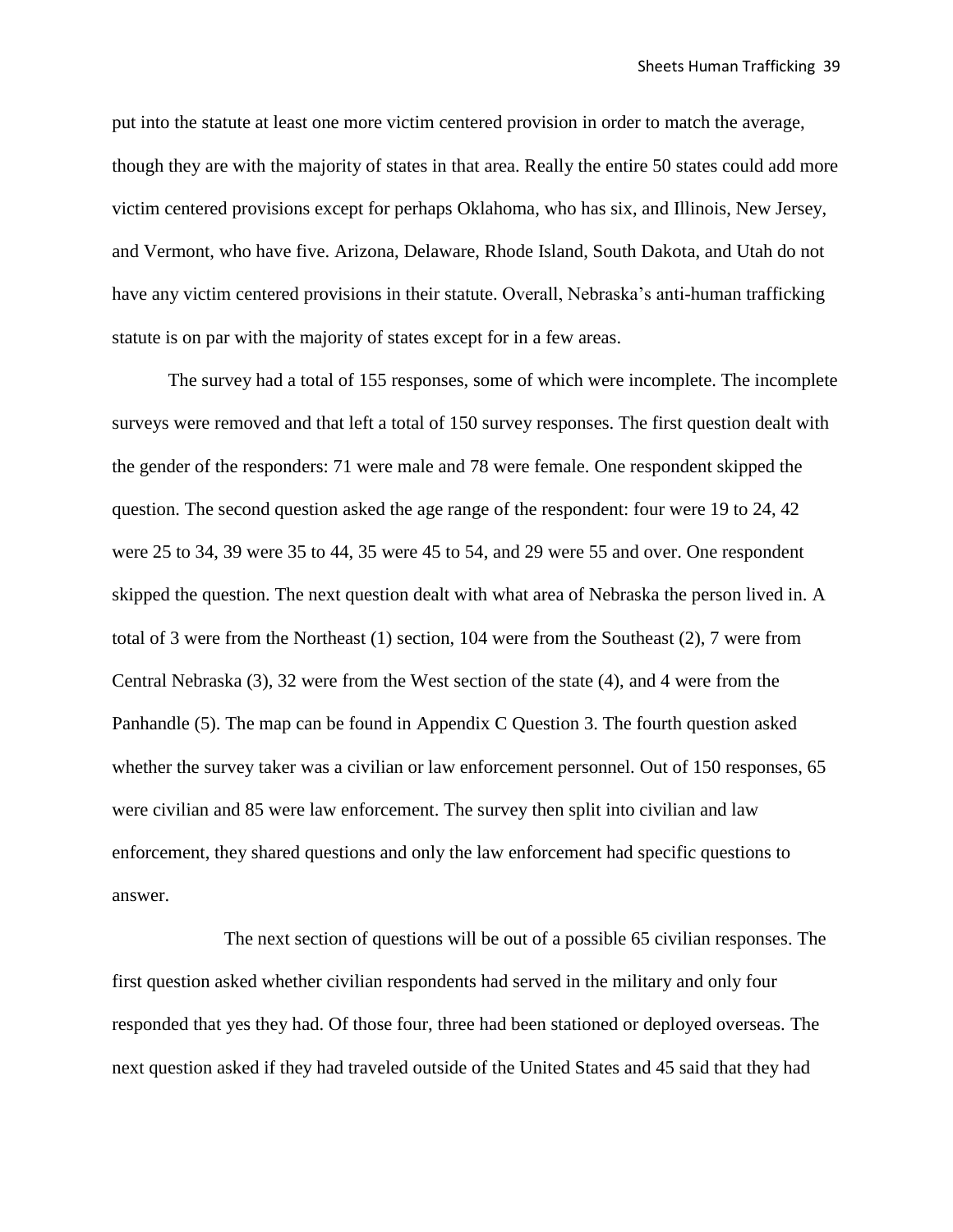put into the statute at least one more victim centered provision in order to match the average, though they are with the majority of states in that area. Really the entire 50 states could add more victim centered provisions except for perhaps Oklahoma, who has six, and Illinois, New Jersey, and Vermont, who have five. Arizona, Delaware, Rhode Island, South Dakota, and Utah do not have any victim centered provisions in their statute. Overall, Nebraska's anti-human trafficking statute is on par with the majority of states except for in a few areas.

The survey had a total of 155 responses, some of which were incomplete. The incomplete surveys were removed and that left a total of 150 survey responses. The first question dealt with the gender of the responders: 71 were male and 78 were female. One respondent skipped the question. The second question asked the age range of the respondent: four were 19 to 24, 42 were 25 to 34, 39 were 35 to 44, 35 were 45 to 54, and 29 were 55 and over. One respondent skipped the question. The next question dealt with what area of Nebraska the person lived in. A total of 3 were from the Northeast (1) section, 104 were from the Southeast (2), 7 were from Central Nebraska (3), 32 were from the West section of the state (4), and 4 were from the Panhandle (5). The map can be found in Appendix C Question 3. The fourth question asked whether the survey taker was a civilian or law enforcement personnel. Out of 150 responses, 65 were civilian and 85 were law enforcement. The survey then split into civilian and law enforcement, they shared questions and only the law enforcement had specific questions to answer.

The next section of questions will be out of a possible 65 civilian responses. The first question asked whether civilian respondents had served in the military and only four responded that yes they had. Of those four, three had been stationed or deployed overseas. The next question asked if they had traveled outside of the United States and 45 said that they had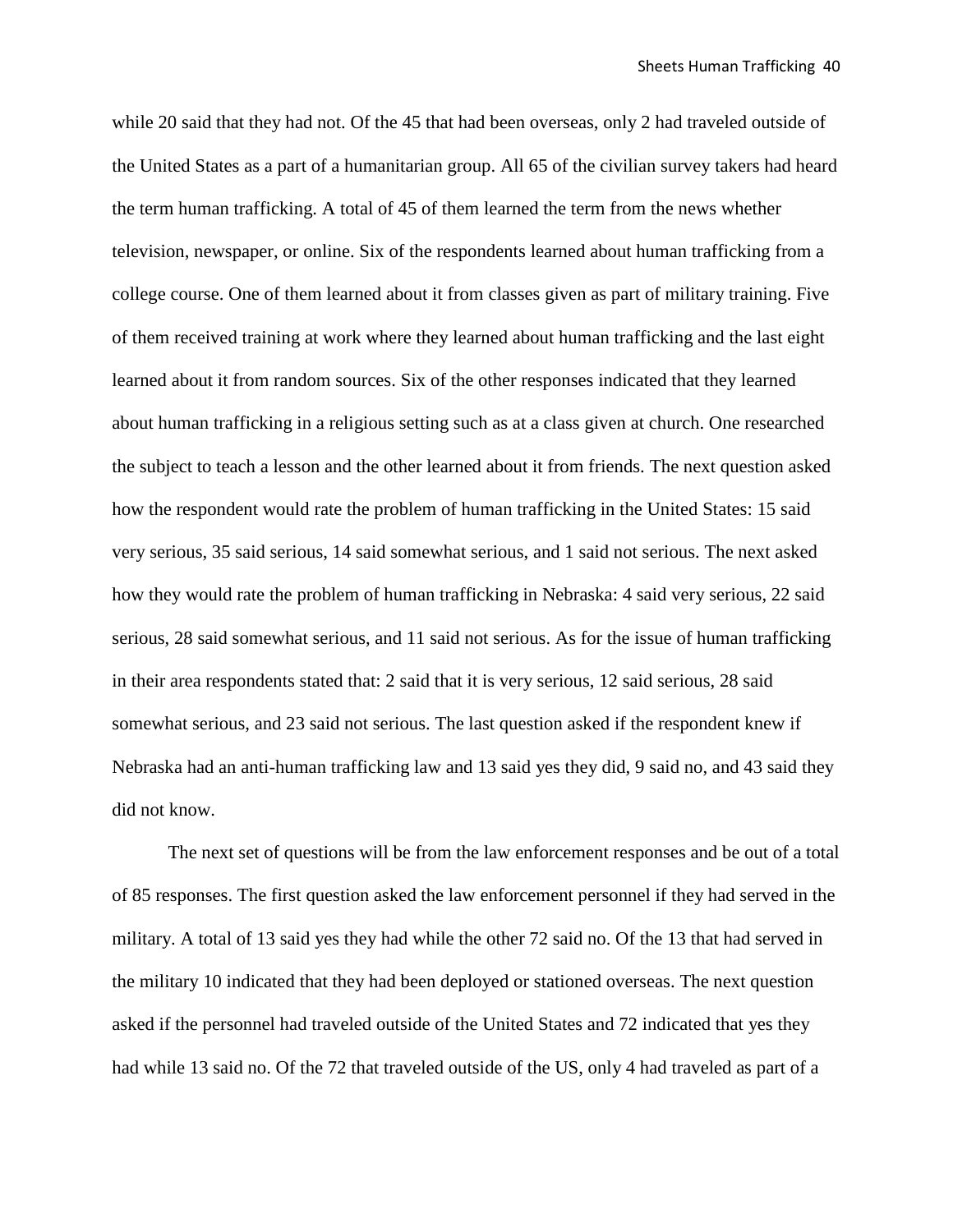while 20 said that they had not. Of the 45 that had been overseas, only 2 had traveled outside of the United States as a part of a humanitarian group. All 65 of the civilian survey takers had heard the term human trafficking. A total of 45 of them learned the term from the news whether television, newspaper, or online. Six of the respondents learned about human trafficking from a college course. One of them learned about it from classes given as part of military training. Five of them received training at work where they learned about human trafficking and the last eight learned about it from random sources. Six of the other responses indicated that they learned about human trafficking in a religious setting such as at a class given at church. One researched the subject to teach a lesson and the other learned about it from friends. The next question asked how the respondent would rate the problem of human trafficking in the United States: 15 said very serious, 35 said serious, 14 said somewhat serious, and 1 said not serious. The next asked how they would rate the problem of human trafficking in Nebraska: 4 said very serious, 22 said serious, 28 said somewhat serious, and 11 said not serious. As for the issue of human trafficking in their area respondents stated that: 2 said that it is very serious, 12 said serious, 28 said somewhat serious, and 23 said not serious. The last question asked if the respondent knew if Nebraska had an anti-human trafficking law and 13 said yes they did, 9 said no, and 43 said they did not know.

The next set of questions will be from the law enforcement responses and be out of a total of 85 responses. The first question asked the law enforcement personnel if they had served in the military. A total of 13 said yes they had while the other 72 said no. Of the 13 that had served in the military 10 indicated that they had been deployed or stationed overseas. The next question asked if the personnel had traveled outside of the United States and 72 indicated that yes they had while 13 said no. Of the 72 that traveled outside of the US, only 4 had traveled as part of a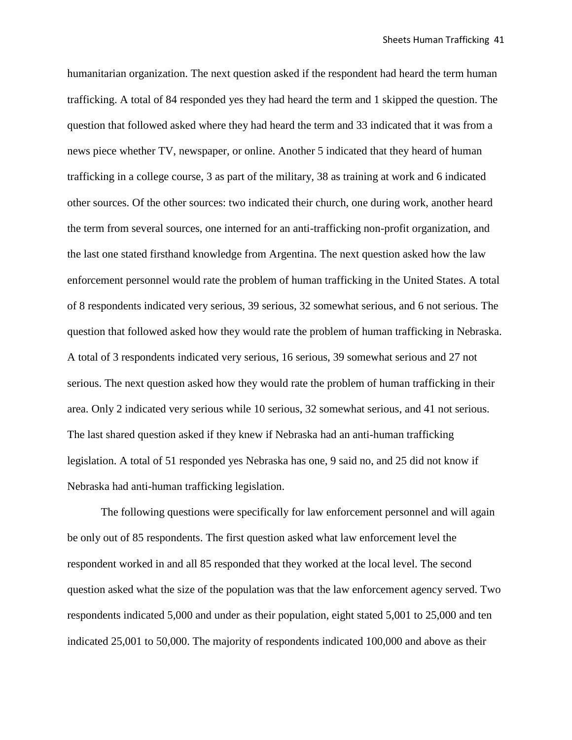humanitarian organization. The next question asked if the respondent had heard the term human trafficking. A total of 84 responded yes they had heard the term and 1 skipped the question. The question that followed asked where they had heard the term and 33 indicated that it was from a news piece whether TV, newspaper, or online. Another 5 indicated that they heard of human trafficking in a college course, 3 as part of the military, 38 as training at work and 6 indicated other sources. Of the other sources: two indicated their church, one during work, another heard the term from several sources, one interned for an anti-trafficking non-profit organization, and the last one stated firsthand knowledge from Argentina. The next question asked how the law enforcement personnel would rate the problem of human trafficking in the United States. A total of 8 respondents indicated very serious, 39 serious, 32 somewhat serious, and 6 not serious. The question that followed asked how they would rate the problem of human trafficking in Nebraska. A total of 3 respondents indicated very serious, 16 serious, 39 somewhat serious and 27 not serious. The next question asked how they would rate the problem of human trafficking in their area. Only 2 indicated very serious while 10 serious, 32 somewhat serious, and 41 not serious. The last shared question asked if they knew if Nebraska had an anti-human trafficking legislation. A total of 51 responded yes Nebraska has one, 9 said no, and 25 did not know if Nebraska had anti-human trafficking legislation.

The following questions were specifically for law enforcement personnel and will again be only out of 85 respondents. The first question asked what law enforcement level the respondent worked in and all 85 responded that they worked at the local level. The second question asked what the size of the population was that the law enforcement agency served. Two respondents indicated 5,000 and under as their population, eight stated 5,001 to 25,000 and ten indicated 25,001 to 50,000. The majority of respondents indicated 100,000 and above as their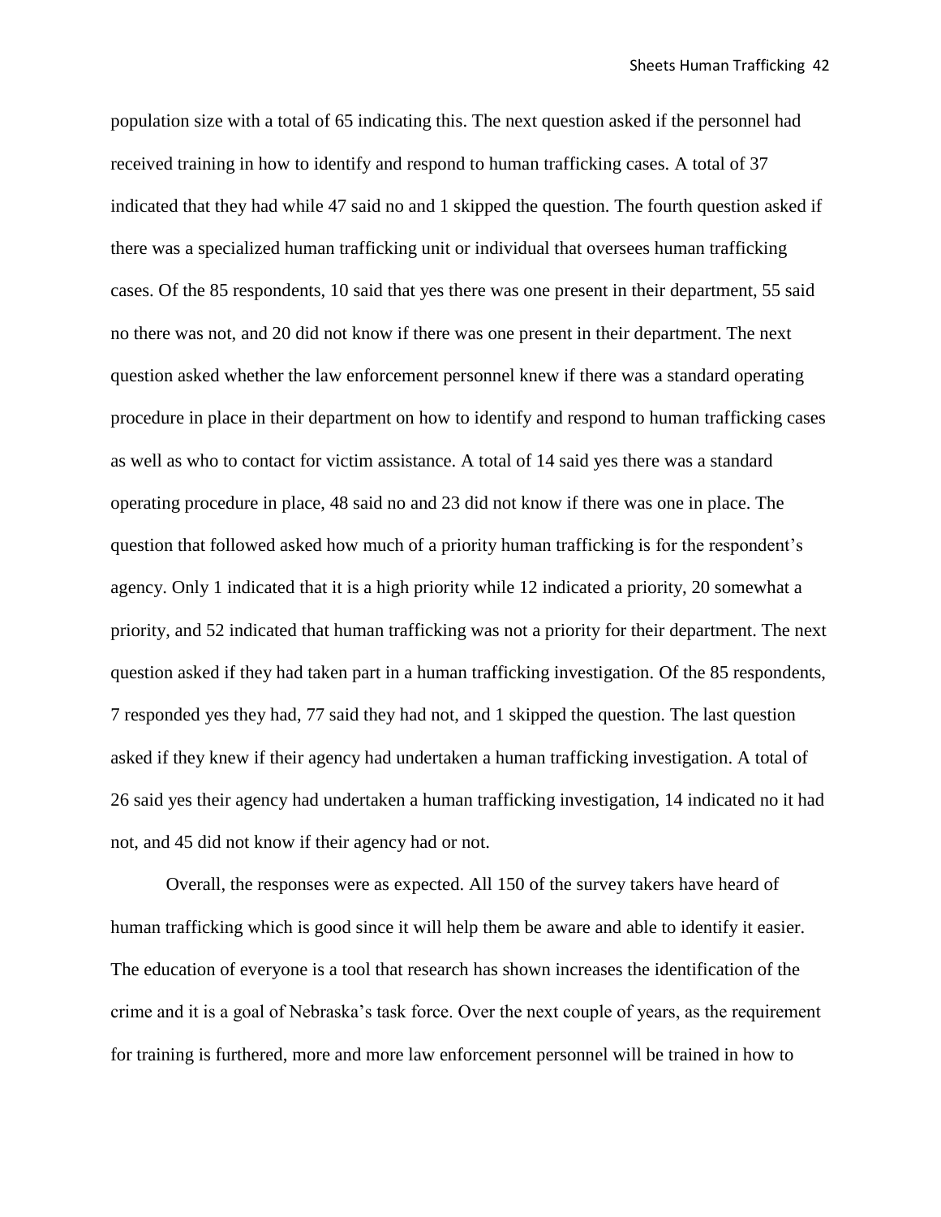population size with a total of 65 indicating this. The next question asked if the personnel had received training in how to identify and respond to human trafficking cases. A total of 37 indicated that they had while 47 said no and 1 skipped the question. The fourth question asked if there was a specialized human trafficking unit or individual that oversees human trafficking cases. Of the 85 respondents, 10 said that yes there was one present in their department, 55 said no there was not, and 20 did not know if there was one present in their department. The next question asked whether the law enforcement personnel knew if there was a standard operating procedure in place in their department on how to identify and respond to human trafficking cases as well as who to contact for victim assistance. A total of 14 said yes there was a standard operating procedure in place, 48 said no and 23 did not know if there was one in place. The question that followed asked how much of a priority human trafficking is for the respondent's agency. Only 1 indicated that it is a high priority while 12 indicated a priority, 20 somewhat a priority, and 52 indicated that human trafficking was not a priority for their department. The next question asked if they had taken part in a human trafficking investigation. Of the 85 respondents, 7 responded yes they had, 77 said they had not, and 1 skipped the question. The last question asked if they knew if their agency had undertaken a human trafficking investigation. A total of 26 said yes their agency had undertaken a human trafficking investigation, 14 indicated no it had not, and 45 did not know if their agency had or not.

Overall, the responses were as expected. All 150 of the survey takers have heard of human trafficking which is good since it will help them be aware and able to identify it easier. The education of everyone is a tool that research has shown increases the identification of the crime and it is a goal of Nebraska's task force. Over the next couple of years, as the requirement for training is furthered, more and more law enforcement personnel will be trained in how to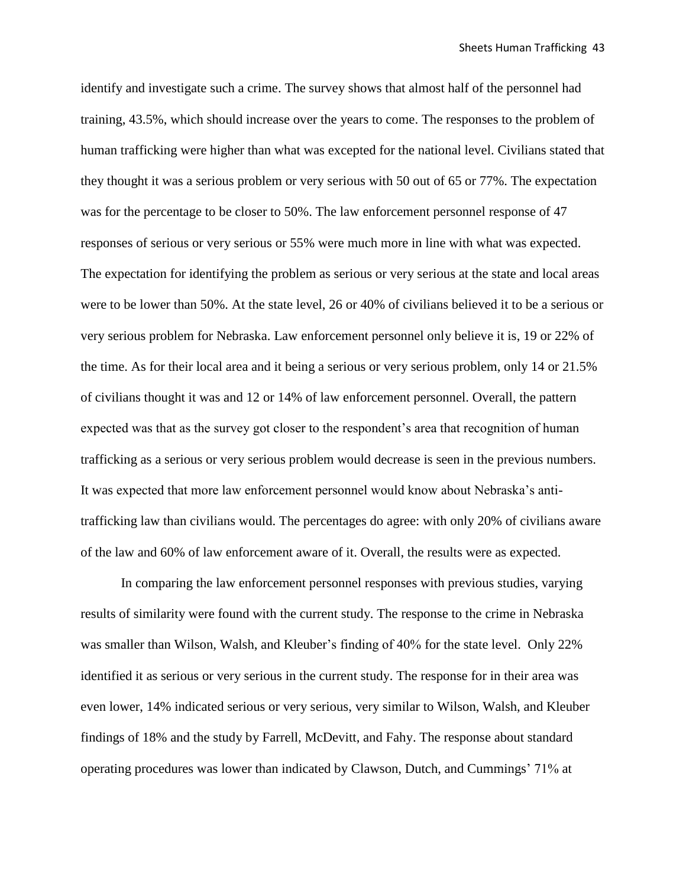identify and investigate such a crime. The survey shows that almost half of the personnel had training, 43.5%, which should increase over the years to come. The responses to the problem of human trafficking were higher than what was excepted for the national level. Civilians stated that they thought it was a serious problem or very serious with 50 out of 65 or 77%. The expectation was for the percentage to be closer to 50%. The law enforcement personnel response of 47 responses of serious or very serious or 55% were much more in line with what was expected. The expectation for identifying the problem as serious or very serious at the state and local areas were to be lower than 50%. At the state level, 26 or 40% of civilians believed it to be a serious or very serious problem for Nebraska. Law enforcement personnel only believe it is, 19 or 22% of the time. As for their local area and it being a serious or very serious problem, only 14 or 21.5% of civilians thought it was and 12 or 14% of law enforcement personnel. Overall, the pattern expected was that as the survey got closer to the respondent's area that recognition of human trafficking as a serious or very serious problem would decrease is seen in the previous numbers. It was expected that more law enforcement personnel would know about Nebraska's anti-trafficking law than civilians would. The percentages do agree: with only 20% of civilians aware of the law and 60% of law enforcement aware of it. Overall, the results were as expected.

In comparing the law enforcement personnel responses with previous studies, varying results of similarity were found with the current study. The response to the crime in Nebraska was smaller than Wilson, Walsh, and Kleuber's finding of 40% for the state level. Only 22% identified it as serious or very serious in the current study. The response for in their area was even lower, 14% indicated serious or very serious, very similar to Wilson, Walsh, and Kleuber findings of 18% and the study by Farrell, McDevitt, and Fahy. The response about standard operating procedures was lower than indicated by Clawson, Dutch, and Cummings' 71% at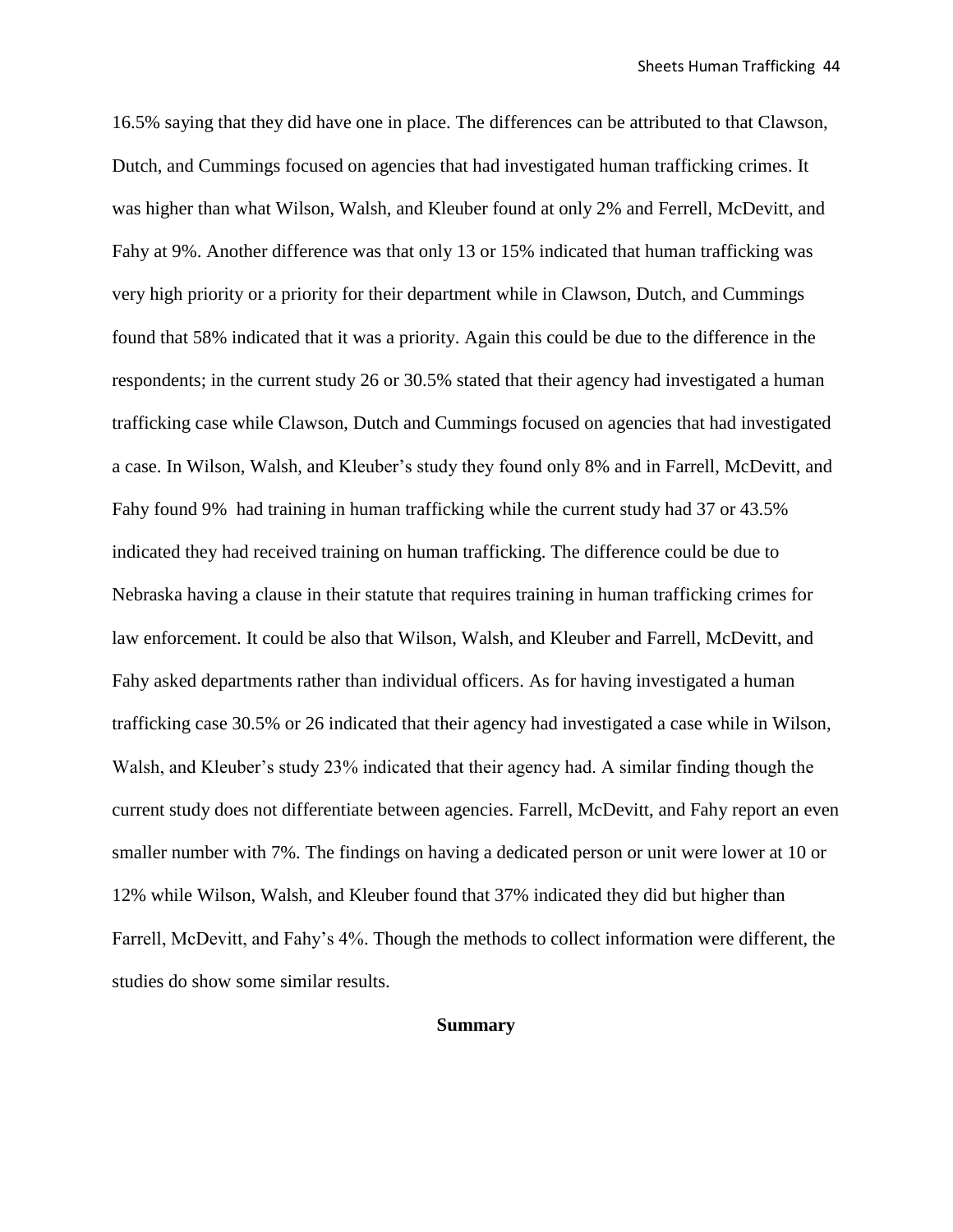16.5% saying that they did have one in place. The differences can be attributed to that Clawson, Dutch, and Cummings focused on agencies that had investigated human trafficking crimes. It was higher than what Wilson, Walsh, and Kleuber found at only 2% and Ferrell, McDevitt, and Fahy at 9%. Another difference was that only 13 or 15% indicated that human trafficking was very high priority or a priority for their department while in Clawson, Dutch, and Cummings found that 58% indicated that it was a priority. Again this could be due to the difference in the respondents; in the current study 26 or 30.5% stated that their agency had investigated a human trafficking case while Clawson, Dutch and Cummings focused on agencies that had investigated a case. In Wilson, Walsh, and Kleuber's study they found only 8% and in Farrell, McDevitt, and Fahy found 9% had training in human trafficking while the current study had 37 or 43.5% indicated they had received training on human trafficking. The difference could be due to Nebraska having a clause in their statute that requires training in human trafficking crimes for law enforcement. It could be also that Wilson, Walsh, and Kleuber and Farrell, McDevitt, and Fahy asked departments rather than individual officers. As for having investigated a human trafficking case 30.5% or 26 indicated that their agency had investigated a case while in Wilson, Walsh, and Kleuber's study 23% indicated that their agency had. A similar finding though the current study does not differentiate between agencies. Farrell, McDevitt, and Fahy report an even smaller number with 7%. The findings on having a dedicated person or unit were lower at 10 or 12% while Wilson, Walsh, and Kleuber found that 37% indicated they did but higher than Farrell, McDevitt, and Fahy's 4%. Though the methods to collect information were different, the studies do show some similar results.

## Summary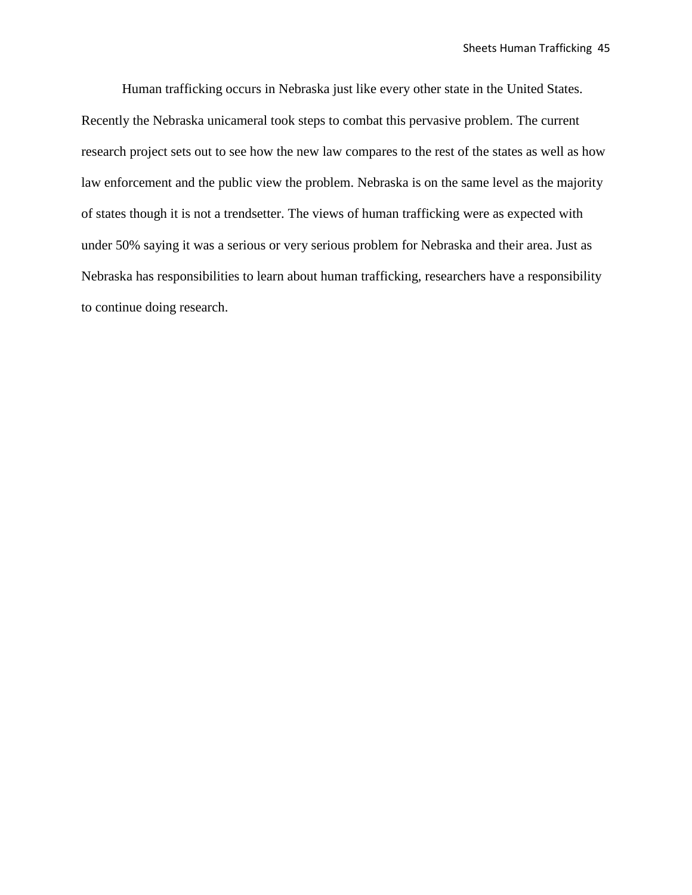Human trafficking occurs in Nebraska just like every other state in the United States. Recently the Nebraska unicameral took steps to combat this pervasive problem. The current research project sets out to see how the new law compares to the rest of the states as well as how law enforcement and the public view the problem. Nebraska is on the same level as the majority of states though it is not a trendsetter. The views of human trafficking were as expected with under 50% saying it was a serious or very serious problem for Nebraska and their area. Just as Nebraska has responsibilities to learn about human trafficking, researchers have a responsibility to continue doing research.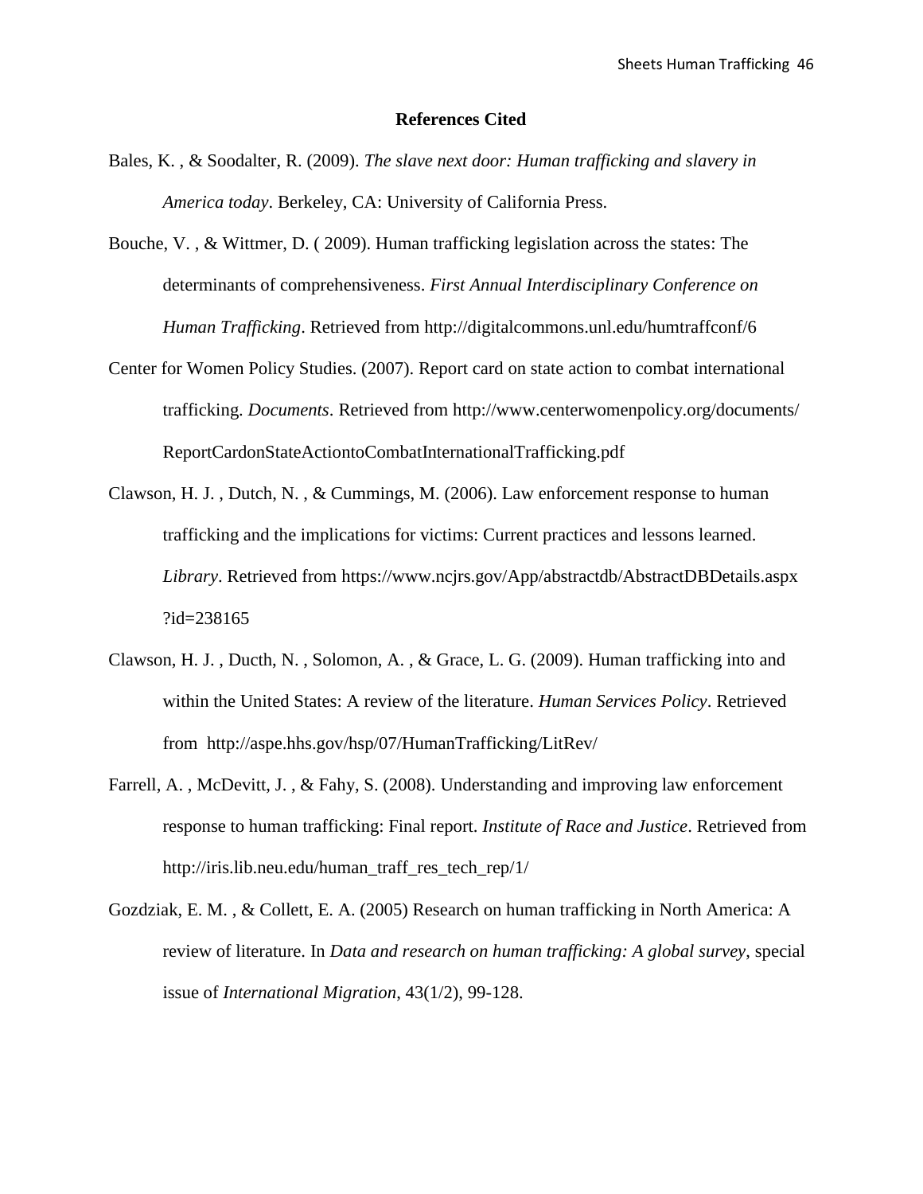## References Cited

Bales, K. , & Soodalter, R. (2009). *The slave next door: Human trafficking and slavery in America today*. Berkeley, CA: University of California Press.

Bouche, V. , & Wittmer, D. ( 2009). Human trafficking legislation across the states: The determinants of comprehensiveness. *First Annual Interdisciplinary Conference on Human Trafficking*. Retrieved from http://digitalcommons.unl.edu/humtraffconf/6

Center for Women Policy Studies. (2007). Report card on state action to combat international trafficking. *Documents*. Retrieved from http://www.centerwomenpolicy.org/documents/ReportCardonStateActiontoCombatInternationalTrafficking.pdf

Clawson, H. J. , Dutch, N. , & Cummings, M. (2006). Law enforcement response to human trafficking and the implications for victims: Current practices and lessons learned. *Library*. Retrieved from https://www.ncjrs.gov/App/abstractdb/AbstractDBDetails.aspx?id=238165

Clawson, H. J. , Ducth, N. , Solomon, A. , & Grace, L. G. (2009). Human trafficking into and within the United States: A review of the literature. *Human Services Policy*. Retrieved from http://aspe.hhs.gov/hsp/07/HumanTrafficking/LitRev/

Farrell, A. , McDevitt, J. , & Fahy, S. (2008). Understanding and improving law enforcement response to human trafficking: Final report. *Institute of Race and Justice*. Retrieved from http://iris.lib.neu.edu/human_traff_res_tech_rep/1/

Gozdziak, E. M. , & Collett, E. A. (2005) Research on human trafficking in North America: A review of literature. In *Data and research on human trafficking: A global survey*, special issue of *International Migration*, 43(1/2), 99-128.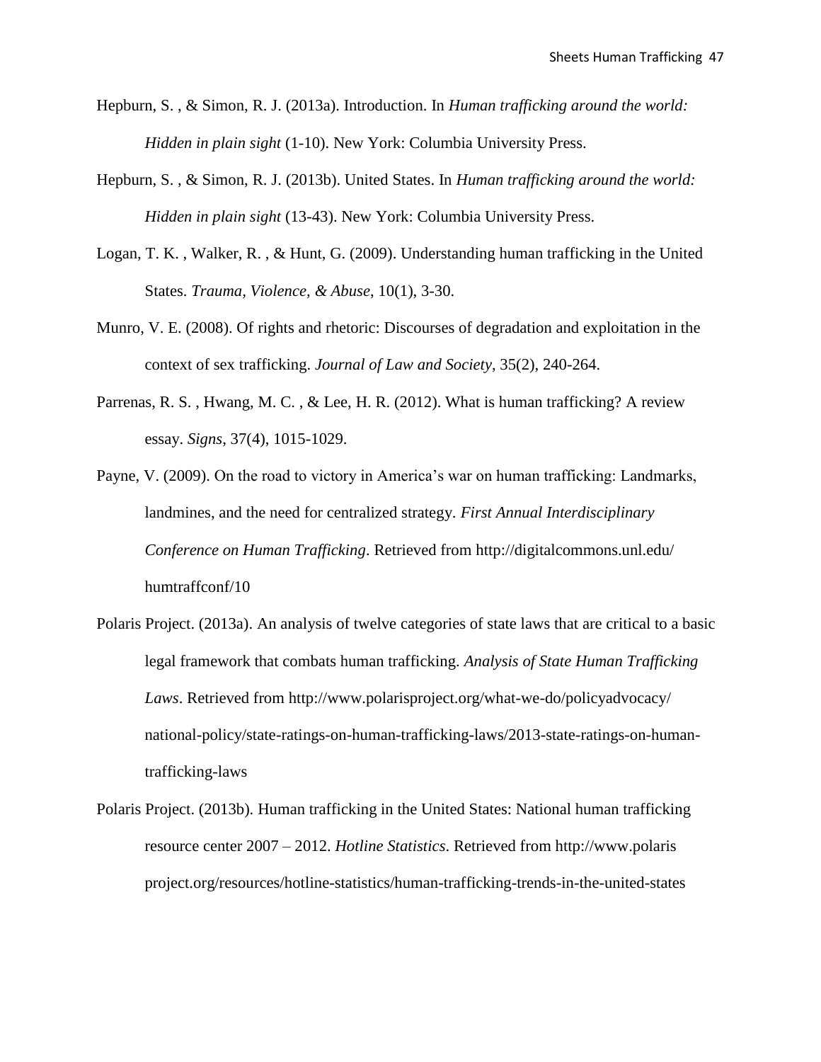Hepburn, S. , & Simon, R. J. (2013a). Introduction. In *Human trafficking around the world: Hidden in plain sight* (1-10). New York: Columbia University Press.

Hepburn, S. , & Simon, R. J. (2013b). United States. In *Human trafficking around the world: Hidden in plain sight* (13-43). New York: Columbia University Press.

Logan, T. K. , Walker, R. , & Hunt, G. (2009). Understanding human trafficking in the United States. *Trauma, Violence, & Abuse*, 10(1), 3-30.

Munro, V. E. (2008). Of rights and rhetoric: Discourses of degradation and exploitation in the context of sex trafficking. *Journal of Law and Society*, 35(2), 240-264.

Parrenas, R. S. , Hwang, M. C. , & Lee, H. R. (2012). What is human trafficking? A review essay. *Signs*, 37(4), 1015-1029.

Payne, V. (2009). On the road to victory in America's war on human trafficking: Landmarks, landmines, and the need for centralized strategy. *First Annual Interdisciplinary Conference on Human Trafficking*. Retrieved from http://digitalcommons.unl.edu/ humtraffconf/10

Polaris Project. (2013a). An analysis of twelve categories of state laws that are critical to a basic legal framework that combats human trafficking. *Analysis of State Human Trafficking Laws*. Retrieved from http://www.polarisproject.org/what-we-do/policyadvocacy/ national-policy/state-ratings-on-human-trafficking-laws/2013-state-ratings-on-human-trafficking-laws

Polaris Project. (2013b). Human trafficking in the United States: National human trafficking resource center 2007 – 2012. *Hotline Statistics*. Retrieved from http://www.polaris project.org/resources/hotline-statistics/human-trafficking-trends-in-the-united-states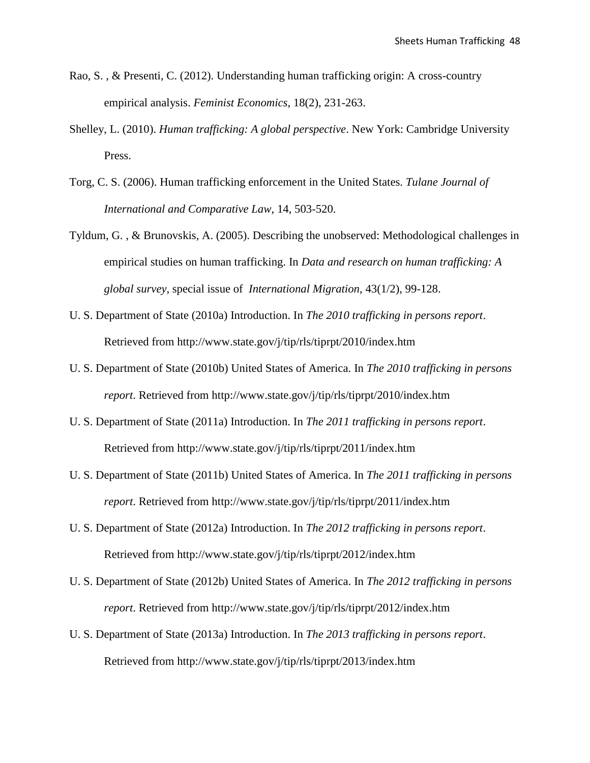Rao, S. , & Presenti, C. (2012). Understanding human trafficking origin: A cross-country empirical analysis. *Feminist Economics*, 18(2), 231-263.

Shelley, L. (2010). *Human trafficking: A global perspective*. New York: Cambridge University Press.

Torg, C. S. (2006). Human trafficking enforcement in the United States. *Tulane Journal of International and Comparative Law*, 14, 503-520.

Tyldum, G. , & Brunovskis, A. (2005). Describing the unobserved: Methodological challenges in empirical studies on human trafficking. In *Data and research on human trafficking: A global survey*, special issue of *International Migration*, 43(1/2), 99-128.

U. S. Department of State (2010a) Introduction. In *The 2010 trafficking in persons report*. Retrieved from http://www.state.gov/j/tip/rls/tiprpt/2010/index.htm

U. S. Department of State (2010b) United States of America. In *The 2010 trafficking in persons report*. Retrieved from http://www.state.gov/j/tip/rls/tiprpt/2010/index.htm

U. S. Department of State (2011a) Introduction. In *The 2011 trafficking in persons report*. Retrieved from http://www.state.gov/j/tip/rls/tiprpt/2011/index.htm

U. S. Department of State (2011b) United States of America. In *The 2011 trafficking in persons report*. Retrieved from http://www.state.gov/j/tip/rls/tiprpt/2011/index.htm

U. S. Department of State (2012a) Introduction. In *The 2012 trafficking in persons report*. Retrieved from http://www.state.gov/j/tip/rls/tiprpt/2012/index.htm

U. S. Department of State (2012b) United States of America. In *The 2012 trafficking in persons report*. Retrieved from http://www.state.gov/j/tip/rls/tiprpt/2012/index.htm

U. S. Department of State (2013a) Introduction. In *The 2013 trafficking in persons report*. Retrieved from http://www.state.gov/j/tip/rls/tiprpt/2013/index.htm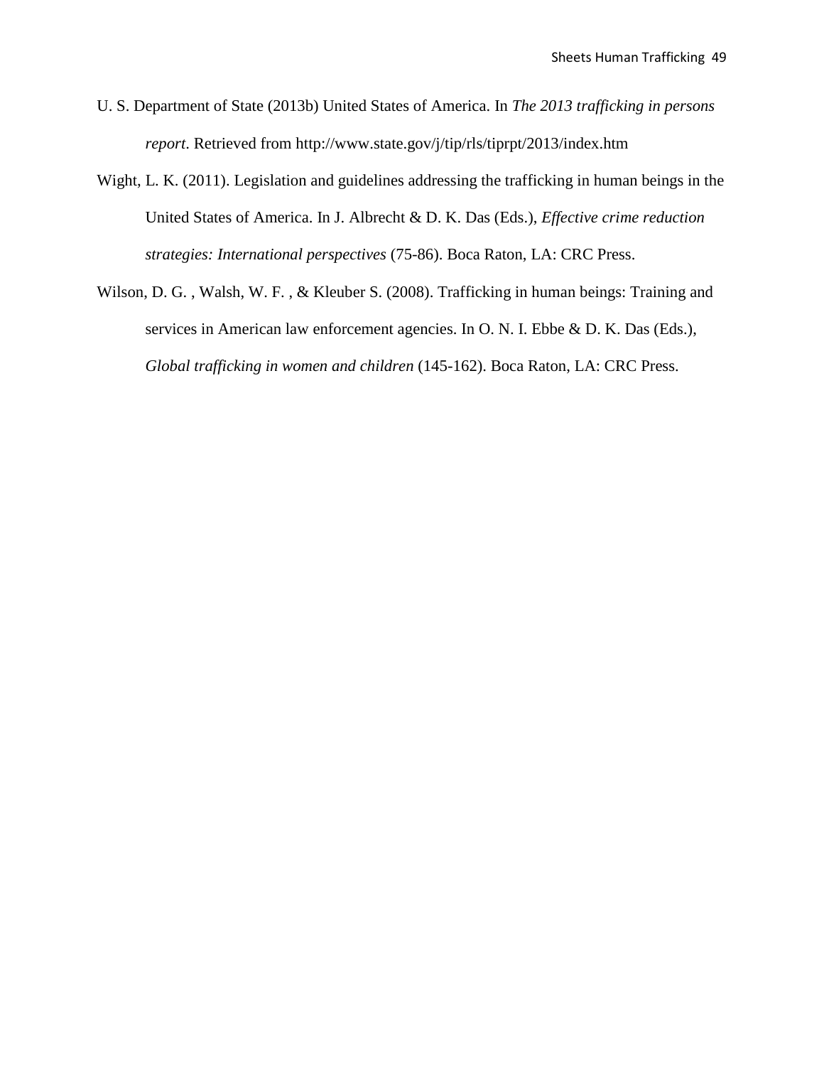U. S. Department of State (2013b) United States of America. In *The 2013 trafficking in persons report*. Retrieved from http://www.state.gov/j/tip/rls/tiprpt/2013/index.htm

Wight, L. K. (2011). Legislation and guidelines addressing the trafficking in human beings in the United States of America. In J. Albrecht & D. K. Das (Eds.), *Effective crime reduction strategies: International perspectives* (75-86). Boca Raton, LA: CRC Press.

Wilson, D. G. , Walsh, W. F. , & Kleuber S. (2008). Trafficking in human beings: Training and services in American law enforcement agencies. In O. N. I. Ebbe & D. K. Das (Eds.), *Global trafficking in women and children* (145-162). Boca Raton, LA: CRC Press.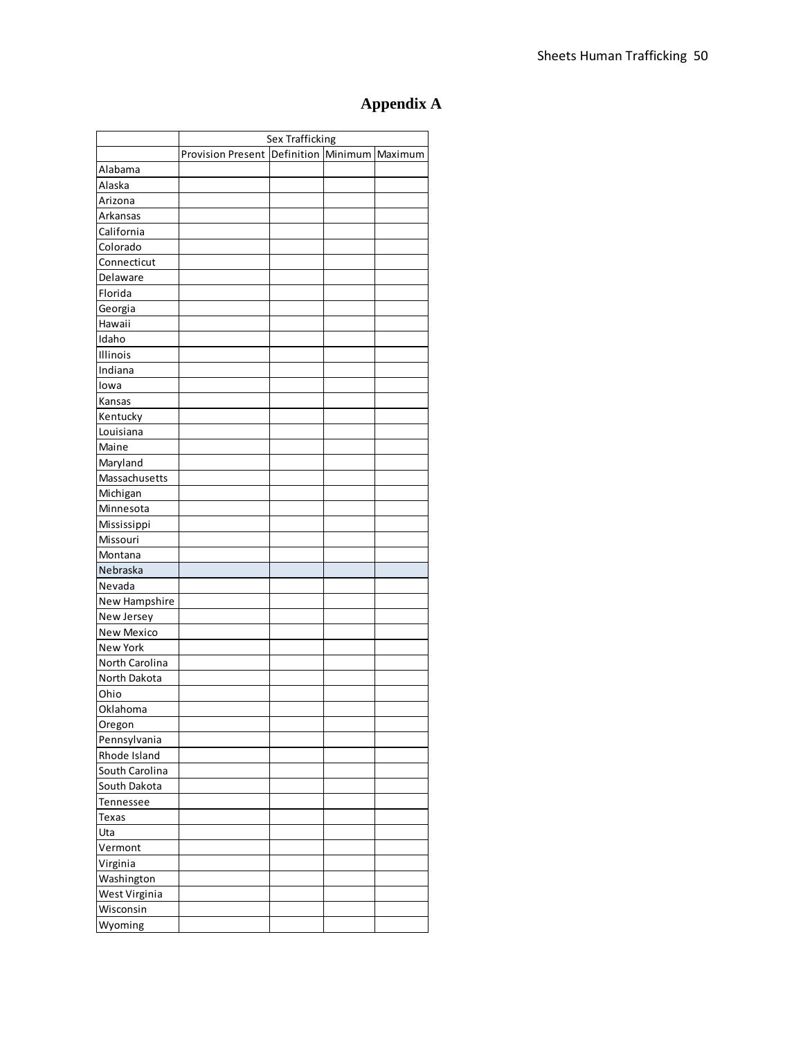# Appendix A

| | Sex Trafficking | | | |
|---|---|---|---|---|
| | Provision Present | Definition | Minimum | Maximum |
| Alabama | | | | |
| Alaska | | | | |
| Arizona | | | | |
| Arkansas | | | | |
| California | | | | |
| Colorado | | | | |
| Connecticut | | | | |
| Delaware | | | | |
| Florida | | | | |
| Georgia | | | | |
| Hawaii | | | | |
| Idaho | | | | |
| Illinois | | | | |
| Indiana | | | | |
| Iowa | | | | |
| Kansas | | | | |
| Kentucky | | | | |
| Louisiana | | | | |
| Maine | | | | |
| Maryland | | | | |
| Massachusetts | | | | |
| Michigan | | | | |
| Minnesota | | | | |
| Mississippi | | | | |
| Missouri | | | | |
| Montana | | | | |
| Nebraska | | | | |
| Nevada | | | | |
| New Hampshire | | | | |
| New Jersey | | | | |
| New Mexico | | | | |
| New York | | | | |
| North Carolina | | | | |
| North Dakota | | | | |
| Ohio | | | | |
| Oklahoma | | | | |
| Oregon | | | | |
| Pennsylvania | | | | |
| Rhode Island | | | | |
| South Carolina | | | | |
| South Dakota | | | | |
| Tennessee | | | | |
| Texas | | | | |
| Uta | | | | |
| Vermont | | | | |
| Virginia | | | | |
| Washington | | | | |
| West Virginia | | | | |
| Wisconsin | | | | |
| Wyoming | | | | |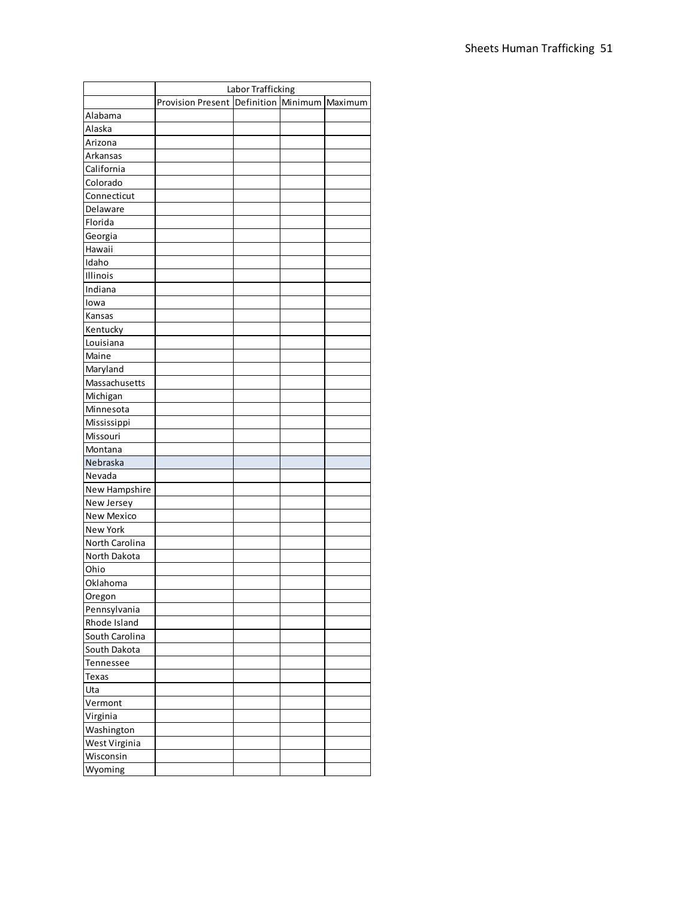| | Labor Trafficking | | | |
|---|---|---|---|---|
| | Provision Present | Definition | Minimum | Maximum |
| Alabama | | | | |
| Alaska | | | | |
| Arizona | | | | |
| Arkansas | | | | |
| California | | | | |
| Colorado | | | | |
| Connecticut | | | | |
| Delaware | | | | |
| Florida | | | | |
| Georgia | | | | |
| Hawaii | | | | |
| Idaho | | | | |
| Illinois | | | | |
| Indiana | | | | |
| Iowa | | | | |
| Kansas | | | | |
| Kentucky | | | | |
| Louisiana | | | | |
| Maine | | | | |
| Maryland | | | | |
| Massachusetts | | | | |
| Michigan | | | | |
| Minnesota | | | | |
| Mississippi | | | | |
| Missouri | | | | |
| Montana | | | | |
| Nebraska | | | | |
| Nevada | | | | |
| New Hampshire | | | | |
| New Jersey | | | | |
| New Mexico | | | | |
| New York | | | | |
| North Carolina | | | | |
| North Dakota | | | | |
| Ohio | | | | |
| Oklahoma | | | | |
| Oregon | | | | |
| Pennsylvania | | | | |
| Rhode Island | | | | |
| South Carolina | | | | |
| South Dakota | | | | |
| Tennessee | | | | |
| Texas | | | | |
| Uta | | | | |
| Vermont | | | | |
| Virginia | | | | |
| Washington | | | | |
| West Virginia | | | | |
| Wisconsin | | | | |
| Wyoming | | | | |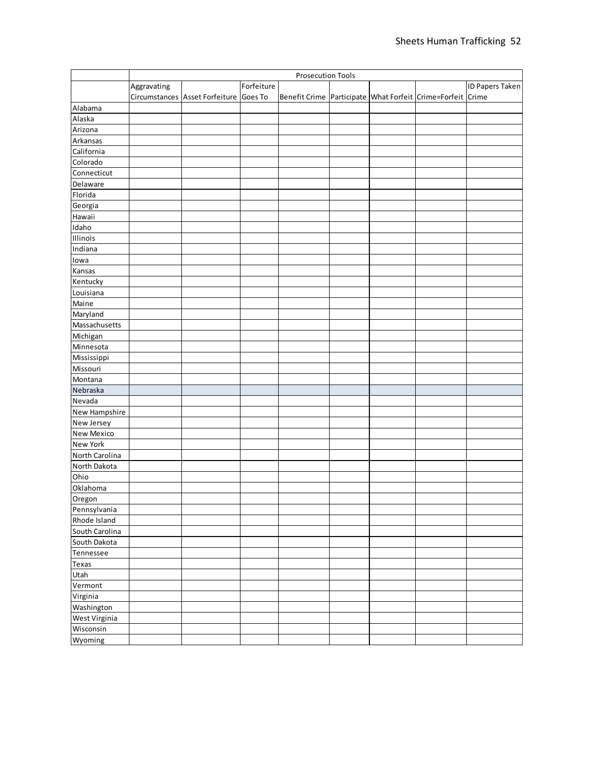| | Prosecution Tools | | | | | | | |
|---|---|---|---|---|---|---|---|---|
| | Aggravating Circumstances | Asset Forfeiture | Forfeiture Goes To | Benefit Crime | Participate | What Forfeit | Crime=Forfeit | ID Papers Taken Crime |
| Alabama | | | | | | | | |
| Alaska | | | | | | | | |
| Arizona | | | | | | | | |
| Arkansas | | | | | | | | |
| California | | | | | | | | |
| Colorado | | | | | | | | |
| Connecticut | | | | | | | | |
| Delaware | | | | | | | | |
| Florida | | | | | | | | |
| Georgia | | | | | | | | |
| Hawaii | | | | | | | | |
| Idaho | | | | | | | | |
| Illinois | | | | | | | | |
| Indiana | | | | | | | | |
| Iowa | | | | | | | | |
| Kansas | | | | | | | | |
| Kentucky | | | | | | | | |
| Louisiana | | | | | | | | |
| Maine | | | | | | | | |
| Maryland | | | | | | | | |
| Massachusetts | | | | | | | | |
| Michigan | | | | | | | | |
| Minnesota | | | | | | | | |
| Mississippi | | | | | | | | |
| Missouri | | | | | | | | |
| Montana | | | | | | | | |
| Nebraska | | | | | | | | |
| Nevada | | | | | | | | |
| New Hampshire | | | | | | | | |
| New Jersey | | | | | | | | |
| New Mexico | | | | | | | | |
| New York | | | | | | | | |
| North Carolina | | | | | | | | |
| North Dakota | | | | | | | | |
| Ohio | | | | | | | | |
| Oklahoma | | | | | | | | |
| Oregon | | | | | | | | |
| Pennsylvania | | | | | | | | |
| Rhode Island | | | | | | | | |
| South Carolina | | | | | | | | |
| South Dakota | | | | | | | | |
| Tennessee | | | | | | | | |
| Texas | | | | | | | | |
| Utah | | | | | | | | |
| Vermont | | | | | | | | |
| Virginia | | | | | | | | |
| Washington | | | | | | | | |
| West Virginia | | | | | | | | |
| Wisconsin | | | | | | | | |
| Wyoming | | | | | | | | |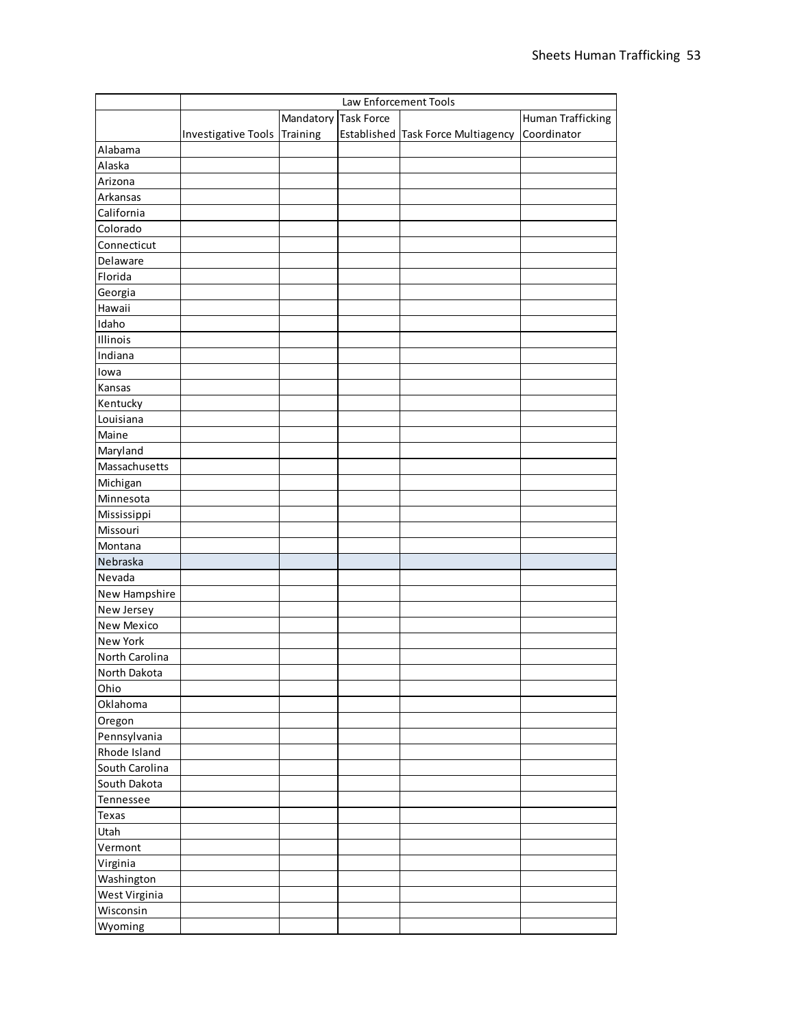| | Law Enforcement Tools | | | | |
|---|---|---|---|---|---|
| | Investigative Tools | Mandatory Training | Task Force Established | Task Force Multiagency | Human Trafficking Coordinator |
| Alabama | | | | | |
| Alaska | | | | | |
| Arizona | | | | | |
| Arkansas | | | | | |
| California | | | | | |
| Colorado | | | | | |
| Connecticut | | | | | |
| Delaware | | | | | |
| Florida | | | | | |
| Georgia | | | | | |
| Hawaii | | | | | |
| Idaho | | | | | |
| Illinois | | | | | |
| Indiana | | | | | |
| Iowa | | | | | |
| Kansas | | | | | |
| Kentucky | | | | | |
| Louisiana | | | | | |
| Maine | | | | | |
| Maryland | | | | | |
| Massachusetts | | | | | |
| Michigan | | | | | |
| Minnesota | | | | | |
| Mississippi | | | | | |
| Missouri | | | | | |
| Montana | | | | | |
| Nebraska | | | | | |
| Nevada | | | | | |
| New Hampshire | | | | | |
| New Jersey | | | | | |
| New Mexico | | | | | |
| New York | | | | | |
| North Carolina | | | | | |
| North Dakota | | | | | |
| Ohio | | | | | |
| Oklahoma | | | | | |
| Oregon | | | | | |
| Pennsylvania | | | | | |
| Rhode Island | | | | | |
| South Carolina | | | | | |
| South Dakota | | | | | |
| Tennessee | | | | | |
| Texas | | | | | |
| Utah | | | | | |
| Vermont | | | | | |
| Virginia | | | | | |
| Washington | | | | | |
| West Virginia | | | | | |
| Wisconsin | | | | | |
| Wyoming | | | | | |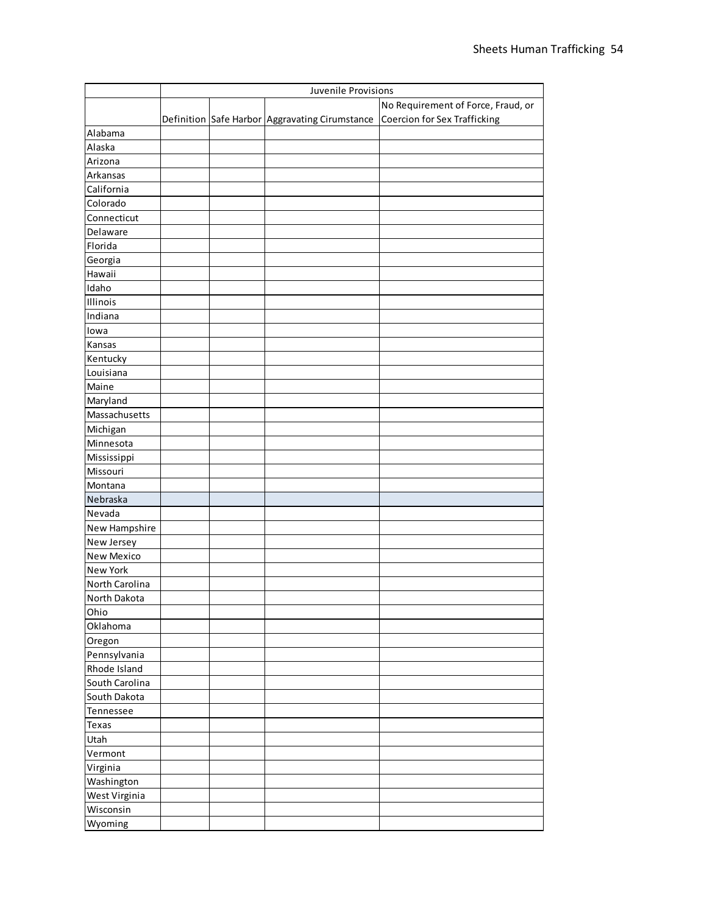| | Juvenile Provisions | | | |
|---|---|---|---|---|
| | Definition | Safe Harbor | Aggravating Cirumstance | No Requirement of Force, Fraud, or Coercion for Sex Trafficking |
| Alabama | | | | |
| Alaska | | | | |
| Arizona | | | | |
| Arkansas | | | | |
| California | | | | |
| Colorado | | | | |
| Connecticut | | | | |
| Delaware | | | | |
| Florida | | | | |
| Georgia | | | | |
| Hawaii | | | | |
| Idaho | | | | |
| Illinois | | | | |
| Indiana | | | | |
| Iowa | | | | |
| Kansas | | | | |
| Kentucky | | | | |
| Louisiana | | | | |
| Maine | | | | |
| Maryland | | | | |
| Massachusetts | | | | |
| Michigan | | | | |
| Minnesota | | | | |
| Mississippi | | | | |
| Missouri | | | | |
| Montana | | | | |
| Nebraska | | | | |
| Nevada | | | | |
| New Hampshire | | | | |
| New Jersey | | | | |
| New Mexico | | | | |
| New York | | | | |
| North Carolina | | | | |
| North Dakota | | | | |
| Ohio | | | | |
| Oklahoma | | | | |
| Oregon | | | | |
| Pennsylvania | | | | |
| Rhode Island | | | | |
| South Carolina | | | | |
| South Dakota | | | | |
| Tennessee | | | | |
| Texas | | | | |
| Utah | | | | |
| Vermont | | | | |
| Virginia | | | | |
| Washington | | | | |
| West Virginia | | | | |
| Wisconsin | | | | |
| Wyoming | | | | |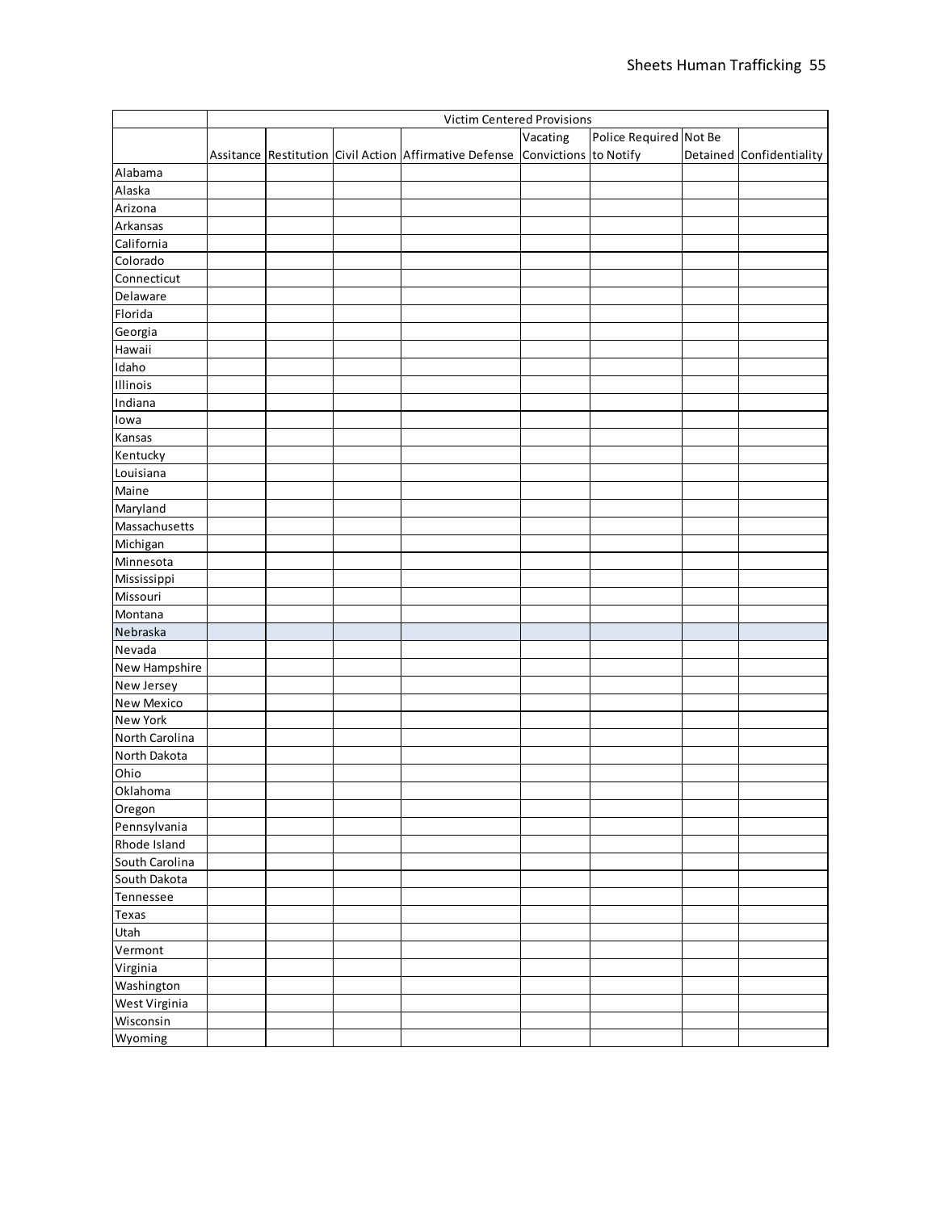| | Victim Centered Provisions | | | | | | | |
|---|---|---|---|---|---|---|---|---|
| | Assitance | Restitution | Civil Action | Affirmative Defense | Vacating Convictions | Police Required to Notify | Not Be Detained | Confidentiality |
| Alabama | | | | | | | | |
| Alaska | | | | | | | | |
| Arizona | | | | | | | | |
| Arkansas | | | | | | | | |
| California | | | | | | | | |
| Colorado | | | | | | | | |
| Connecticut | | | | | | | | |
| Delaware | | | | | | | | |
| Florida | | | | | | | | |
| Georgia | | | | | | | | |
| Hawaii | | | | | | | | |
| Idaho | | | | | | | | |
| Illinois | | | | | | | | |
| Indiana | | | | | | | | |
| Iowa | | | | | | | | |
| Kansas | | | | | | | | |
| Kentucky | | | | | | | | |
| Louisiana | | | | | | | | |
| Maine | | | | | | | | |
| Maryland | | | | | | | | |
| Massachusetts | | | | | | | | |
| Michigan | | | | | | | | |
| Minnesota | | | | | | | | |
| Mississippi | | | | | | | | |
| Missouri | | | | | | | | |
| Montana | | | | | | | | |
| Nebraska | | | | | | | | |
| Nevada | | | | | | | | |
| New Hampshire | | | | | | | | |
| New Jersey | | | | | | | | |
| New Mexico | | | | | | | | |
| New York | | | | | | | | |
| North Carolina | | | | | | | | |
| North Dakota | | | | | | | | |
| Ohio | | | | | | | | |
| Oklahoma | | | | | | | | |
| Oregon | | | | | | | | |
| Pennsylvania | | | | | | | | |
| Rhode Island | | | | | | | | |
| South Carolina | | | | | | | | |
| South Dakota | | | | | | | | |
| Tennessee | | | | | | | | |
| Texas | | | | | | | | |
| Utah | | | | | | | | |
| Vermont | | | | | | | | |
| Virginia | | | | | | | | |
| Washington | | | | | | | | |
| West Virginia | | | | | | | | |
| Wisconsin | | | | | | | | |
| Wyoming | | | | | | | | |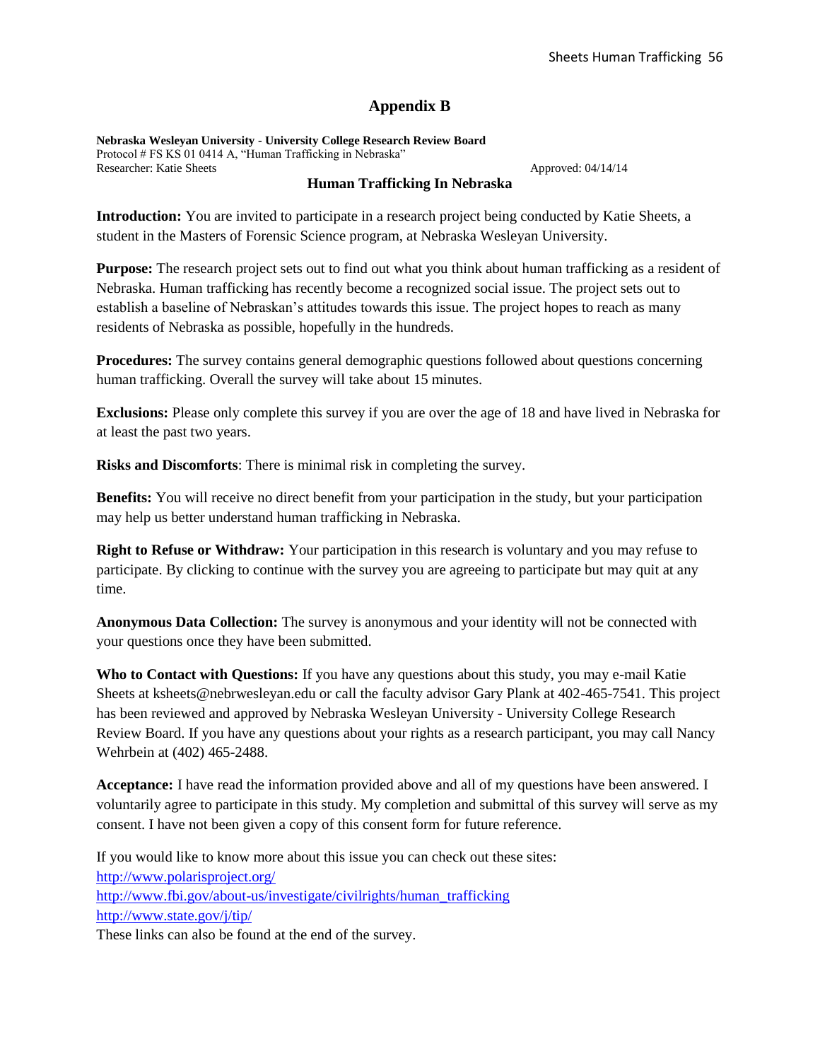# Appendix B

**Nebraska Wesleyan University - University College Research Review Board**
Protocol # FS KS 01 0414 A, "Human Trafficking in Nebraska"
Researcher: Katie Sheets Approved: 04/14/14

## Human Trafficking In Nebraska

**Introduction:** You are invited to participate in a research project being conducted by Katie Sheets, a student in the Masters of Forensic Science program, at Nebraska Wesleyan University.

**Purpose:** The research project sets out to find out what you think about human trafficking as a resident of Nebraska. Human trafficking has recently become a recognized social issue. The project sets out to establish a baseline of Nebraskan's attitudes towards this issue. The project hopes to reach as many residents of Nebraska as possible, hopefully in the hundreds.

**Procedures:** The survey contains general demographic questions followed about questions concerning human trafficking. Overall the survey will take about 15 minutes.

**Exclusions:** Please only complete this survey if you are over the age of 18 and have lived in Nebraska for at least the past two years.

**Risks and Discomforts**: There is minimal risk in completing the survey.

**Benefits:** You will receive no direct benefit from your participation in the study, but your participation may help us better understand human trafficking in Nebraska.

**Right to Refuse or Withdraw:** Your participation in this research is voluntary and you may refuse to participate. By clicking to continue with the survey you are agreeing to participate but may quit at any time.

**Anonymous Data Collection:** The survey is anonymous and your identity will not be connected with your questions once they have been submitted.

**Who to Contact with Questions:** If you have any questions about this study, you may e-mail Katie Sheets at ksheets@nebrwesleyan.edu or call the faculty advisor Gary Plank at 402-465-7541. This project has been reviewed and approved by Nebraska Wesleyan University - University College Research Review Board. If you have any questions about your rights as a research participant, you may call Nancy Wehrbein at (402) 465-2488.

**Acceptance:** I have read the information provided above and all of my questions have been answered. I voluntarily agree to participate in this study. My completion and submittal of this survey will serve as my consent. I have not been given a copy of this consent form for future reference.

If you would like to know more about this issue you can check out these sites:
http://www.polarisproject.org/
http://www.fbi.gov/about-us/investigate/civilrights/human_trafficking
http://www.state.gov/j/tip/
These links can also be found at the end of the survey.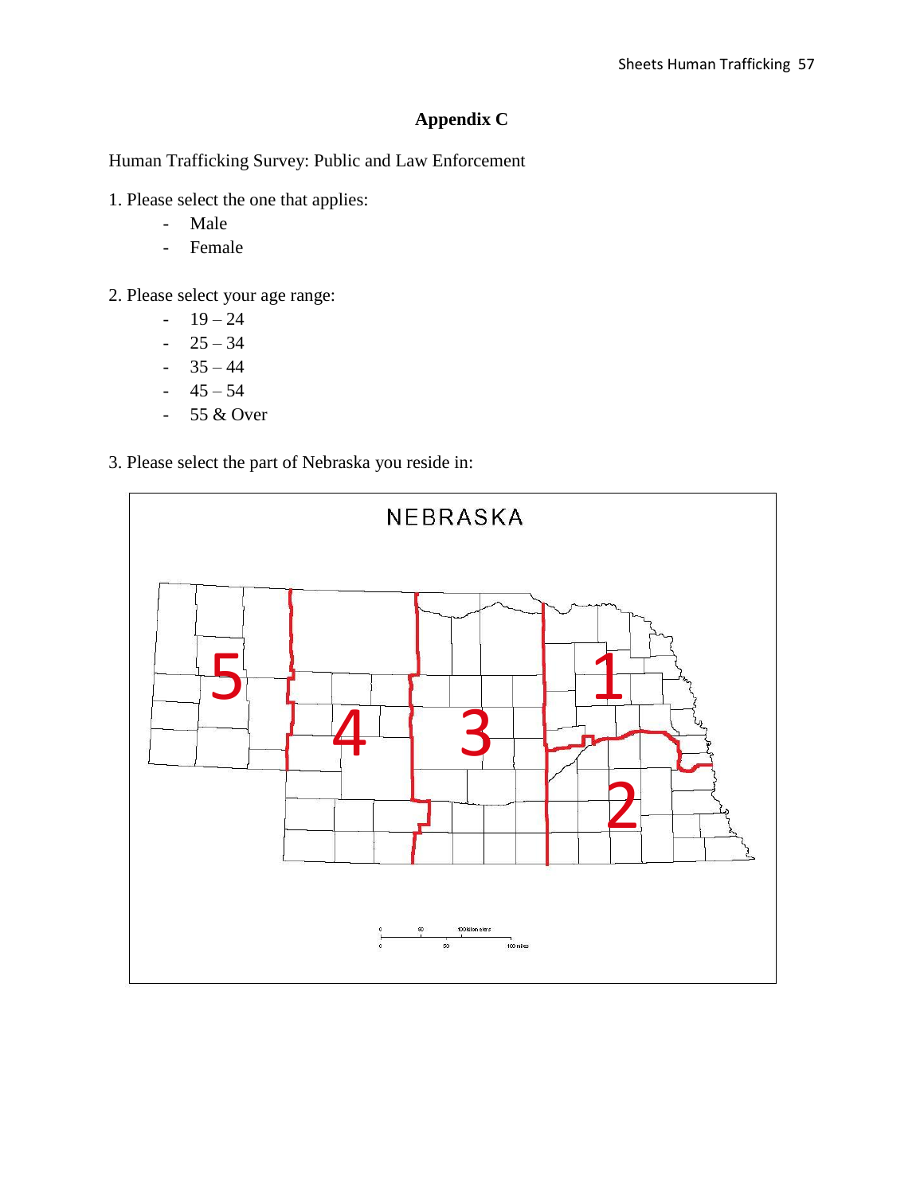**Appendix C**

Human Trafficking Survey: Public and Law Enforcement

1. Please select the one that applies:
   - Male
   - Female

2. Please select your age range:
   - 19 – 24
   - 25 – 34
   - 35 – 44
   - 45 – 54
   - 55 & Over

3. Please select the part of Nebraska you reside in: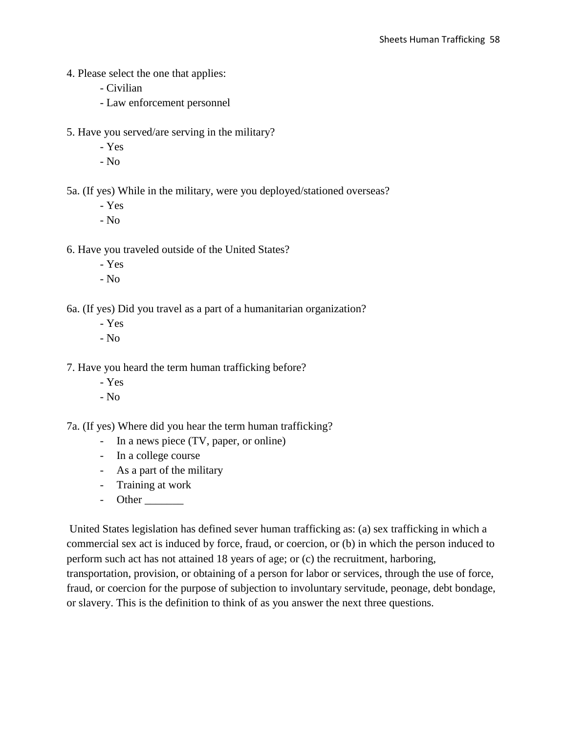4. Please select the one that applies:
    - Civilian
    - Law enforcement personnel

5. Have you served/are serving in the military?
    - Yes
    - No

5a. (If yes) While in the military, were you deployed/stationed overseas?
    - Yes
    - No

6. Have you traveled outside of the United States?
    - Yes
    - No

6a. (If yes) Did you travel as a part of a humanitarian organization?
    - Yes
    - No

7. Have you heard the term human trafficking before?
    - Yes
    - No

7a. (If yes) Where did you hear the term human trafficking?
    - In a news piece (TV, paper, or online)
    - In a college course
    - As a part of the military
    - Training at work
    - Other _______

United States legislation has defined sever human trafficking as: (a) sex trafficking in which a commercial sex act is induced by force, fraud, or coercion, or (b) in which the person induced to perform such act has not attained 18 years of age; or (c) the recruitment, harboring, transportation, provision, or obtaining of a person for labor or services, through the use of force, fraud, or coercion for the purpose of subjection to involuntary servitude, peonage, debt bondage, or slavery. This is the definition to think of as you answer the next three questions.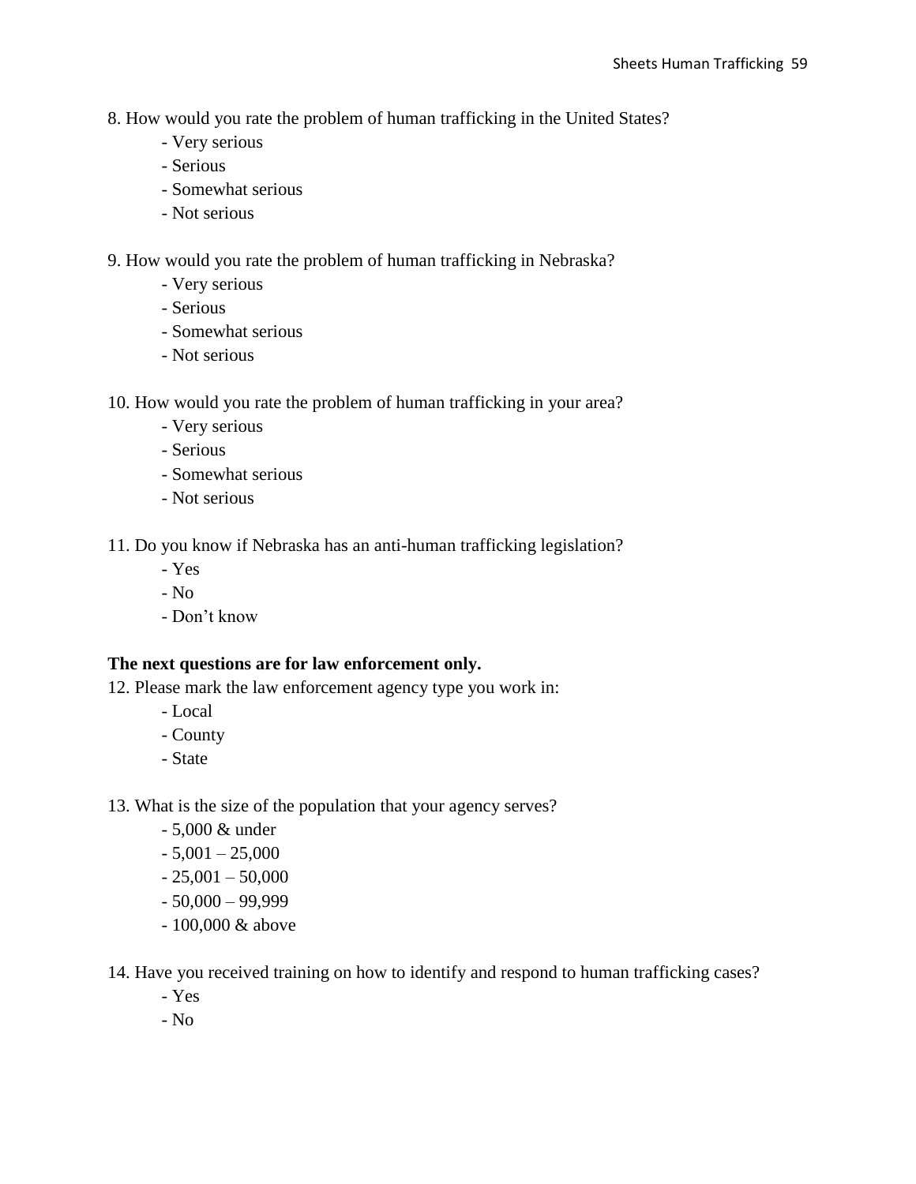8. How would you rate the problem of human trafficking in the United States?

- Very serious
- Serious
- Somewhat serious
- Not serious

9. How would you rate the problem of human trafficking in Nebraska?

- Very serious
- Serious
- Somewhat serious
- Not serious

10. How would you rate the problem of human trafficking in your area?

- Very serious
- Serious
- Somewhat serious
- Not serious

11. Do you know if Nebraska has an anti-human trafficking legislation?

- Yes
- No
- Don't know

**The next questions are for law enforcement only.**

12. Please mark the law enforcement agency type you work in:

- Local
- County
- State

13. What is the size of the population that your agency serves?

- 5,000 & under
- 5,001 – 25,000
- 25,001 – 50,000
- 50,000 – 99,999
- 100,000 & above

14. Have you received training on how to identify and respond to human trafficking cases?

- Yes
- No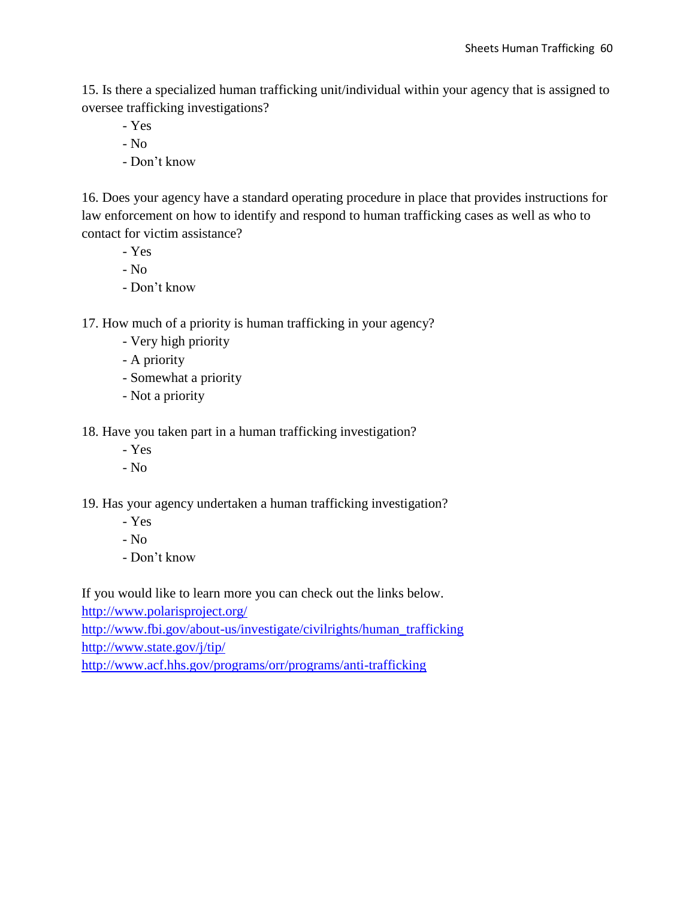15. Is there a specialized human trafficking unit/individual within your agency that is assigned to oversee trafficking investigations?

- Yes
- No
- Don't know

16. Does your agency have a standard operating procedure in place that provides instructions for law enforcement on how to identify and respond to human trafficking cases as well as who to contact for victim assistance?

- Yes
- No
- Don't know

17. How much of a priority is human trafficking in your agency?

- Very high priority
- A priority
- Somewhat a priority
- Not a priority

18. Have you taken part in a human trafficking investigation?

- Yes
- No

19. Has your agency undertaken a human trafficking investigation?

- Yes
- No
- Don't know

If you would like to learn more you can check out the links below.
http://www.polarisproject.org/
http://www.fbi.gov/about-us/investigate/civilrights/human_trafficking
http://www.state.gov/j/tip/
http://www.acf.hhs.gov/programs/orr/programs/anti-trafficking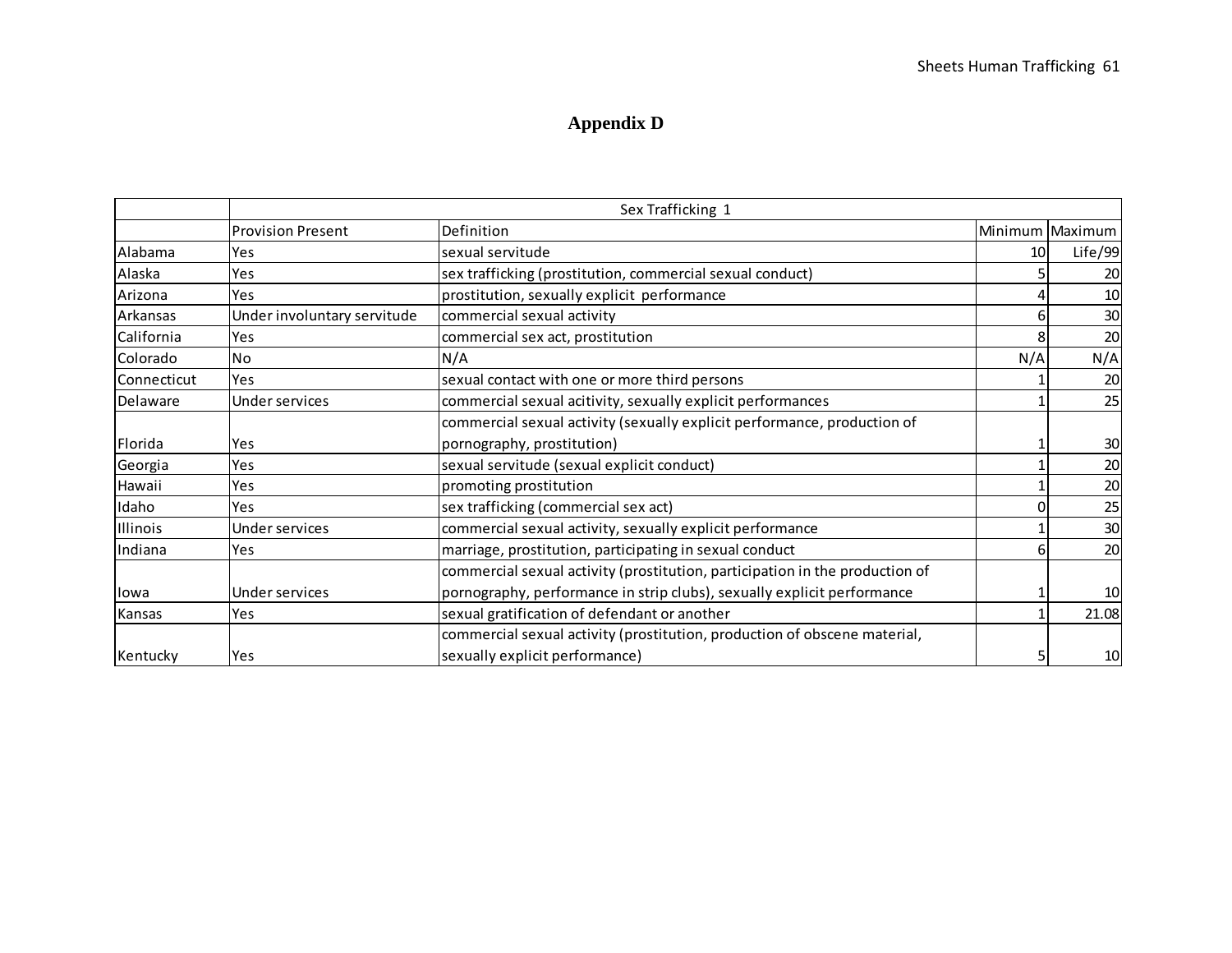# Appendix D

| | Sex Trafficking 1 | | | |
|---|---|---|---|---|
| | Provision Present | Definition | Minimum | Maximum |
| Alabama | Yes | sexual servitude | 10 | Life/99 |
| Alaska | Yes | sex trafficking (prostitution, commercial sexual conduct) | 5 | 20 |
| Arizona | Yes | prostitution, sexually explicit performance | 4 | 10 |
| Arkansas | Under involuntary servitude | commercial sexual activity | 6 | 30 |
| California | Yes | commercial sex act, prostitution | 8 | 20 |
| Colorado | No | N/A | N/A | N/A |
| Connecticut | Yes | sexual contact with one or more third persons | 1 | 20 |
| Delaware | Under services | commercial sexual acitivity, sexually explicit performances | 1 | 25 |
| Florida | Yes | commercial sexual activity (sexually explicit performance, production of pornography, prostitution) | 1 | 30 |
| Georgia | Yes | sexual servitude (sexual explicit conduct) | 1 | 20 |
| Hawaii | Yes | promoting prostitution | 1 | 20 |
| Idaho | Yes | sex trafficking (commercial sex act) | 0 | 25 |
| Illinois | Under services | commercial sexual activity, sexually explicit performance | 1 | 30 |
| Indiana | Yes | marriage, prostitution, participating in sexual conduct | 6 | 20 |
| Iowa | Under services | commercial sexual activity (prostitution, participation in the production of pornography, performance in strip clubs), sexually explicit performance | 1 | 10 |
| Kansas | Yes | sexual gratification of defendant or another | 1 | 21.08 |
| Kentucky | Yes | commercial sexual activity (prostitution, production of obscene material, sexually explicit performance) | 5 | 10 |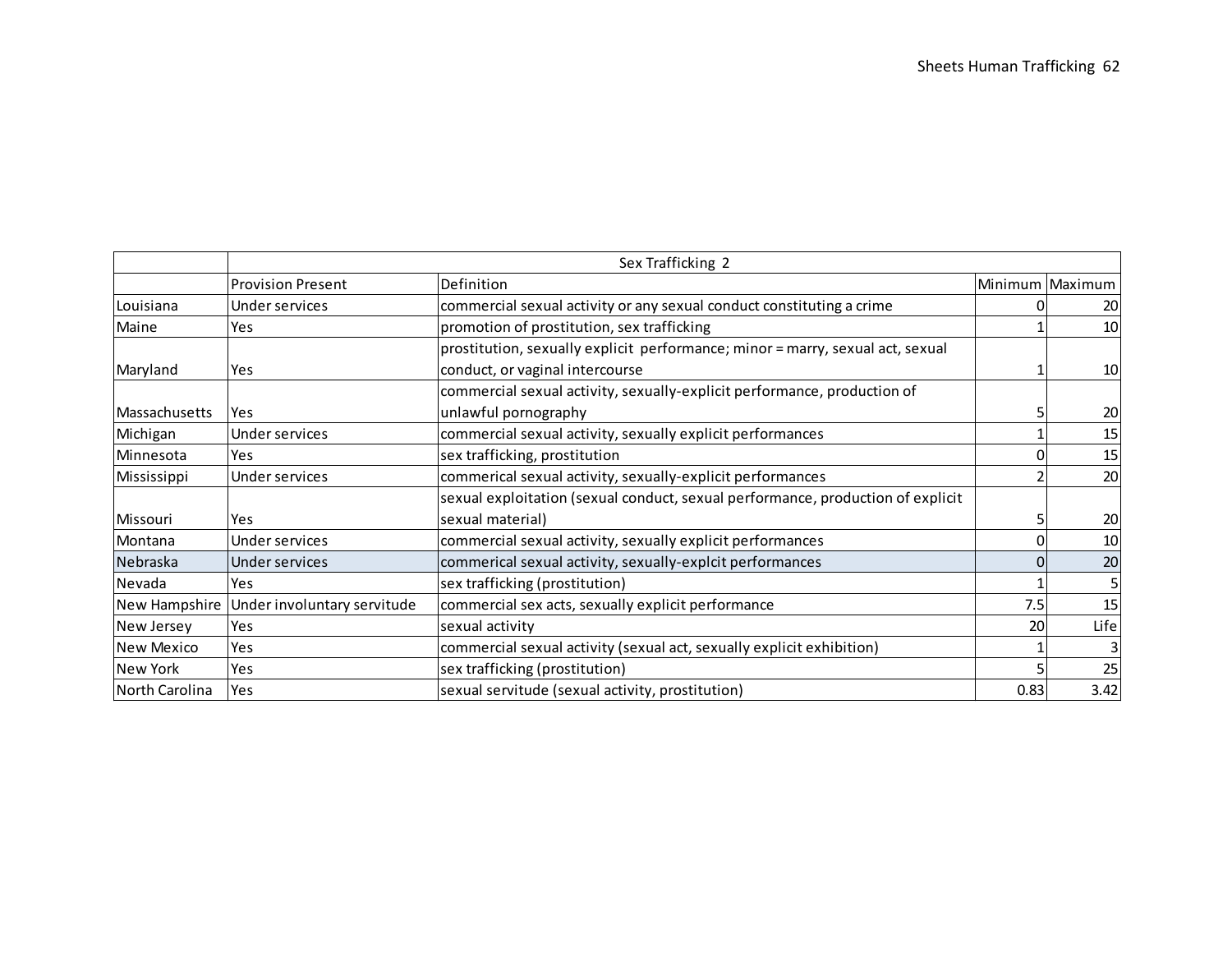| | Sex Trafficking 2 | | | |
|---|---|---|---|---|
| | Provision Present | Definition | Minimum | Maximum |
| Louisiana | Under services | commercial sexual activity or any sexual conduct constituting a crime | 0 | 20 |
| Maine | Yes | promotion of prostitution, sex trafficking | 1 | 10 |
| Maryland | Yes | prostitution, sexually explicit performance; minor = marry, sexual act, sexual conduct, or vaginal intercourse | 1 | 10 |
| Massachusetts | Yes | commercial sexual activity, sexually-explicit performance, production of unlawful pornography | 5 | 20 |
| Michigan | Under services | commercial sexual activity, sexually explicit performances | 1 | 15 |
| Minnesota | Yes | sex trafficking, prostitution | 0 | 15 |
| Mississippi | Under services | commerical sexual activity, sexually-explicit performances | 2 | 20 |
| Missouri | Yes | sexual exploitation (sexual conduct, sexual performance, production of explicit sexual material) | 5 | 20 |
| Montana | Under services | commercial sexual activity, sexually explicit performances | 0 | 10 |
| Nebraska | Under services | commerical sexual activity, sexually-explcit performances | 0 | 20 |
| Nevada | Yes | sex trafficking (prostitution) | 1 | 5 |
| New Hampshire | Under involuntary servitude | commercial sex acts, sexually explicit performance | 7.5 | 15 |
| New Jersey | Yes | sexual activity | 20 | Life |
| New Mexico | Yes | commercial sexual activity (sexual act, sexually explicit exhibition) | 1 | 3 |
| New York | Yes | sex trafficking (prostitution) | 5 | 25 |
| North Carolina | Yes | sexual servitude (sexual activity, prostitution) | 0.83 | 3.42 |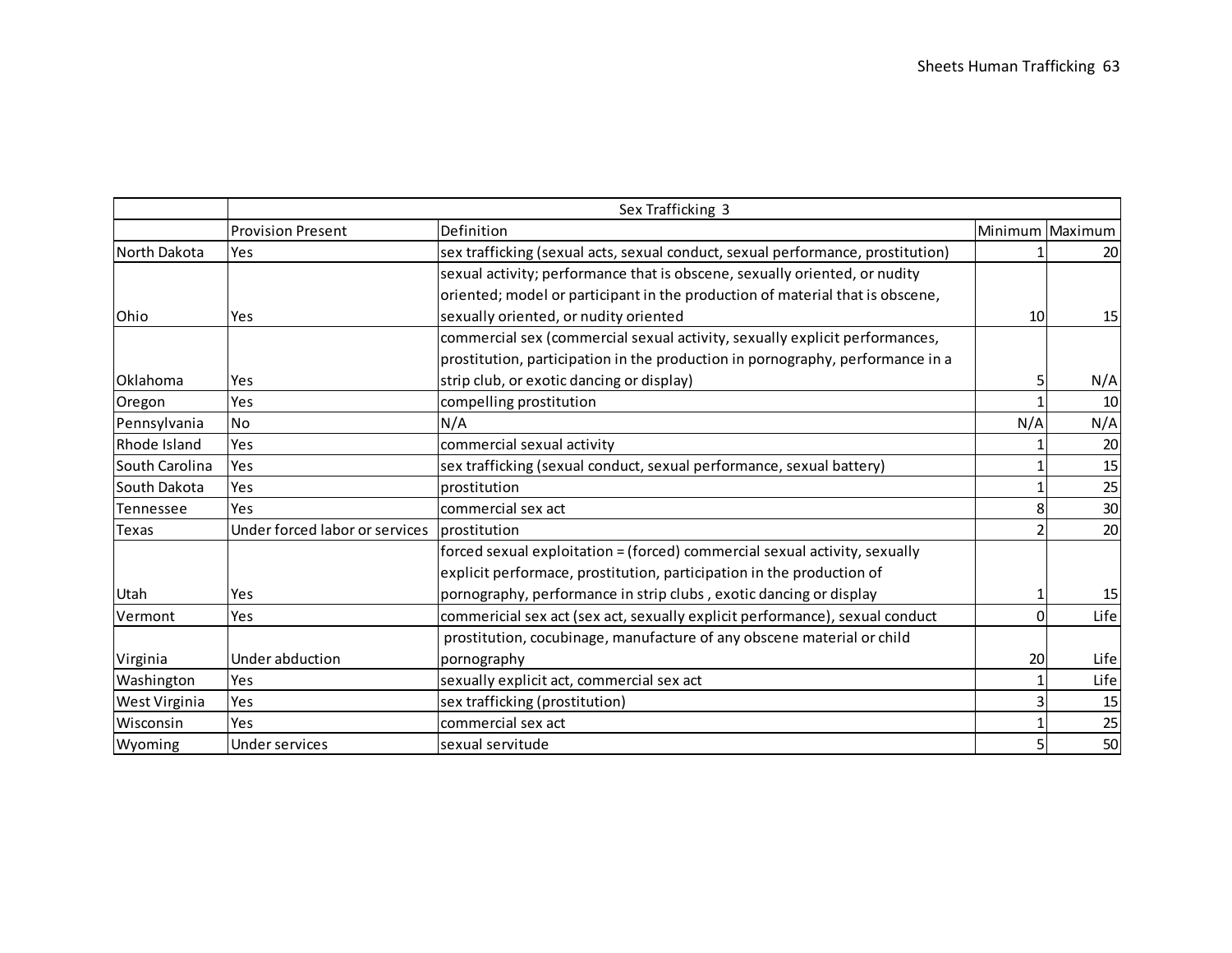| | Sex Trafficking 3 | | | |
|---|---|---|---|---|
| | Provision Present | Definition | Minimum | Maximum |
| North Dakota | Yes | sex trafficking (sexual acts, sexual conduct, sexual performance, prostitution) | 1 | 20 |
| Ohio | Yes | sexual activity; performance that is obscene, sexually oriented, or nudity oriented; model or participant in the production of material that is obscene, sexually oriented, or nudity oriented | 10 | 15 |
| Oklahoma | Yes | commercial sex (commercial sexual activity, sexually explicit performances, prostitution, participation in the production in pornography, performance in a strip club, or exotic dancing or display) | 5 | N/A |
| Oregon | Yes | compelling prostitution | 1 | 10 |
| Pennsylvania | No | N/A | N/A | N/A |
| Rhode Island | Yes | commercial sexual activity | 1 | 20 |
| South Carolina | Yes | sex trafficking (sexual conduct, sexual performance, sexual battery) | 1 | 15 |
| South Dakota | Yes | prostitution | 1 | 25 |
| Tennessee | Yes | commercial sex act | 8 | 30 |
| Texas | Under forced labor or services | prostitution | 2 | 20 |
| Utah | Yes | forced sexual exploitation = (forced) commercial sexual activity, sexually explicit performace, prostitution, participation in the production of pornography, performance in strip clubs , exotic dancing or display | 1 | 15 |
| Vermont | Yes | commericial sex act (sex act, sexually explicit performance), sexual conduct | 0 | Life |
| Virginia | Under abduction | prostitution, cocubinage, manufacture of any obscene material or child pornography | 20 | Life |
| Washington | Yes | sexually explicit act, commercial sex act | 1 | Life |
| West Virginia | Yes | sex trafficking (prostitution) | 3 | 15 |
| Wisconsin | Yes | commercial sex act | 1 | 25 |
| Wyoming | Under services | sexual servitude | 5 | 50 |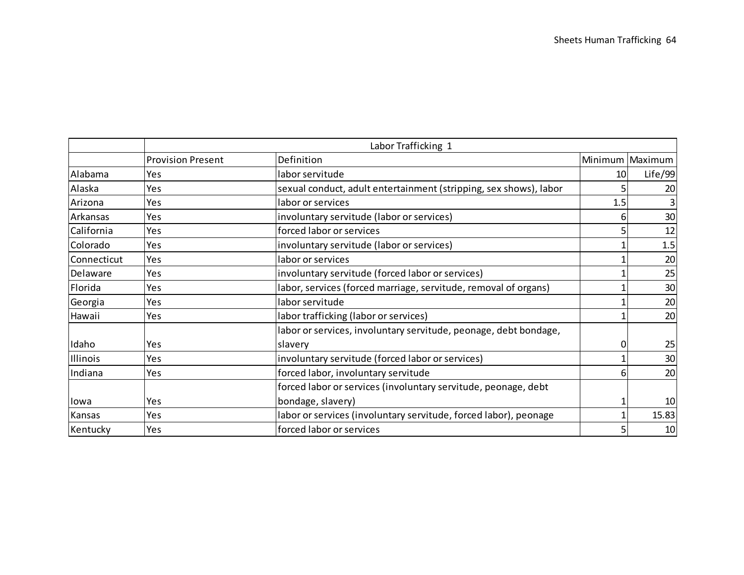| | Labor Trafficking 1 | | | |
|---|---|---|---|---|
| | Provision Present | Definition | Minimum | Maximum |
| Alabama | Yes | labor servitude | 10 | Life/99 |
| Alaska | Yes | sexual conduct, adult entertainment (stripping, sex shows), labor | 5 | 20 |
| Arizona | Yes | labor or services | 1.5 | 3 |
| Arkansas | Yes | involuntary servitude (labor or services) | 6 | 30 |
| California | Yes | forced labor or services | 5 | 12 |
| Colorado | Yes | involuntary servitude (labor or services) | 1 | 1.5 |
| Connecticut | Yes | labor or services | 1 | 20 |
| Delaware | Yes | involuntary servitude (forced labor or services) | 1 | 25 |
| Florida | Yes | labor, services (forced marriage, servitude, removal of organs) | 1 | 30 |
| Georgia | Yes | labor servitude | 1 | 20 |
| Hawaii | Yes | labor trafficking (labor or services) | 1 | 20 |
| Idaho | Yes | labor or services, involuntary servitude, peonage, debt bondage, slavery | 0 | 25 |
| Illinois | Yes | involuntary servitude (forced labor or services) | 1 | 30 |
| Indiana | Yes | forced labor, involuntary servitude | 6 | 20 |
| Iowa | Yes | forced labor or services (involuntary servitude, peonage, debt bondage, slavery) | 1 | 10 |
| Kansas | Yes | labor or services (involuntary servitude, forced labor), peonage | 1 | 15.83 |
| Kentucky | Yes | forced labor or services | 5 | 10 |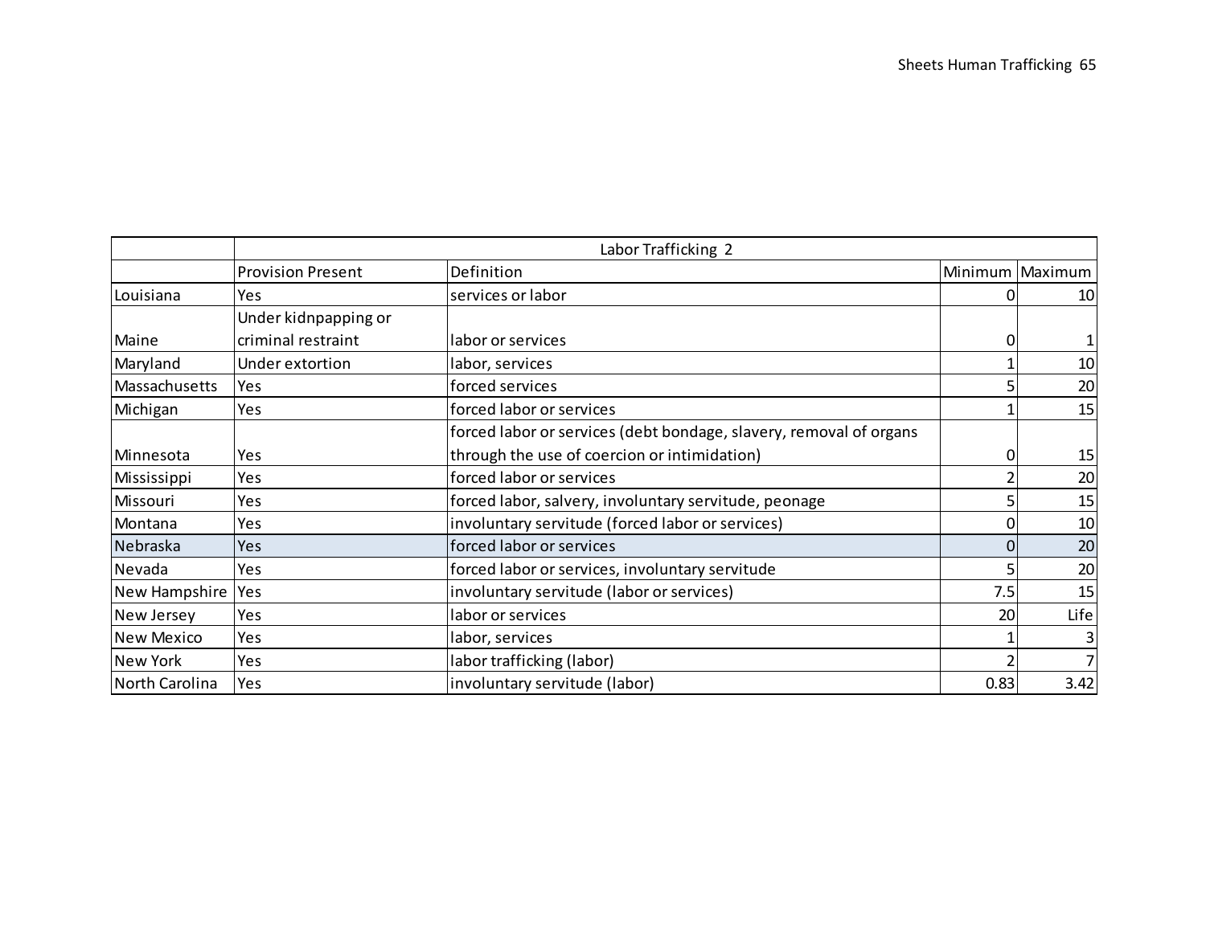| | Labor Trafficking 2 | | | |
|---|---|---|---|---|
| | Provision Present | Definition | Minimum | Maximum |
| Louisiana | Yes | services or labor | 0 | 10 |
| Maine | Under kidnpapping or criminal restraint | labor or services | 0 | 1 |
| Maryland | Under extortion | labor, services | 1 | 10 |
| Massachusetts | Yes | forced services | 5 | 20 |
| Michigan | Yes | forced labor or services | 1 | 15 |
| Minnesota | Yes | forced labor or services (debt bondage, slavery, removal of organs through the use of coercion or intimidation) | 0 | 15 |
| Mississippi | Yes | forced labor or services | 2 | 20 |
| Missouri | Yes | forced labor, salvery, involuntary servitude, peonage | 5 | 15 |
| Montana | Yes | involuntary servitude (forced labor or services) | 0 | 10 |
| Nebraska | Yes | forced labor or services | 0 | 20 |
| Nevada | Yes | forced labor or services, involuntary servitude | 5 | 20 |
| New Hampshire | Yes | involuntary servitude (labor or services) | 7.5 | 15 |
| New Jersey | Yes | labor or services | 20 | Life |
| New Mexico | Yes | labor, services | 1 | 3 |
| New York | Yes | labor trafficking (labor) | 2 | 7 |
| North Carolina | Yes | involuntary servitude (labor) | 0.83 | 3.42 |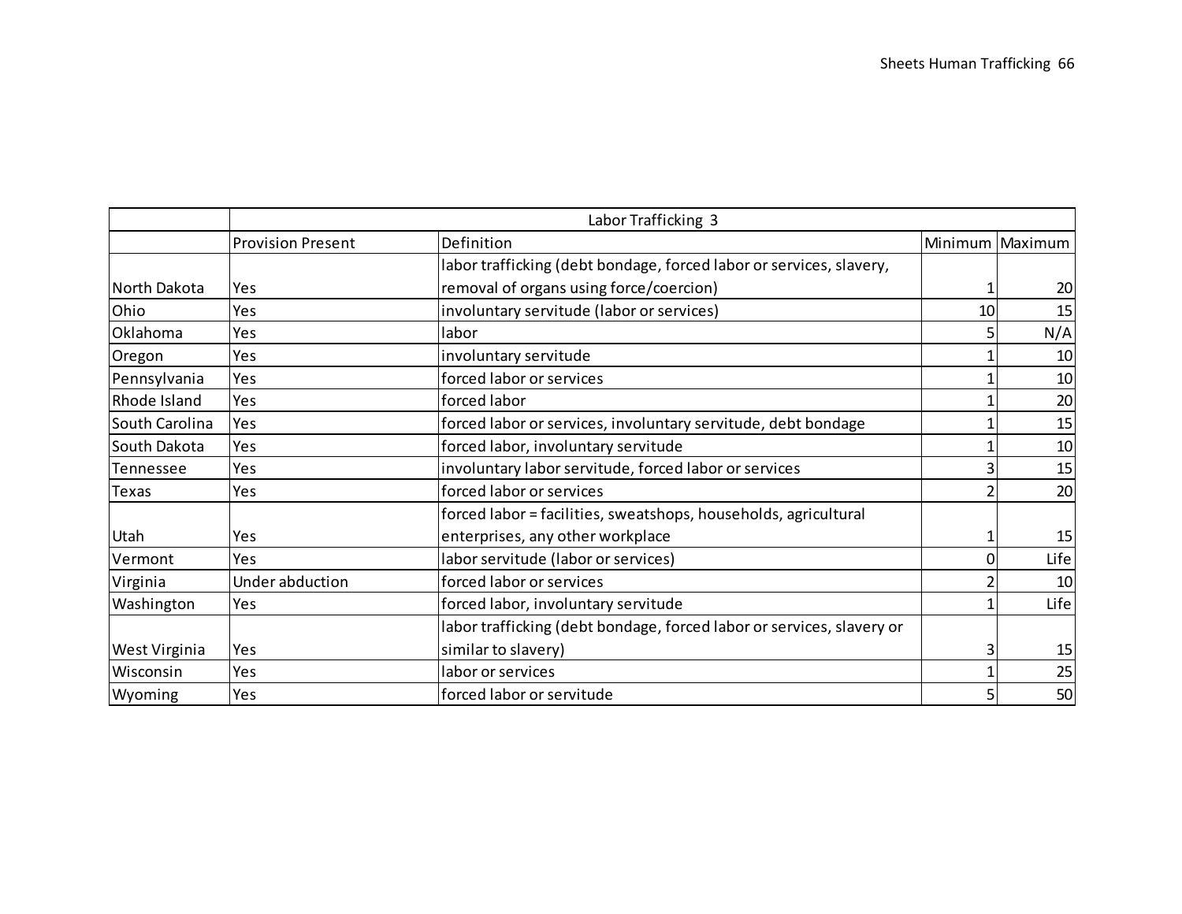| | Labor Trafficking 3 | | | |
|---|---|---|---|---|
| | Provision Present | Definition | Minimum | Maximum |
| North Dakota | Yes | labor trafficking (debt bondage, forced labor or services, slavery, removal of organs using force/coercion) | 1 | 20 |
| Ohio | Yes | involuntary servitude (labor or services) | 10 | 15 |
| Oklahoma | Yes | labor | 5 | N/A |
| Oregon | Yes | involuntary servitude | 1 | 10 |
| Pennsylvania | Yes | forced labor or services | 1 | 10 |
| Rhode Island | Yes | forced labor | 1 | 20 |
| South Carolina | Yes | forced labor or services, involuntary servitude, debt bondage | 1 | 15 |
| South Dakota | Yes | forced labor, involuntary servitude | 1 | 10 |
| Tennessee | Yes | involuntary labor servitude, forced labor or services | 3 | 15 |
| Texas | Yes | forced labor or services | 2 | 20 |
| Utah | Yes | forced labor = facilities, sweatshops, households, agricultural enterprises, any other workplace | 1 | 15 |
| Vermont | Yes | labor servitude (labor or services) | 0 | Life |
| Virginia | Under abduction | forced labor or services | 2 | 10 |
| Washington | Yes | forced labor, involuntary servitude | 1 | Life |
| West Virginia | Yes | labor trafficking (debt bondage, forced labor or services, slavery or similar to slavery) | 3 | 15 |
| Wisconsin | Yes | labor or services | 1 | 25 |
| Wyoming | Yes | forced labor or servitude | 5 | 50 |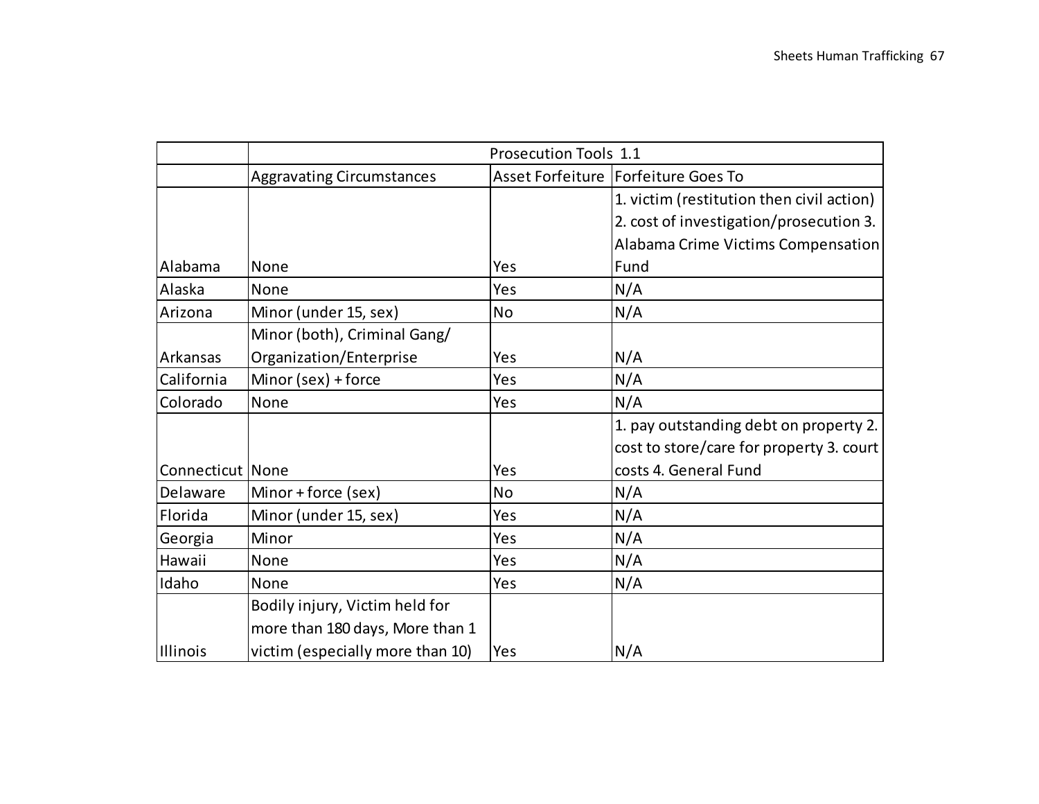| | Prosecution Tools 1.1 | | |
|---|---|---|---|
| | Aggravating Circumstances | Asset Forfeiture | Forfeiture Goes To |
| Alabama | None | Yes | 1. victim (restitution then civil action) 2. cost of investigation/prosecution 3. Alabama Crime Victims Compensation Fund |
| Alaska | None | Yes | N/A |
| Arizona | Minor (under 15, sex) | No | N/A |
| Arkansas | Minor (both), Criminal Gang/ Organization/Enterprise | Yes | N/A |
| California | Minor (sex) + force | Yes | N/A |
| Colorado | None | Yes | N/A |
| Connecticut | None | Yes | 1. pay outstanding debt on property 2. cost to store/care for property 3. court costs 4. General Fund |
| Delaware | Minor + force (sex) | No | N/A |
| Florida | Minor (under 15, sex) | Yes | N/A |
| Georgia | Minor | Yes | N/A |
| Hawaii | None | Yes | N/A |
| Idaho | None | Yes | N/A |
| Illinois | Bodily injury, Victim held for more than 180 days, More than 1 victim (especially more than 10) | Yes | N/A |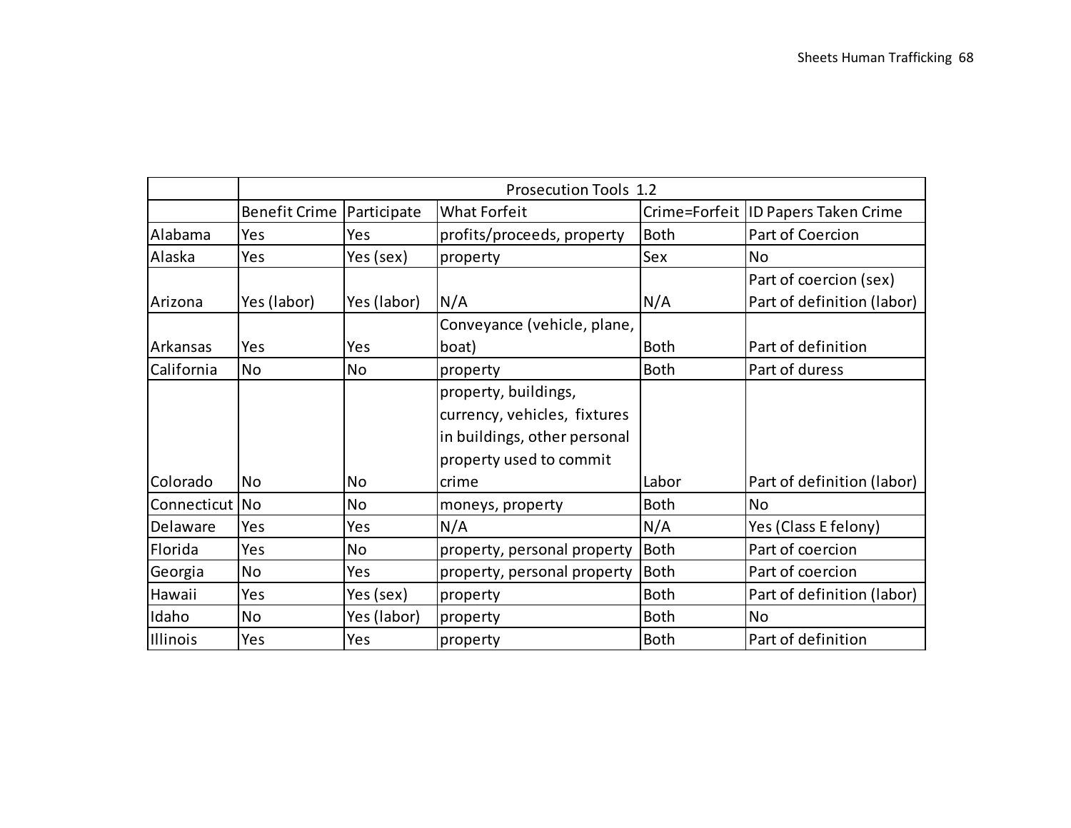| | Prosecution Tools 1.2 | | | | |
|---|---|---|---|---|---|
| | Benefit Crime | Participate | What Forfeit | Crime=Forfeit | ID Papers Taken Crime |
| Alabama | Yes | Yes | profits/proceeds, property | Both | Part of Coercion |
| Alaska | Yes | Yes (sex) | property | Sex | No |
| Arizona | Yes (labor) | Yes (labor) | N/A | N/A | Part of coercion (sex) Part of definition (labor) |
| Arkansas | Yes | Yes | Conveyance (vehicle, plane, boat) | Both | Part of definition |
| California | No | No | property | Both | Part of duress |
| Colorado | No | No | property, buildings, currency, vehicles, fixtures in buildings, other personal property used to commit crime | Labor | Part of definition (labor) |
| Connecticut | No | No | moneys, property | Both | No |
| Delaware | Yes | Yes | N/A | N/A | Yes (Class E felony) |
| Florida | Yes | No | property, personal property | Both | Part of coercion |
| Georgia | No | Yes | property, personal property | Both | Part of coercion |
| Hawaii | Yes | Yes (sex) | property | Both | Part of definition (labor) |
| Idaho | No | Yes (labor) | property | Both | No |
| Illinois | Yes | Yes | property | Both | Part of definition |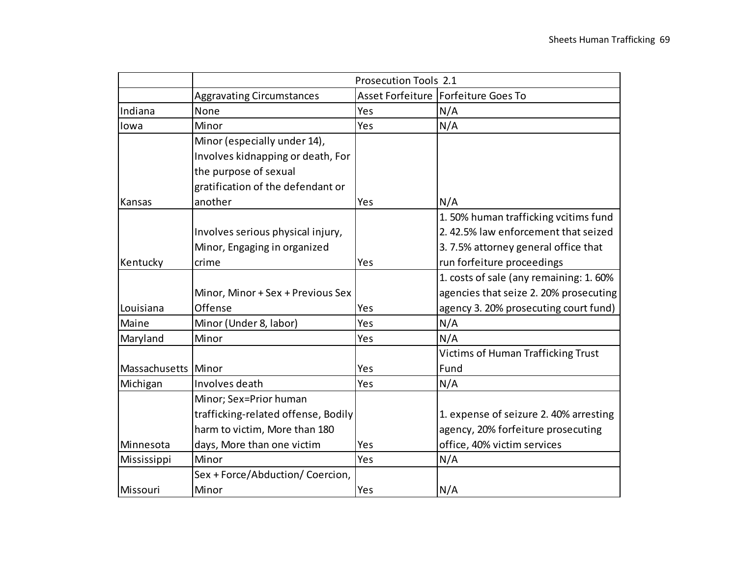| | Prosecution Tools 2.1 | | |
|---|---|---|---|
| | Aggravating Circumstances | Asset Forfeiture | Forfeiture Goes To |
| Indiana | None | Yes | N/A |
| Iowa | Minor | Yes | N/A |
| Kansas | Minor (especially under 14), Involves kidnapping or death, For the purpose of sexual gratification of the defendant or another | Yes | N/A |
| Kentucky | Involves serious physical injury, Minor, Engaging in organized crime | Yes | 1. 50% human trafficking vcitims fund 2. 42.5% law enforcement that seized 3. 7.5% attorney general office that run forfeiture proceedings |
| Louisiana | Minor, Minor + Sex + Previous Sex Offense | Yes | 1. costs of sale (any remaining: 1. 60% agencies that seize 2. 20% prosecuting agency 3. 20% prosecuting court fund) |
| Maine | Minor (Under 8, labor) | Yes | N/A |
| Maryland | Minor | Yes | N/A |
| Massachusetts | Minor | Yes | Victims of Human Trafficking Trust Fund |
| Michigan | Involves death | Yes | N/A |
| Minnesota | Minor; Sex=Prior human trafficking-related offense, Bodily harm to victim, More than 180 days, More than one victim | Yes | 1. expense of seizure 2. 40% arresting agency, 20% forfeiture prosecuting office, 40% victim services |
| Mississippi | Minor | Yes | N/A |
| Missouri | Sex + Force/Abduction/ Coercion, Minor | Yes | N/A |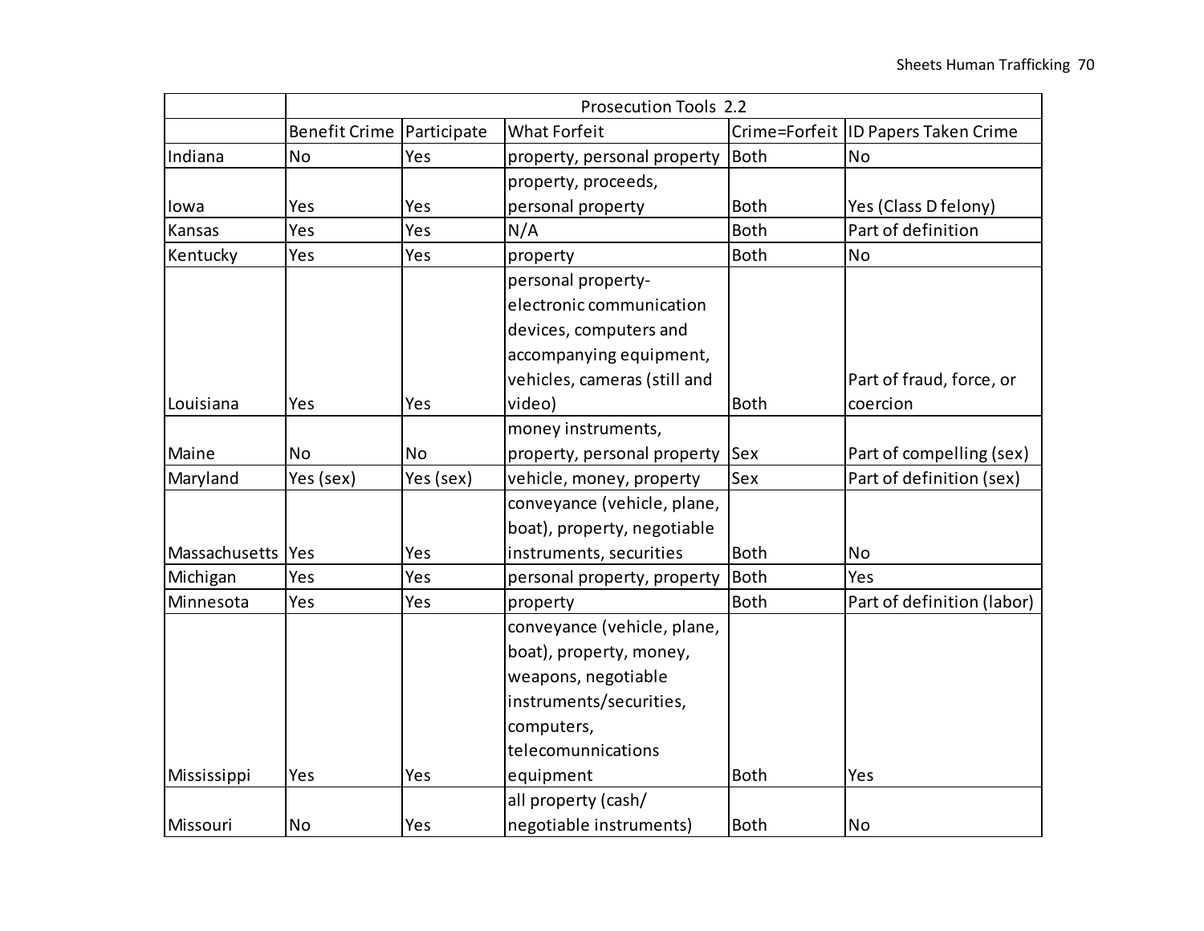| | Prosecution Tools 2.2 | | | | |
|---|---|---|---|---|---|
| | Benefit Crime | Participate | What Forfeit | Crime=Forfeit | ID Papers Taken Crime |
| Indiana | No | Yes | property, personal property | Both | No |
| Iowa | Yes | Yes | property, proceeds, personal property | Both | Yes (Class D felony) |
| Kansas | Yes | Yes | N/A | Both | Part of definition |
| Kentucky | Yes | Yes | property | Both | No |
| Louisiana | Yes | Yes | personal property-electronic communication devices, computers and accompanying equipment, vehicles, cameras (still and video) | Both | Part of fraud, force, or coercion |
| Maine | No | No | money instruments, property, personal property | Sex | Part of compelling (sex) |
| Maryland | Yes (sex) | Yes (sex) | vehicle, money, property | Sex | Part of definition (sex) |
| Massachusetts | Yes | Yes | conveyance (vehicle, plane, boat), property, negotiable instruments, securities | Both | No |
| Michigan | Yes | Yes | personal property, property | Both | Yes |
| Minnesota | Yes | Yes | property | Both | Part of definition (labor) |
| Mississippi | Yes | Yes | conveyance (vehicle, plane, boat), property, money, weapons, negotiable instruments/securities, computers, telecomunnications equipment | Both | Yes |
| Missouri | No | Yes | all property (cash/ negotiable instruments) | Both | No |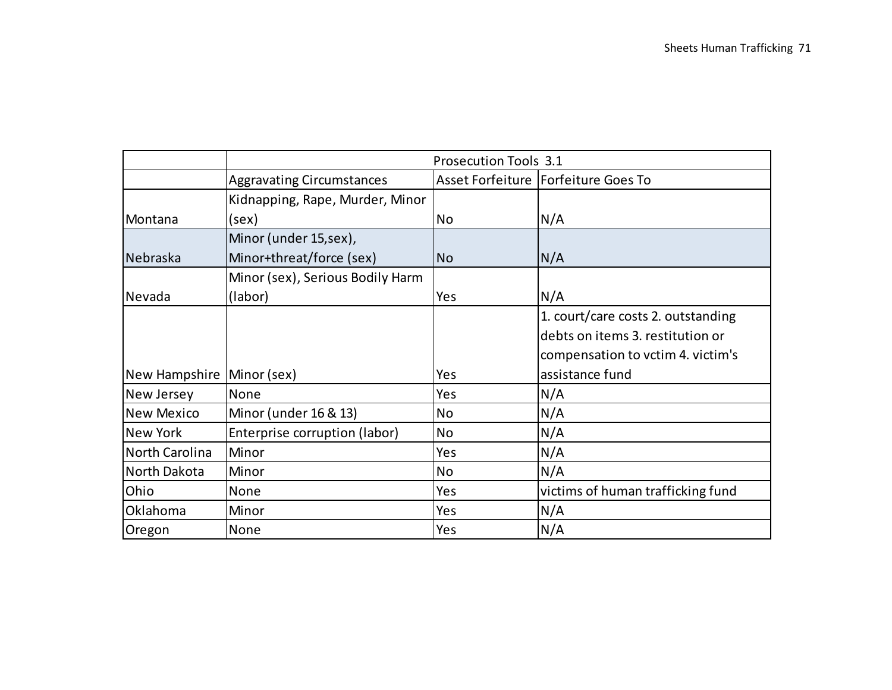| | Prosecution Tools 3.1 | | |
|---|---|---|---|
| | Aggravating Circumstances | Asset Forfeiture | Forfeiture Goes To |
| Montana | Kidnapping, Rape, Murder, Minor (sex) | No | N/A |
| Nebraska | Minor (under 15,sex), Minor+threat/force (sex) | No | N/A |
| Nevada | Minor (sex), Serious Bodily Harm (labor) | Yes | N/A |
| New Hampshire | Minor (sex) | Yes | 1. court/care costs 2. outstanding debts on items 3. restitution or compensation to vctim 4. victim's assistance fund |
| New Jersey | None | Yes | N/A |
| New Mexico | Minor (under 16 & 13) | No | N/A |
| New York | Enterprise corruption (labor) | No | N/A |
| North Carolina | Minor | Yes | N/A |
| North Dakota | Minor | No | N/A |
| Ohio | None | Yes | victims of human trafficking fund |
| Oklahoma | Minor | Yes | N/A |
| Oregon | None | Yes | N/A |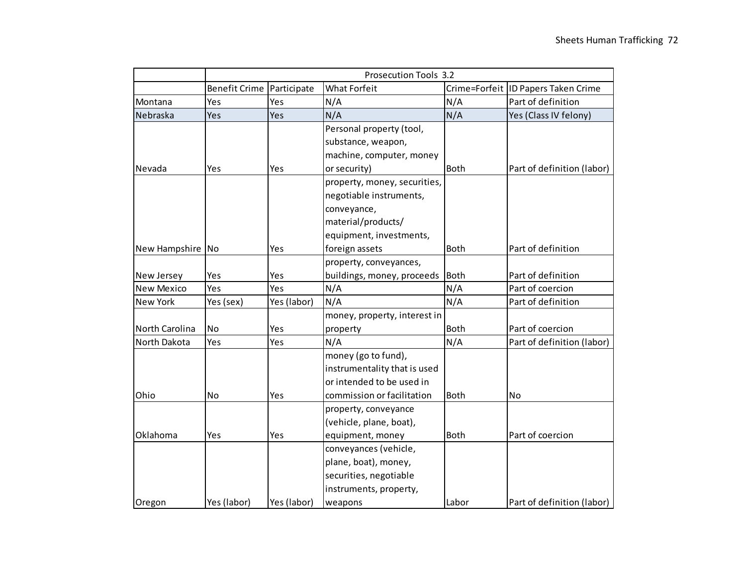| | Prosecution Tools 3.2 | | | | |
|---|---|---|---|---|---|
| | Benefit Crime | Participate | What Forfeit | Crime=Forfeit | ID Papers Taken Crime |
| Montana | Yes | Yes | N/A | N/A | Part of definition |
| Nebraska | Yes | Yes | N/A | N/A | Yes (Class IV felony) |
| Nevada | Yes | Yes | Personal property (tool, substance, weapon, machine, computer, money or security) | Both | Part of definition (labor) |
| New Hampshire | No | Yes | property, money, securities, negotiable instruments, conveyance, material/products/ equipment, investments, foreign assets | Both | Part of definition |
| New Jersey | Yes | Yes | property, conveyances, buildings, money, proceeds | Both | Part of definition |
| New Mexico | Yes | Yes | N/A | N/A | Part of coercion |
| New York | Yes (sex) | Yes (labor) | N/A | N/A | Part of definition |
| North Carolina | No | Yes | money, property, interest in property | Both | Part of coercion |
| North Dakota | Yes | Yes | N/A | N/A | Part of definition (labor) |
| Ohio | No | Yes | money (go to fund), instrumentality that is used or intended to be used in commission or facilitation | Both | No |
| Oklahoma | Yes | Yes | property, conveyance (vehicle, plane, boat), equipment, money | Both | Part of coercion |
| Oregon | Yes (labor) | Yes (labor) | conveyances (vehicle, plane, boat), money, securities, negotiable instruments, property, weapons | Labor | Part of definition (labor) |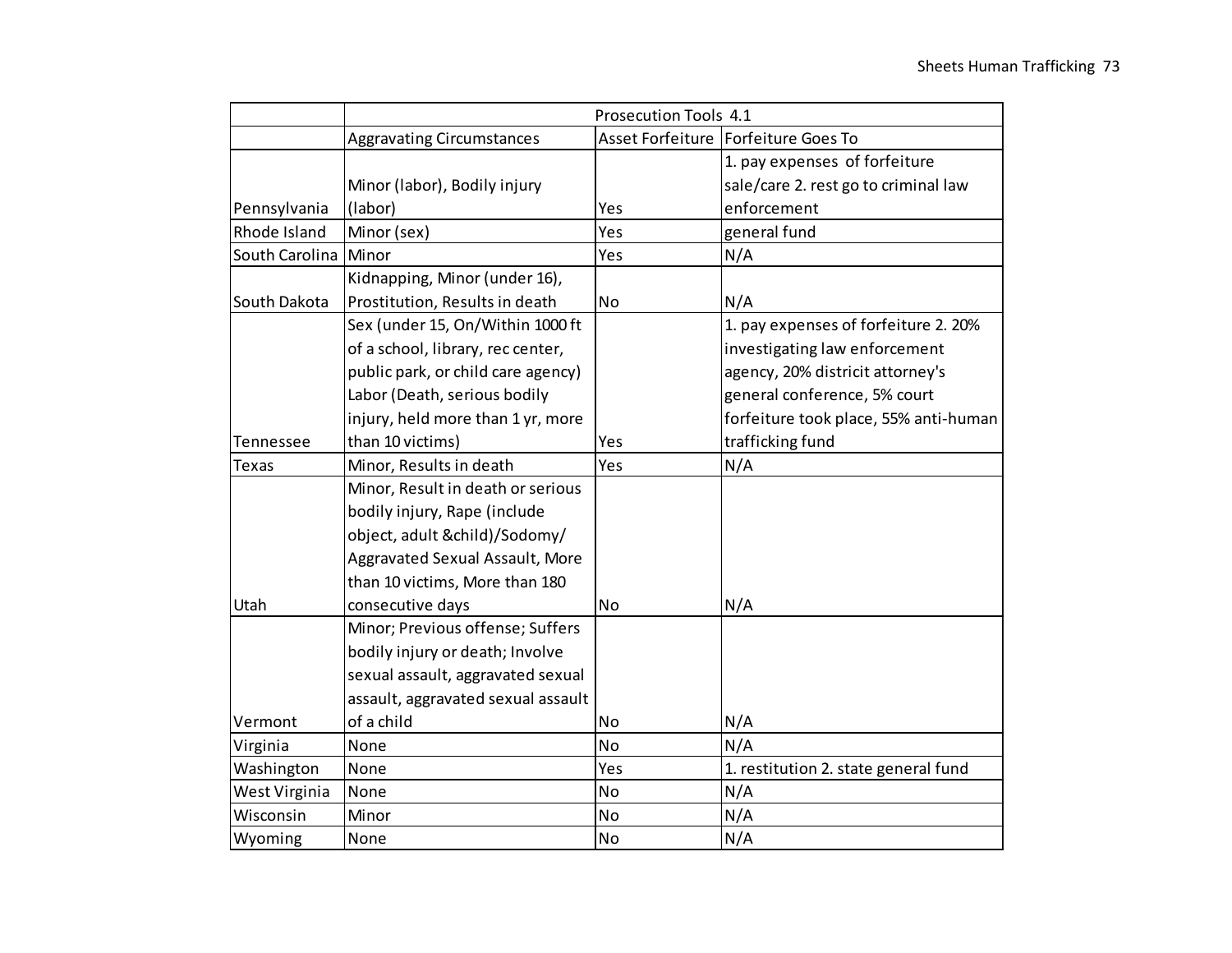| | Prosecution Tools 4.1 | | |
|---|---|---|---|
| | Aggravating Circumstances | Asset Forfeiture | Forfeiture Goes To |
| Pennsylvania | Minor (labor), Bodily injury (labor) | Yes | 1. pay expenses of forfeiture sale/care 2. rest go to criminal law enforcement |
| Rhode Island | Minor (sex) | Yes | general fund |
| South Carolina | Minor | Yes | N/A |
| South Dakota | Kidnapping, Minor (under 16), Prostitution, Results in death | No | N/A |
| Tennessee | Sex (under 15, On/Within 1000 ft of a school, library, rec center, public park, or child care agency) Labor (Death, serious bodily injury, held more than 1 yr, more than 10 victims) | Yes | 1. pay expenses of forfeiture 2. 20% investigating law enforcement agency, 20% districit attorney's general conference, 5% court forfeiture took place, 55% anti-human trafficking fund |
| Texas | Minor, Results in death | Yes | N/A |
| Utah | Minor, Result in death or serious bodily injury, Rape (include object, adult &child)/Sodomy/ Aggravated Sexual Assault, More than 10 victims, More than 180 consecutive days | No | N/A |
| Vermont | Minor; Previous offense; Suffers bodily injury or death; Involve sexual assault, aggravated sexual assault, aggravated sexual assault of a child | No | N/A |
| Virginia | None | No | N/A |
| Washington | None | Yes | 1. restitution 2. state general fund |
| West Virginia | None | No | N/A |
| Wisconsin | Minor | No | N/A |
| Wyoming | None | No | N/A |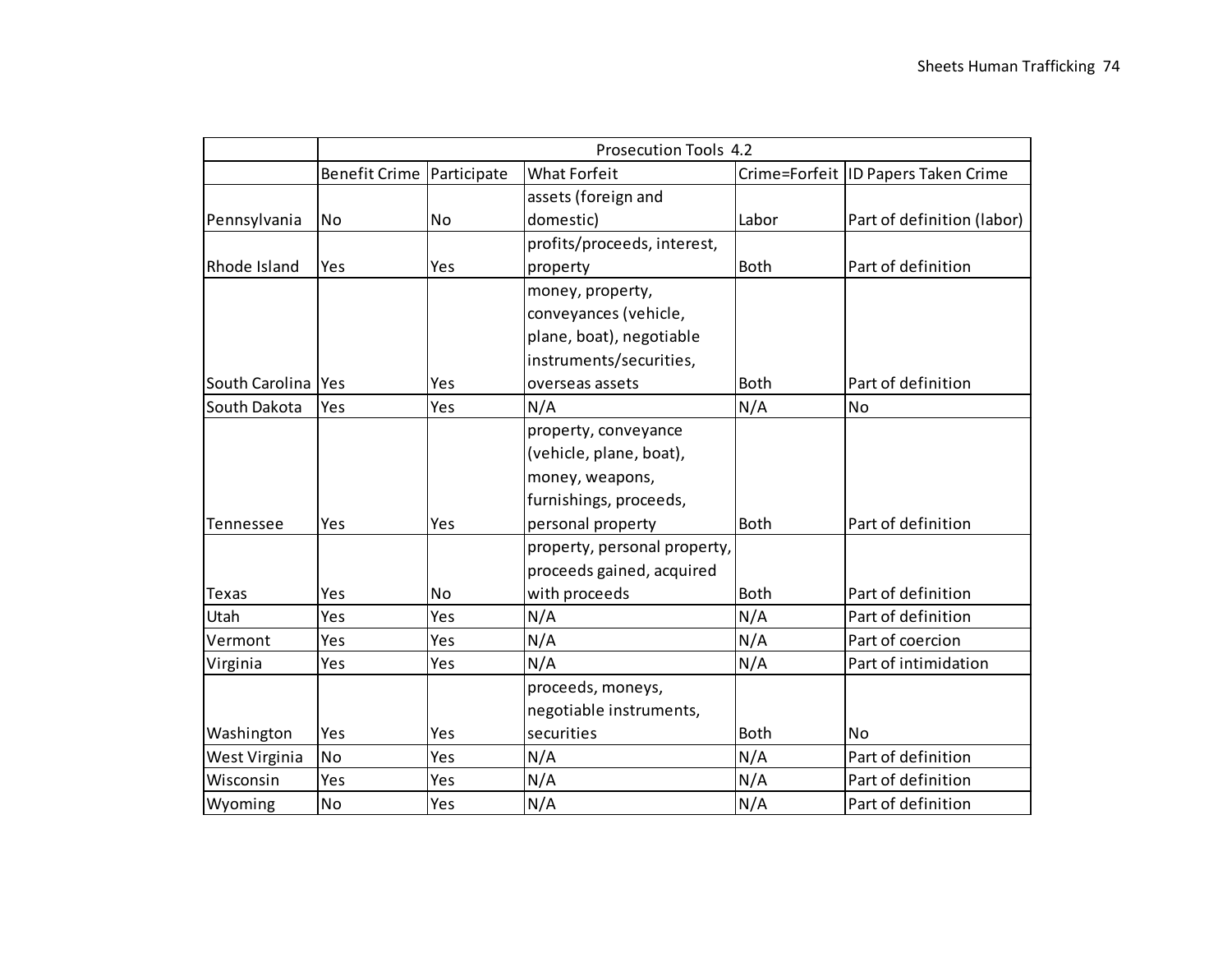| | Prosecution Tools 4.2 | | | | |
|---|---|---|---|---|---|
| | Benefit Crime | Participate | What Forfeit | Crime=Forfeit | ID Papers Taken Crime |
| Pennsylvania | No | No | assets (foreign and domestic) | Labor | Part of definition (labor) |
| Rhode Island | Yes | Yes | profits/proceeds, interest, property | Both | Part of definition |
| South Carolina | Yes | Yes | money, property, conveyances (vehicle, plane, boat), negotiable instruments/securities, overseas assets | Both | Part of definition |
| South Dakota | Yes | Yes | N/A | N/A | No |
| Tennessee | Yes | Yes | property, conveyance (vehicle, plane, boat), money, weapons, furnishings, proceeds, personal property | Both | Part of definition |
| Texas | Yes | No | property, personal property, proceeds gained, acquired with proceeds | Both | Part of definition |
| Utah | Yes | Yes | N/A | N/A | Part of definition |
| Vermont | Yes | Yes | N/A | N/A | Part of coercion |
| Virginia | Yes | Yes | N/A | N/A | Part of intimidation |
| Washington | Yes | Yes | proceeds, moneys, negotiable instruments, securities | Both | No |
| West Virginia | No | Yes | N/A | N/A | Part of definition |
| Wisconsin | Yes | Yes | N/A | N/A | Part of definition |
| Wyoming | No | Yes | N/A | N/A | Part of definition |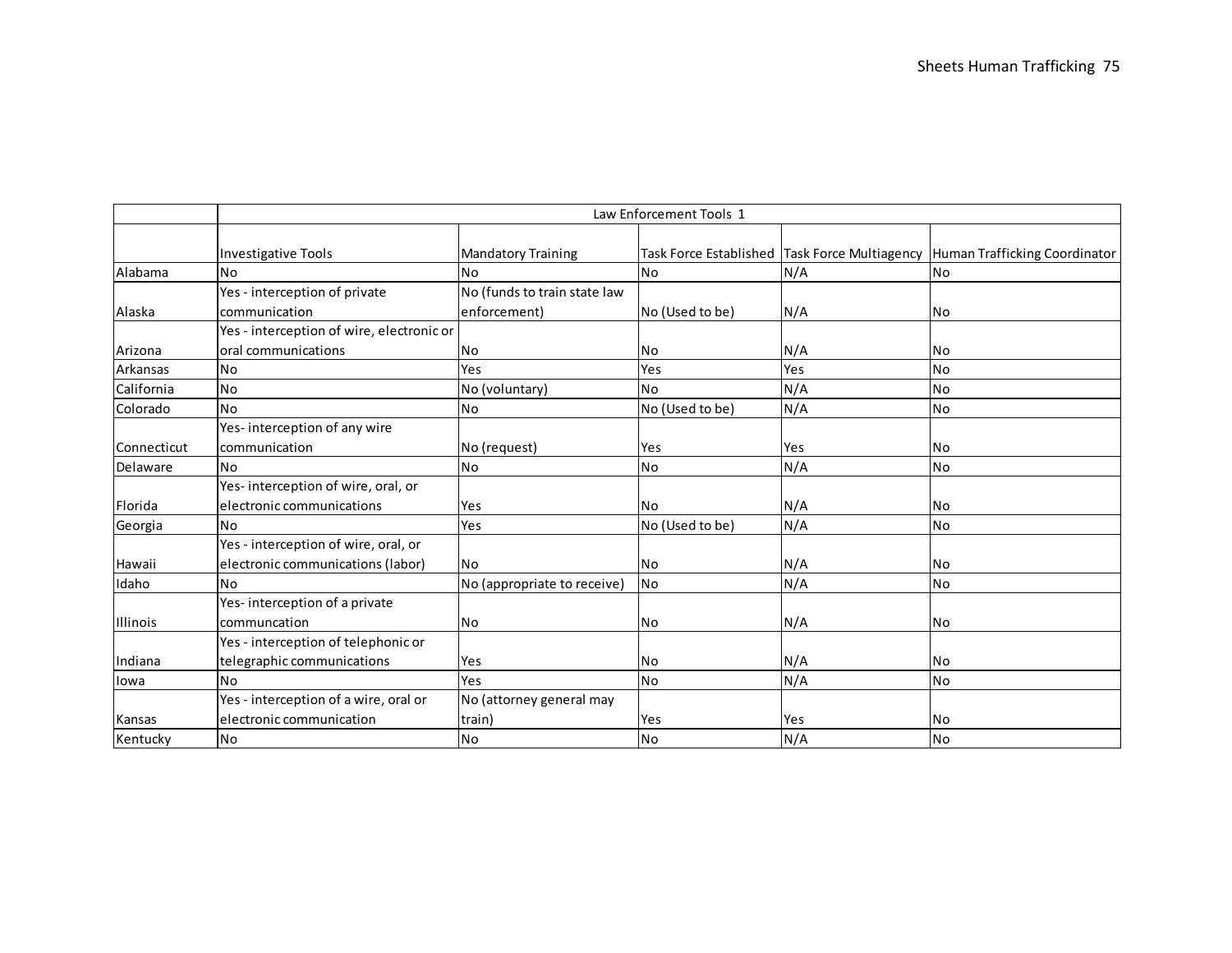| | Law Enforcement Tools 1 | | | | |
|---|---|---|---|---|---|
| | Investigative Tools | Mandatory Training | Task Force Established | Task Force Multiagency | Human Trafficking Coordinator |
| Alabama | No | No | No | N/A | No |
| Alaska | Yes - interception of private communication | No (funds to train state law enforcement) | No (Used to be) | N/A | No |
| Arizona | Yes - interception of wire, electronic or oral communications | No | No | N/A | No |
| Arkansas | No | Yes | Yes | Yes | No |
| California | No | No (voluntary) | No | N/A | No |
| Colorado | No | No | No (Used to be) | N/A | No |
| Connecticut | Yes- interception of any wire communication | No (request) | Yes | Yes | No |
| Delaware | No | No | No | N/A | No |
| Florida | Yes- interception of wire, oral, or electronic communications | Yes | No | N/A | No |
| Georgia | No | Yes | No (Used to be) | N/A | No |
| Hawaii | Yes - interception of wire, oral, or electronic communications (labor) | No | No | N/A | No |
| Idaho | No | No (appropriate to receive) | No | N/A | No |
| Illinois | Yes- interception of a private communcation | No | No | N/A | No |
| Indiana | Yes - interception of telephonic or telegraphic communications | Yes | No | N/A | No |
| Iowa | No | Yes | No | N/A | No |
| Kansas | Yes - interception of a wire, oral or electronic communication | No (attorney general may train) | Yes | Yes | No |
| Kentucky | No | No | No | N/A | No |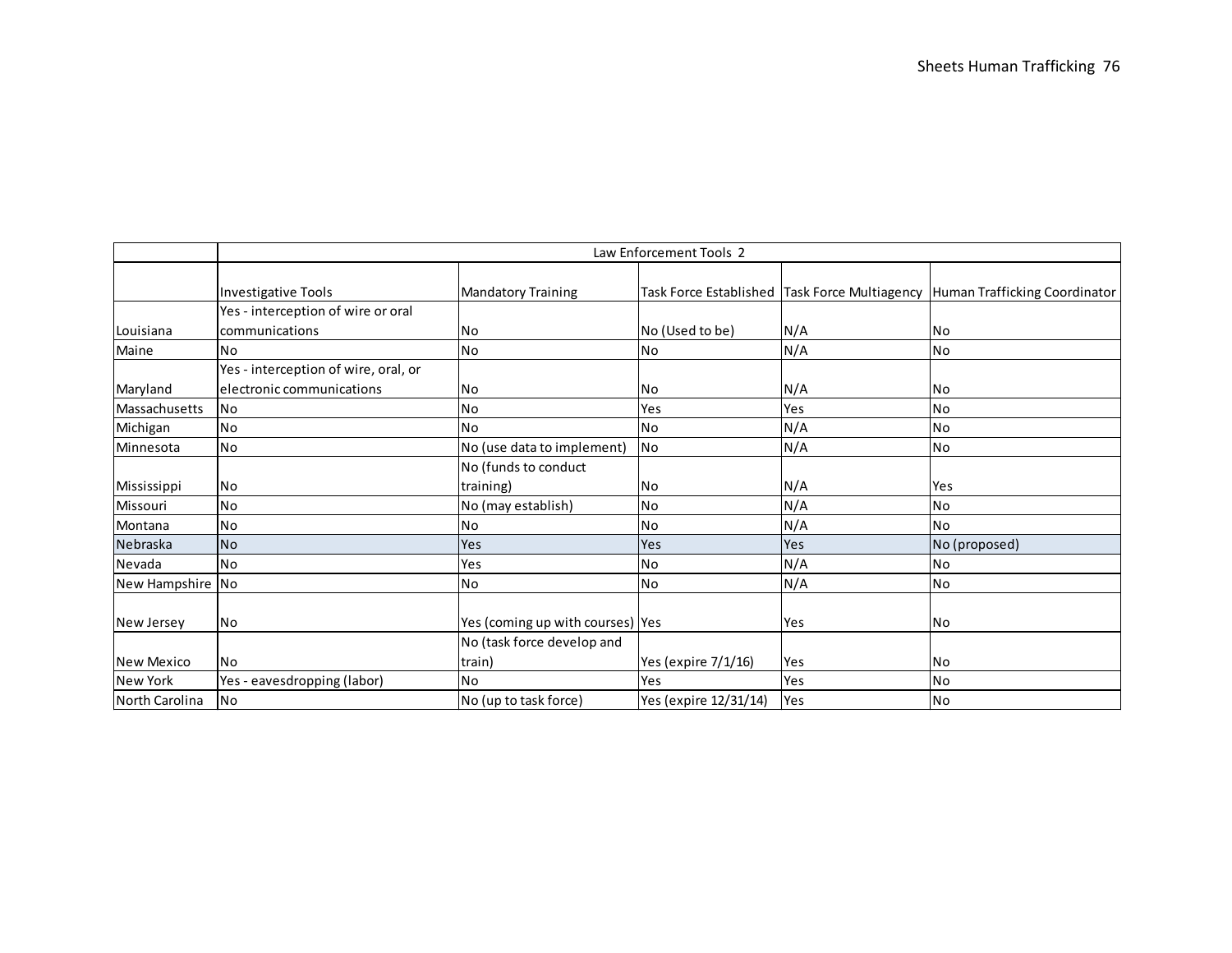| | Law Enforcement Tools 2 | | | | |
|---|---|---|---|---|---|
| | Investigative Tools | Mandatory Training | Task Force Established | Task Force Multiagency | Human Trafficking Coordinator |
| Louisiana | Yes - interception of wire or oral communications | No | No (Used to be) | N/A | No |
| Maine | No | No | No | N/A | No |
| Maryland | Yes - interception of wire, oral, or electronic communications | No | No | N/A | No |
| Massachusetts | No | No | Yes | Yes | No |
| Michigan | No | No | No | N/A | No |
| Minnesota | No | No (use data to implement) | No | N/A | No |
| Mississippi | No | No (funds to conduct training) | No | N/A | Yes |
| Missouri | No | No (may establish) | No | N/A | No |
| Montana | No | No | No | N/A | No |
| Nebraska | No | Yes | Yes | Yes | No (proposed) |
| Nevada | No | Yes | No | N/A | No |
| New Hampshire | No | No | No | N/A | No |
| New Jersey | No | Yes (coming up with courses) | Yes | Yes | No |
| New Mexico | No | No (task force develop and train) | Yes (expire 7/1/16) | Yes | No |
| New York | Yes - eavesdropping (labor) | No | Yes | Yes | No |
| North Carolina | No | No (up to task force) | Yes (expire 12/31/14) | Yes | No |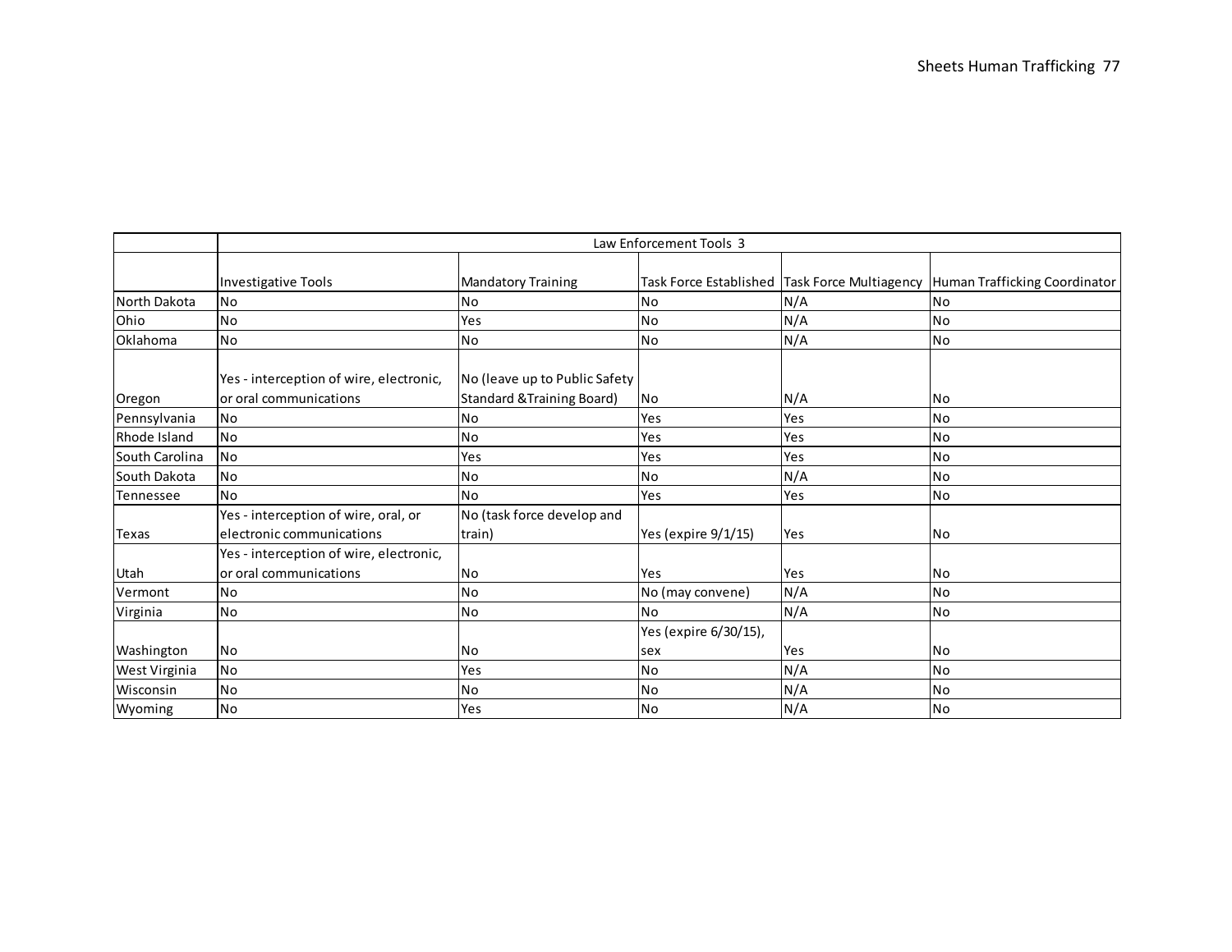| | Law Enforcement Tools 3 | | | | |
|---|---|---|---|---|---|
| | Investigative Tools | Mandatory Training | Task Force Established | Task Force Multiagency | Human Trafficking Coordinator |
| North Dakota | No | No | No | N/A | No |
| Ohio | No | Yes | No | N/A | No |
| Oklahoma | No | No | No | N/A | No |
| Oregon | Yes - interception of wire, electronic, or oral communications | No (leave up to Public Safety Standard &Training Board) | No | N/A | No |
| Pennsylvania | No | No | Yes | Yes | No |
| Rhode Island | No | No | Yes | Yes | No |
| South Carolina | No | Yes | Yes | Yes | No |
| South Dakota | No | No | No | N/A | No |
| Tennessee | No | No | Yes | Yes | No |
| Texas | Yes - interception of wire, oral, or electronic communications | No (task force develop and train) | Yes (expire 9/1/15) | Yes | No |
| Utah | Yes - interception of wire, electronic, or oral communications | No | Yes | Yes | No |
| Vermont | No | No | No (may convene) | N/A | No |
| Virginia | No | No | No | N/A | No |
| Washington | No | No | Yes (expire 6/30/15), sex | Yes | No |
| West Virginia | No | Yes | No | N/A | No |
| Wisconsin | No | No | No | N/A | No |
| Wyoming | No | Yes | No | N/A | No |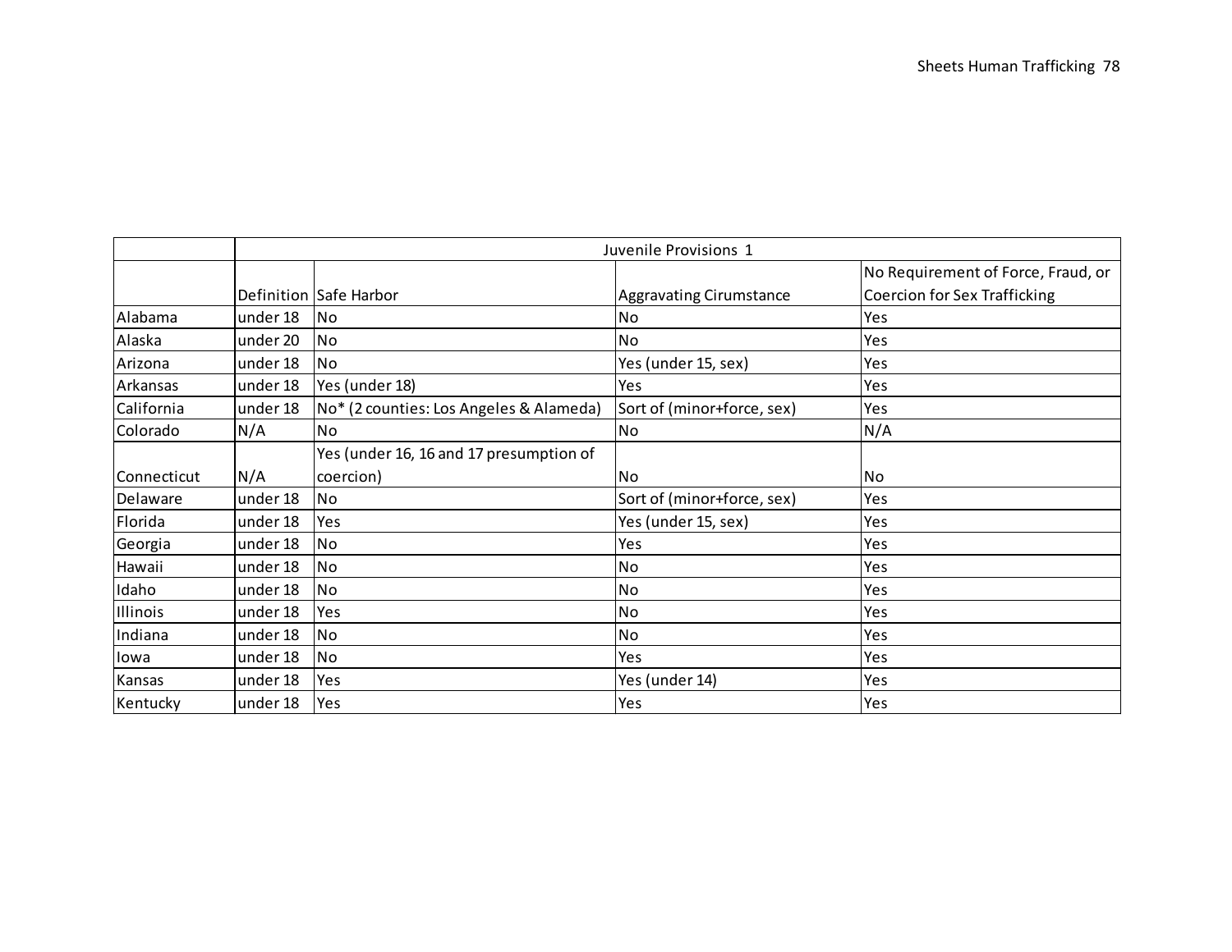| | Juvenile Provisions 1 | | | |
|---|---|---|---|---|
| | Definition | Safe Harbor | Aggravating Cirumstance | No Requirement of Force, Fraud, or Coercion for Sex Trafficking |
| Alabama | under 18 | No | No | Yes |
| Alaska | under 20 | No | No | Yes |
| Arizona | under 18 | No | Yes (under 15, sex) | Yes |
| Arkansas | under 18 | Yes (under 18) | Yes | Yes |
| California | under 18 | No* (2 counties: Los Angeles & Alameda) | Sort of (minor+force, sex) | Yes |
| Colorado | N/A | No | No | N/A |
| Connecticut | N/A | Yes (under 16, 16 and 17 presumption of coercion) | No | No |
| Delaware | under 18 | No | Sort of (minor+force, sex) | Yes |
| Florida | under 18 | Yes | Yes (under 15, sex) | Yes |
| Georgia | under 18 | No | Yes | Yes |
| Hawaii | under 18 | No | No | Yes |
| Idaho | under 18 | No | No | Yes |
| Illinois | under 18 | Yes | No | Yes |
| Indiana | under 18 | No | No | Yes |
| Iowa | under 18 | No | Yes | Yes |
| Kansas | under 18 | Yes | Yes (under 14) | Yes |
| Kentucky | under 18 | Yes | Yes | Yes |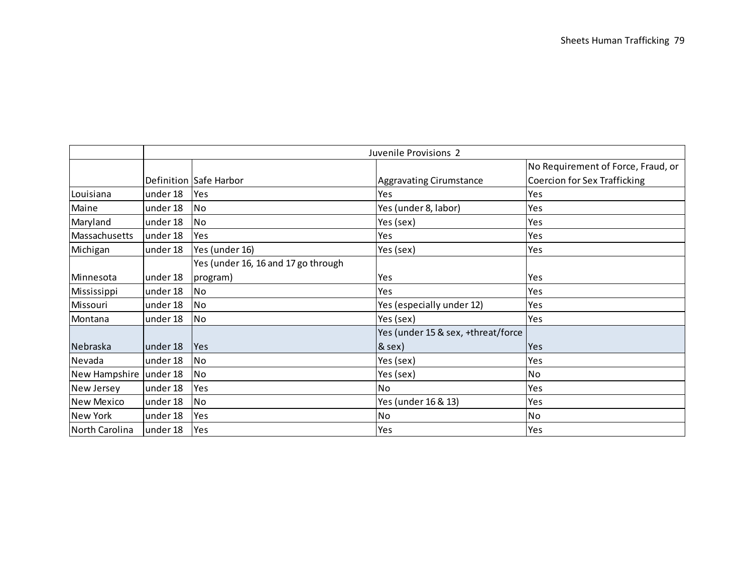| | Juvenile Provisions 2 | | | |
|---|---|---|---|---|
| | Definition | Safe Harbor | Aggravating Cirumstance | No Requirement of Force, Fraud, or Coercion for Sex Trafficking |
| Louisiana | under 18 | Yes | Yes | Yes |
| Maine | under 18 | No | Yes (under 8, labor) | Yes |
| Maryland | under 18 | No | Yes (sex) | Yes |
| Massachusetts | under 18 | Yes | Yes | Yes |
| Michigan | under 18 | Yes (under 16) | Yes (sex) | Yes |
| Minnesota | under 18 | Yes (under 16, 16 and 17 go through program) | Yes | Yes |
| Mississippi | under 18 | No | Yes | Yes |
| Missouri | under 18 | No | Yes (especially under 12) | Yes |
| Montana | under 18 | No | Yes (sex) | Yes |
| Nebraska | under 18 | Yes | Yes (under 15 & sex, +threat/force & sex) | Yes |
| Nevada | under 18 | No | Yes (sex) | Yes |
| New Hampshire | under 18 | No | Yes (sex) | No |
| New Jersey | under 18 | Yes | No | Yes |
| New Mexico | under 18 | No | Yes (under 16 & 13) | Yes |
| New York | under 18 | Yes | No | No |
| North Carolina | under 18 | Yes | Yes | Yes |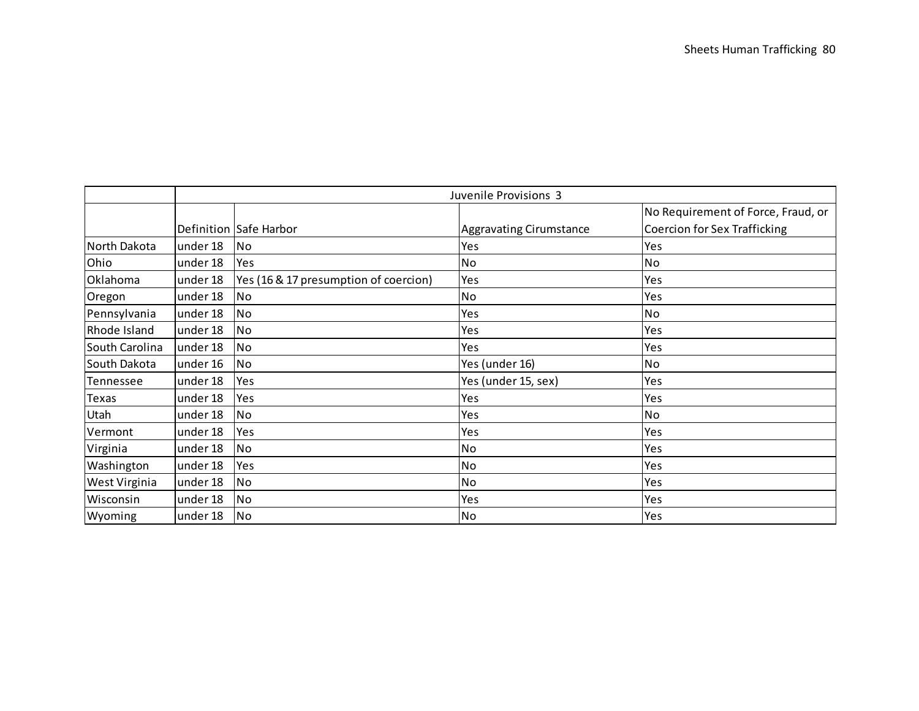| | Juvenile Provisions 3 | | | |
|---|---|---|---|---|
| | Definition | Safe Harbor | Aggravating Cirumstance | No Requirement of Force, Fraud, or Coercion for Sex Trafficking |
| North Dakota | under 18 | No | Yes | Yes |
| Ohio | under 18 | Yes | No | No |
| Oklahoma | under 18 | Yes (16 & 17 presumption of coercion) | Yes | Yes |
| Oregon | under 18 | No | No | Yes |
| Pennsylvania | under 18 | No | Yes | No |
| Rhode Island | under 18 | No | Yes | Yes |
| South Carolina | under 18 | No | Yes | Yes |
| South Dakota | under 16 | No | Yes (under 16) | No |
| Tennessee | under 18 | Yes | Yes (under 15, sex) | Yes |
| Texas | under 18 | Yes | Yes | Yes |
| Utah | under 18 | No | Yes | No |
| Vermont | under 18 | Yes | Yes | Yes |
| Virginia | under 18 | No | No | Yes |
| Washington | under 18 | Yes | No | Yes |
| West Virginia | under 18 | No | No | Yes |
| Wisconsin | under 18 | No | Yes | Yes |
| Wyoming | under 18 | No | No | Yes |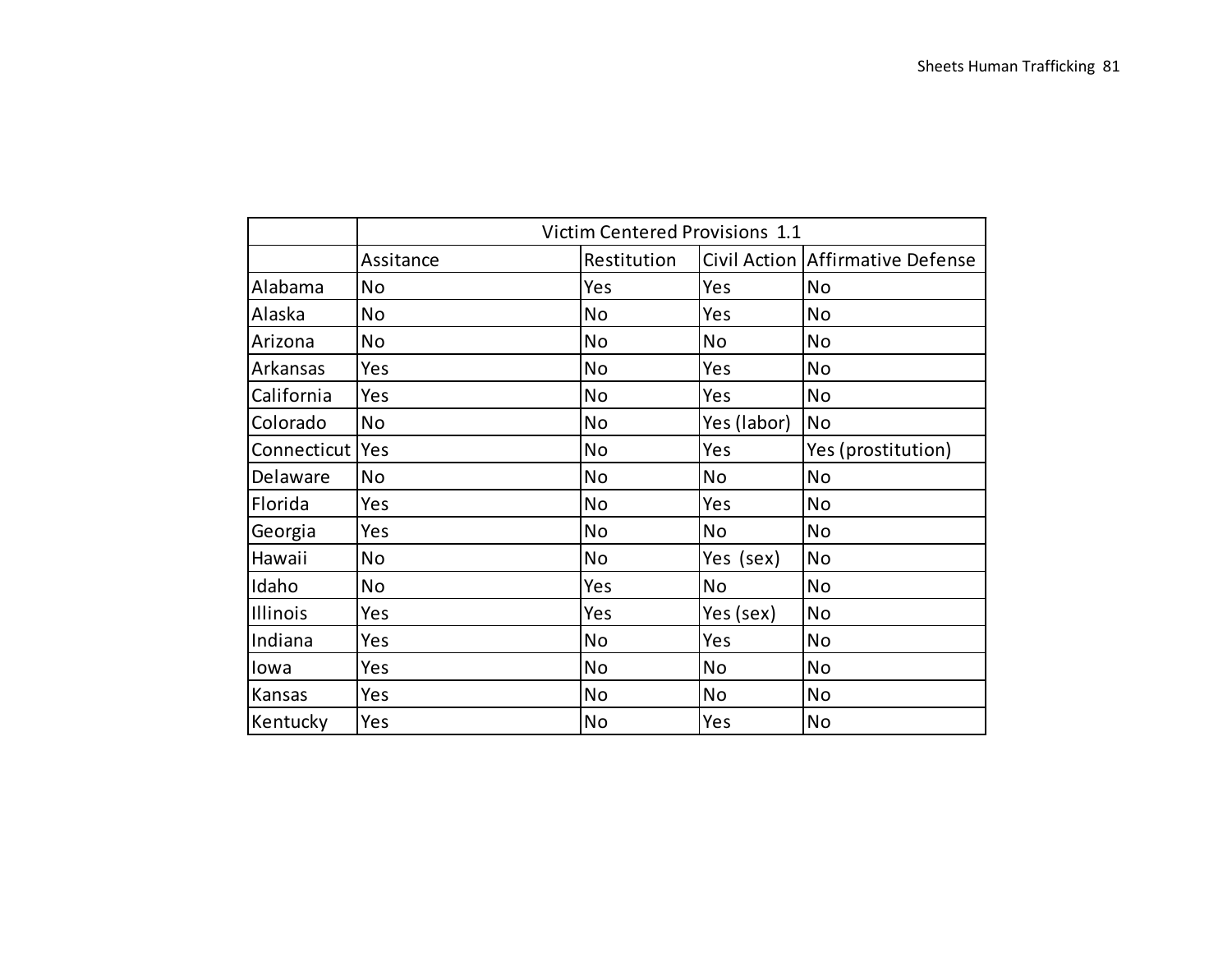| | Victim Centered Provisions 1.1 | | | |
|---|---|---|---|---|
| | Assitance | Restitution | Civil Action | Affirmative Defense |
| Alabama | No | Yes | Yes | No |
| Alaska | No | No | Yes | No |
| Arizona | No | No | No | No |
| Arkansas | Yes | No | Yes | No |
| California | Yes | No | Yes | No |
| Colorado | No | No | Yes (labor) | No |
| Connecticut | Yes | No | Yes | Yes (prostitution) |
| Delaware | No | No | No | No |
| Florida | Yes | No | Yes | No |
| Georgia | Yes | No | No | No |
| Hawaii | No | No | Yes (sex) | No |
| Idaho | No | Yes | No | No |
| Illinois | Yes | Yes | Yes (sex) | No |
| Indiana | Yes | No | Yes | No |
| Iowa | Yes | No | No | No |
| Kansas | Yes | No | No | No |
| Kentucky | Yes | No | Yes | No |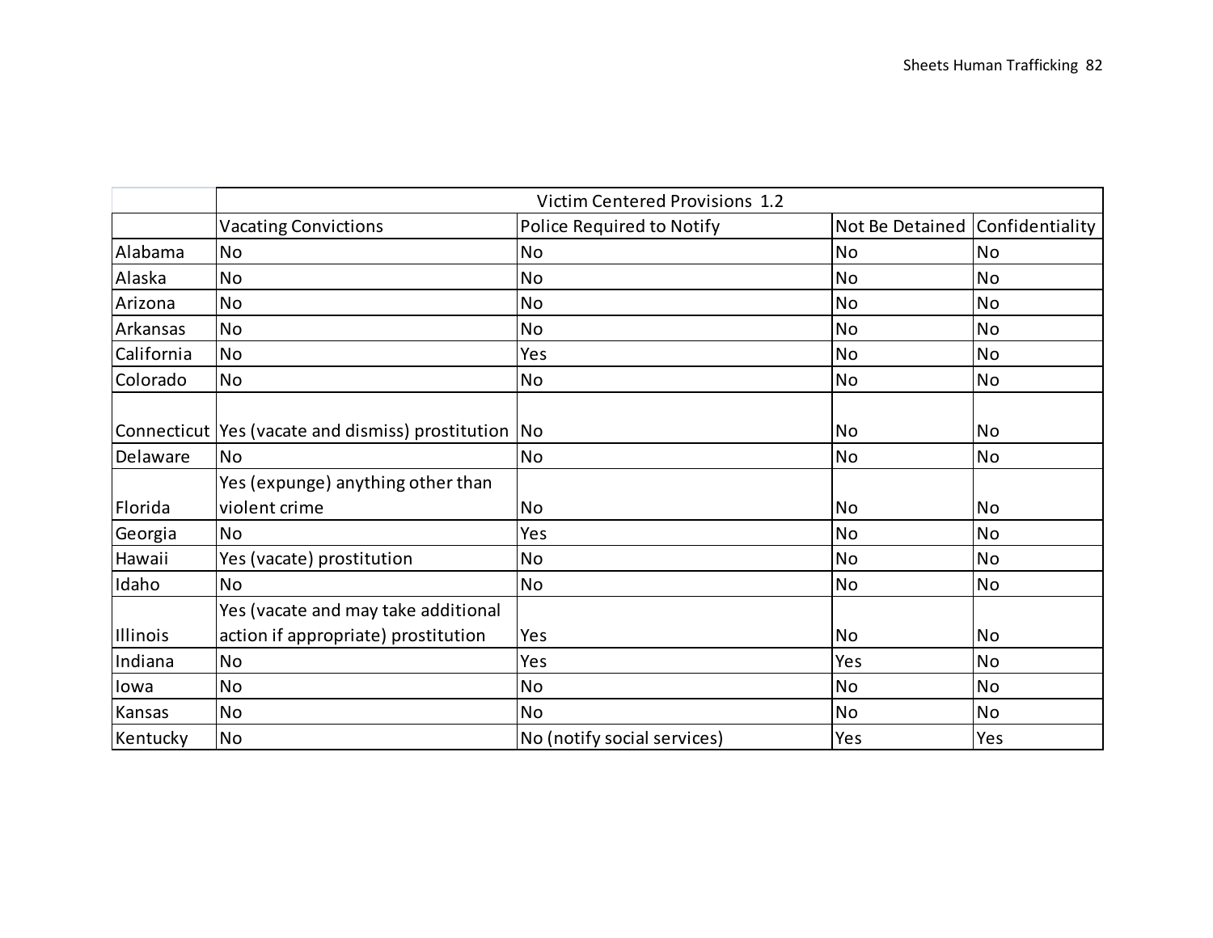| | Victim Centered Provisions 1.2 | | | |
|---|---|---|---|---|
| | Vacating Convictions | Police Required to Notify | Not Be Detained | Confidentiality |
| Alabama | No | No | No | No |
| Alaska | No | No | No | No |
| Arizona | No | No | No | No |
| Arkansas | No | No | No | No |
| California | No | Yes | No | No |
| Colorado | No | No | No | No |
| Connecticut | Yes (vacate and dismiss) prostitution | No | No | No |
| Delaware | No | No | No | No |
| Florida | Yes (expunge) anything other than violent crime | No | No | No |
| Georgia | No | Yes | No | No |
| Hawaii | Yes (vacate) prostitution | No | No | No |
| Idaho | No | No | No | No |
| Illinois | Yes (vacate and may take additional action if appropriate) prostitution | Yes | No | No |
| Indiana | No | Yes | Yes | No |
| Iowa | No | No | No | No |
| Kansas | No | No | No | No |
| Kentucky | No | No (notify social services) | Yes | Yes |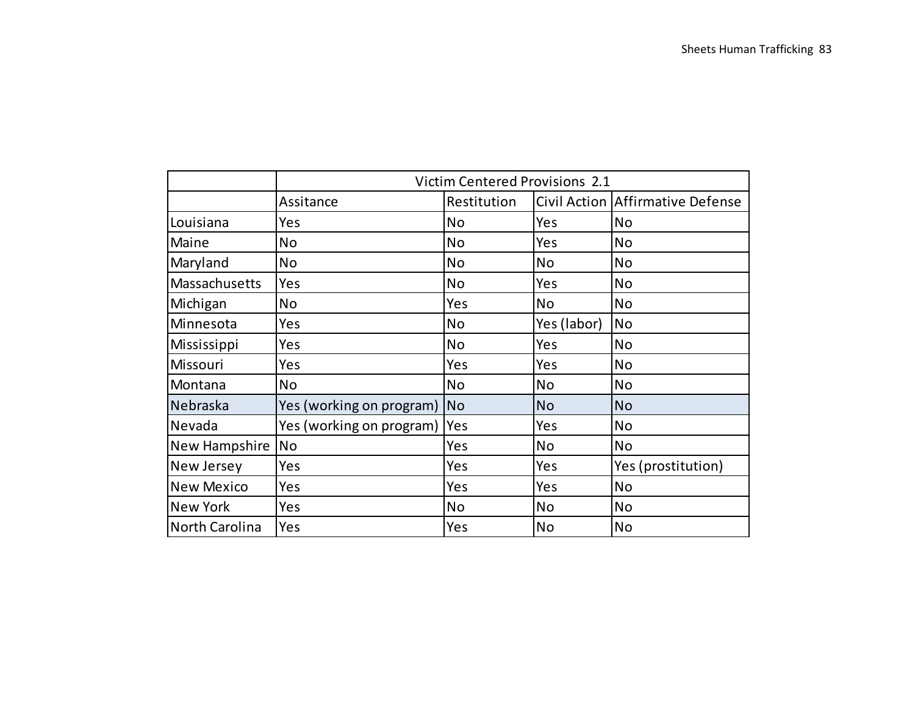| | Victim Centered Provisions 2.1 | | | |
|---|---|---|---|---|
| | Assitance | Restitution | Civil Action | Affirmative Defense |
| Louisiana | Yes | No | Yes | No |
| Maine | No | No | Yes | No |
| Maryland | No | No | No | No |
| Massachusetts | Yes | No | Yes | No |
| Michigan | No | Yes | No | No |
| Minnesota | Yes | No | Yes (labor) | No |
| Mississippi | Yes | No | Yes | No |
| Missouri | Yes | Yes | Yes | No |
| Montana | No | No | No | No |
| Nebraska | Yes (working on program) | No | No | No |
| Nevada | Yes (working on program) | Yes | Yes | No |
| New Hampshire | No | Yes | No | No |
| New Jersey | Yes | Yes | Yes | Yes (prostitution) |
| New Mexico | Yes | Yes | Yes | No |
| New York | Yes | No | No | No |
| North Carolina | Yes | Yes | No | No |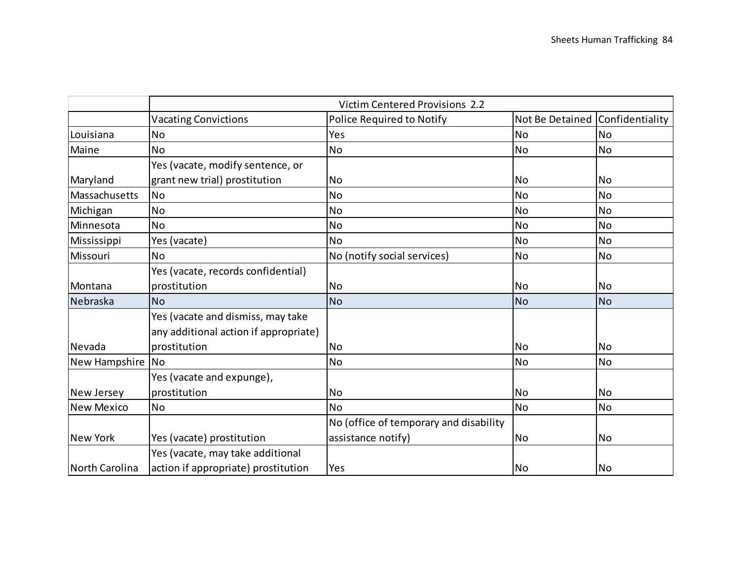| | Victim Centered Provisions 2.2 | | | |
|---|---|---|---|---|
| | Vacating Convictions | Police Required to Notify | Not Be Detained | Confidentiality |
| Louisiana | No | Yes | No | No |
| Maine | No | No | No | No |
| Maryland | Yes (vacate, modify sentence, or grant new trial) prostitution | No | No | No |
| Massachusetts | No | No | No | No |
| Michigan | No | No | No | No |
| Minnesota | No | No | No | No |
| Mississippi | Yes (vacate) | No | No | No |
| Missouri | No | No (notify social services) | No | No |
| Montana | Yes (vacate, records confidential) prostitution | No | No | No |
| Nebraska | No | No | No | No |
| Nevada | Yes (vacate and dismiss, may take any additional action if appropriate) prostitution | No | No | No |
| New Hampshire | No | No | No | No |
| New Jersey | Yes (vacate and expunge), prostitution | No | No | No |
| New Mexico | No | No | No | No |
| New York | Yes (vacate) prostitution | No (office of temporary and disability assistance notify) | No | No |
| North Carolina | Yes (vacate, may take additional action if appropriate) prostitution | Yes | No | No |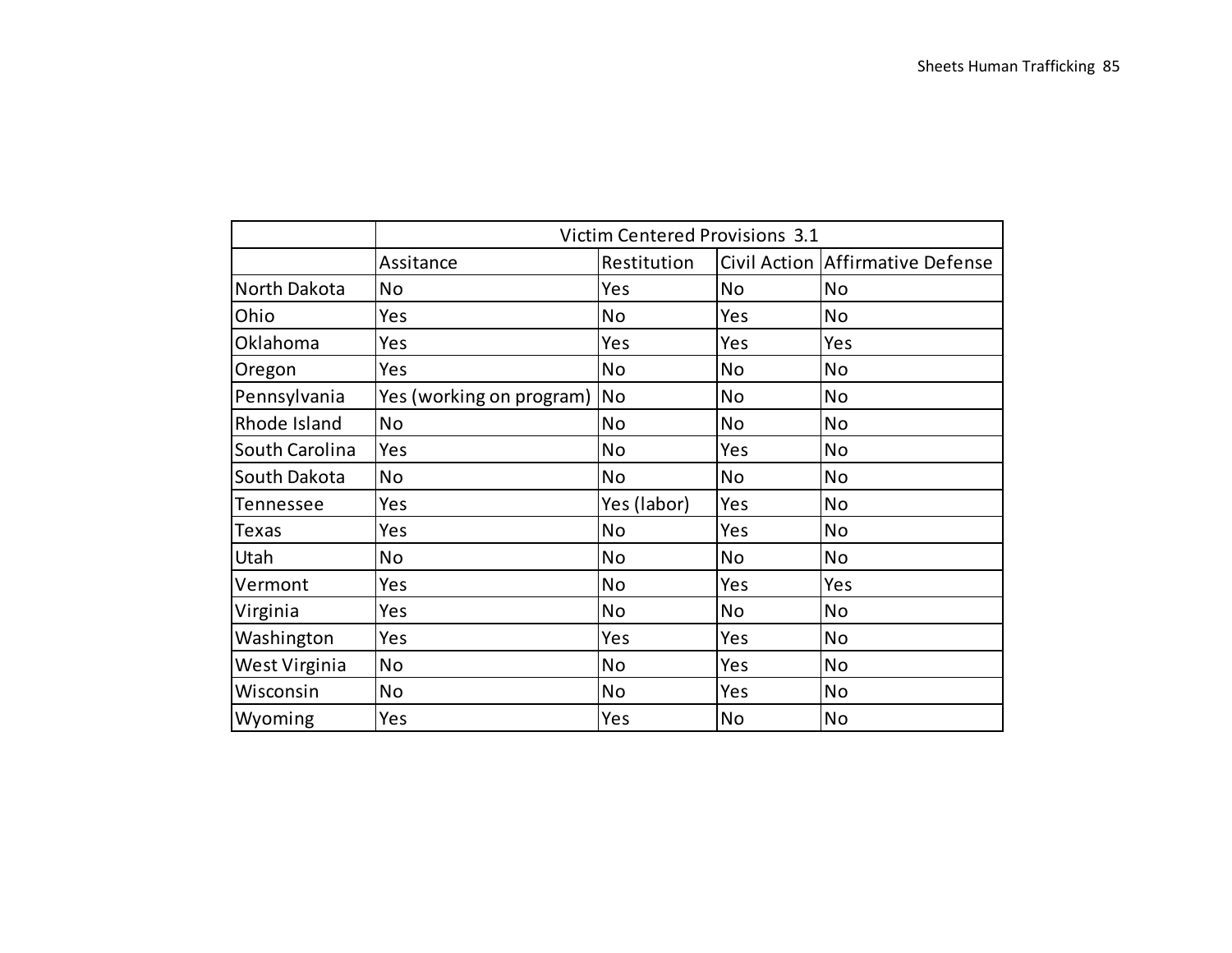| | Victim Centered Provisions 3.1 | | | |
|---|---|---|---|---|
| | Assitance | Restitution | Civil Action | Affirmative Defense |
| North Dakota | No | Yes | No | No |
| Ohio | Yes | No | Yes | No |
| Oklahoma | Yes | Yes | Yes | Yes |
| Oregon | Yes | No | No | No |
| Pennsylvania | Yes (working on program) | No | No | No |
| Rhode Island | No | No | No | No |
| South Carolina | Yes | No | Yes | No |
| South Dakota | No | No | No | No |
| Tennessee | Yes | Yes (labor) | Yes | No |
| Texas | Yes | No | Yes | No |
| Utah | No | No | No | No |
| Vermont | Yes | No | Yes | Yes |
| Virginia | Yes | No | No | No |
| Washington | Yes | Yes | Yes | No |
| West Virginia | No | No | Yes | No |
| Wisconsin | No | No | Yes | No |
| Wyoming | Yes | Yes | No | No |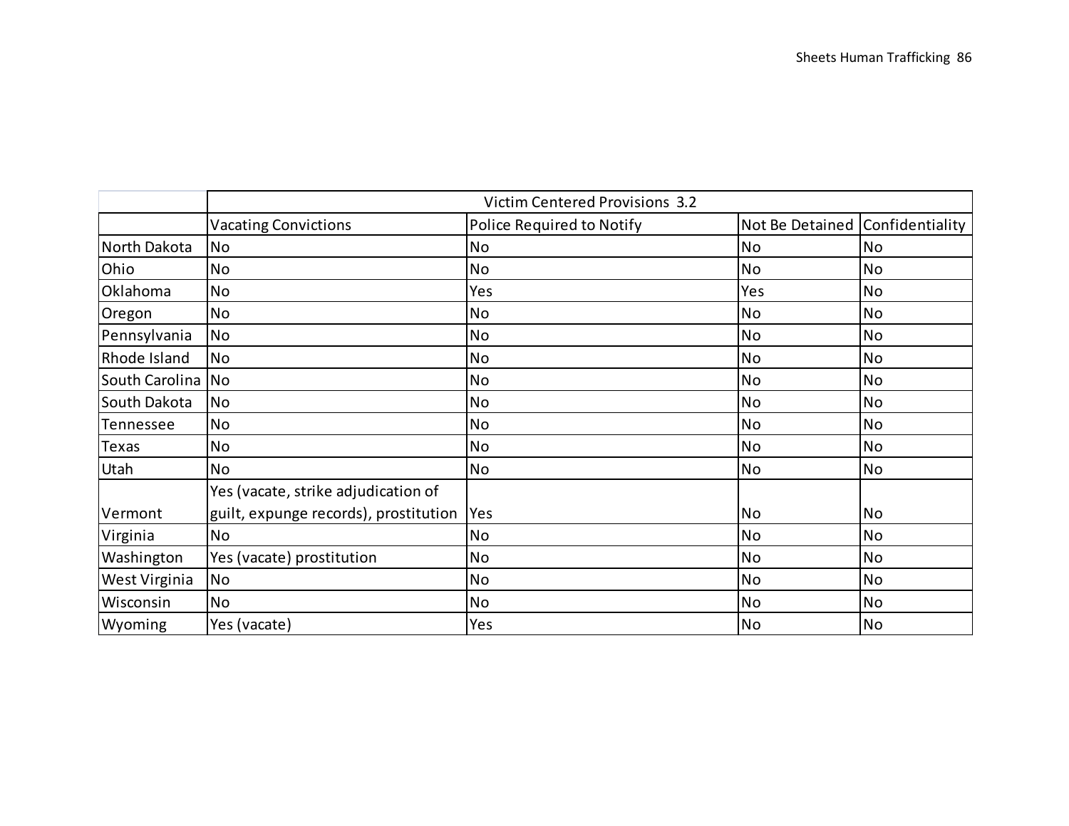| | Victim Centered Provisions 3.2 | | | |
|---|---|---|---|---|
| | Vacating Convictions | Police Required to Notify | Not Be Detained | Confidentiality |
| North Dakota | No | No | No | No |
| Ohio | No | No | No | No |
| Oklahoma | No | Yes | Yes | No |
| Oregon | No | No | No | No |
| Pennsylvania | No | No | No | No |
| Rhode Island | No | No | No | No |
| South Carolina | No | No | No | No |
| South Dakota | No | No | No | No |
| Tennessee | No | No | No | No |
| Texas | No | No | No | No |
| Utah | No | No | No | No |
| Vermont | Yes (vacate, strike adjudication of guilt, expunge records), prostitution | Yes | No | No |
| Virginia | No | No | No | No |
| Washington | Yes (vacate) prostitution | No | No | No |
| West Virginia | No | No | No | No |
| Wisconsin | No | No | No | No |
| Wyoming | Yes (vacate) | Yes | No | No |